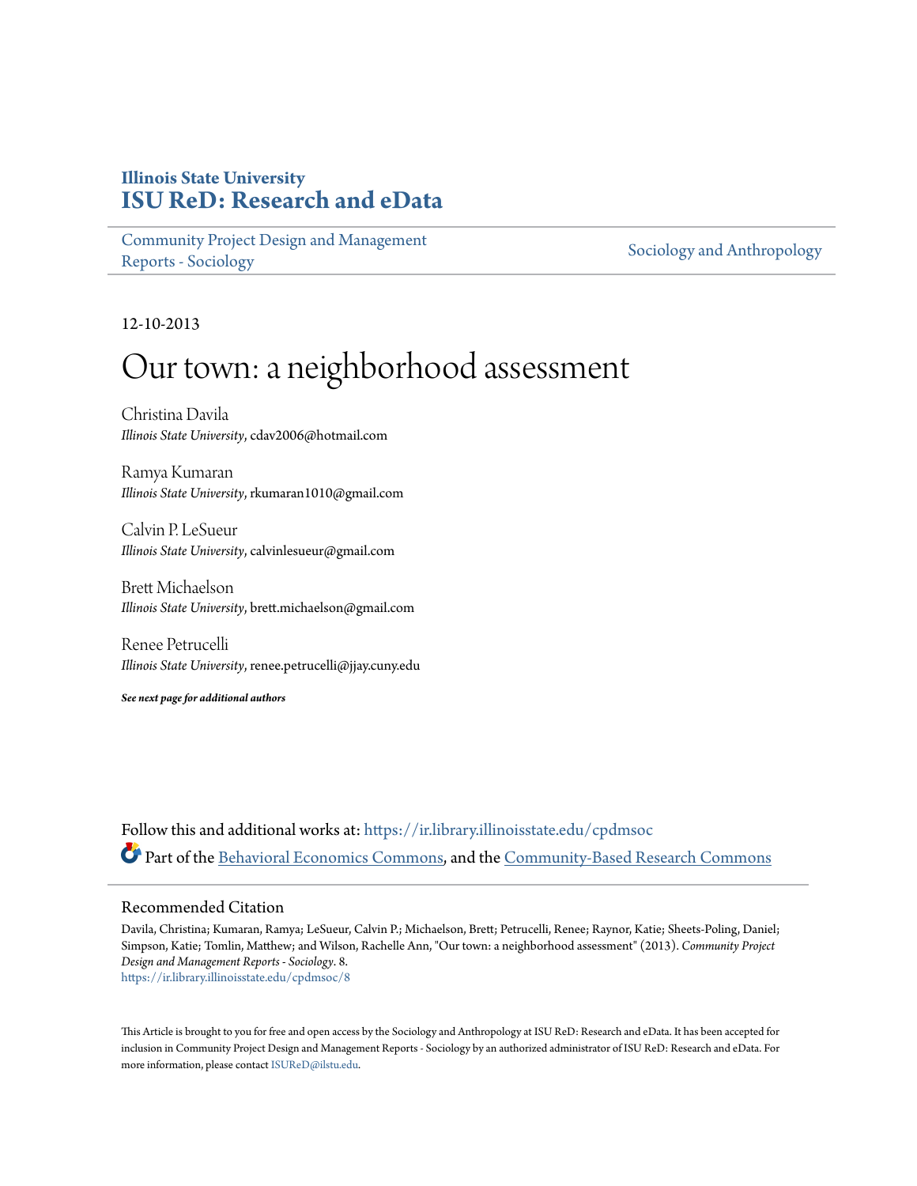Illinois State University
# ISU ReD: Research and eData

Community Project Design and Management Reports - Sociology

Sociology and Anthropology

12-10-2013

# Our town: a neighborhood assessment

Christina Davila
*Illinois State University*, cdav2006@hotmail.com

Ramya Kumaran
*Illinois State University*, rkumaran1010@gmail.com

Calvin P. LeSueur
*Illinois State University*, calvinlesueur@gmail.com

Brett Michaelson
*Illinois State University*, brett.michaelson@gmail.com

Renee Petrucelli
*Illinois State University*, renee.petrucelli@jjay.cuny.edu

***See next page for additional authors***

Follow this and additional works at: https://ir.library.illinoisstate.edu/cpdmsoc

Part of the Behavioral Economics Commons, and the Community-Based Research Commons

## Recommended Citation

Davila, Christina; Kumaran, Ramya; LeSueur, Calvin P.; Michaelson, Brett; Petrucelli, Renee; Raynor, Katie; Sheets-Poling, Daniel; Simpson, Katie; Tomlin, Matthew; and Wilson, Rachelle Ann, "Our town: a neighborhood assessment" (2013). *Community Project Design and Management Reports - Sociology*. 8.
https://ir.library.illinoisstate.edu/cpdmsoc/8

This Article is brought to you for free and open access by the Sociology and Anthropology at ISU ReD: Research and eData. It has been accepted for inclusion in Community Project Design and Management Reports - Sociology by an authorized administrator of ISU ReD: Research and eData. For more information, please contact ISUReD@ilstu.edu.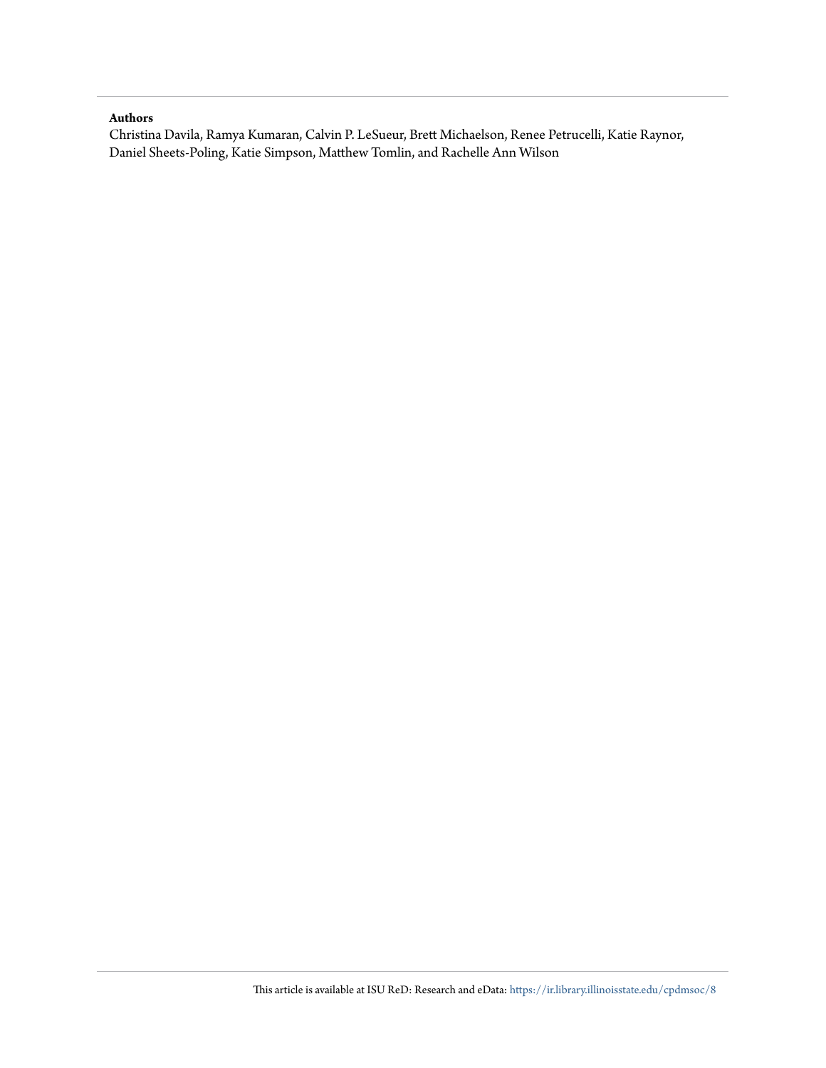**Authors**

Christina Davila, Ramya Kumaran, Calvin P. LeSueur, Brett Michaelson, Renee Petrucelli, Katie Raynor, Daniel Sheets-Poling, Katie Simpson, Matthew Tomlin, and Rachelle Ann Wilson

This article is available at ISU ReD: Research and eData: https://ir.library.illinoisstate.edu/cpdmsoc/8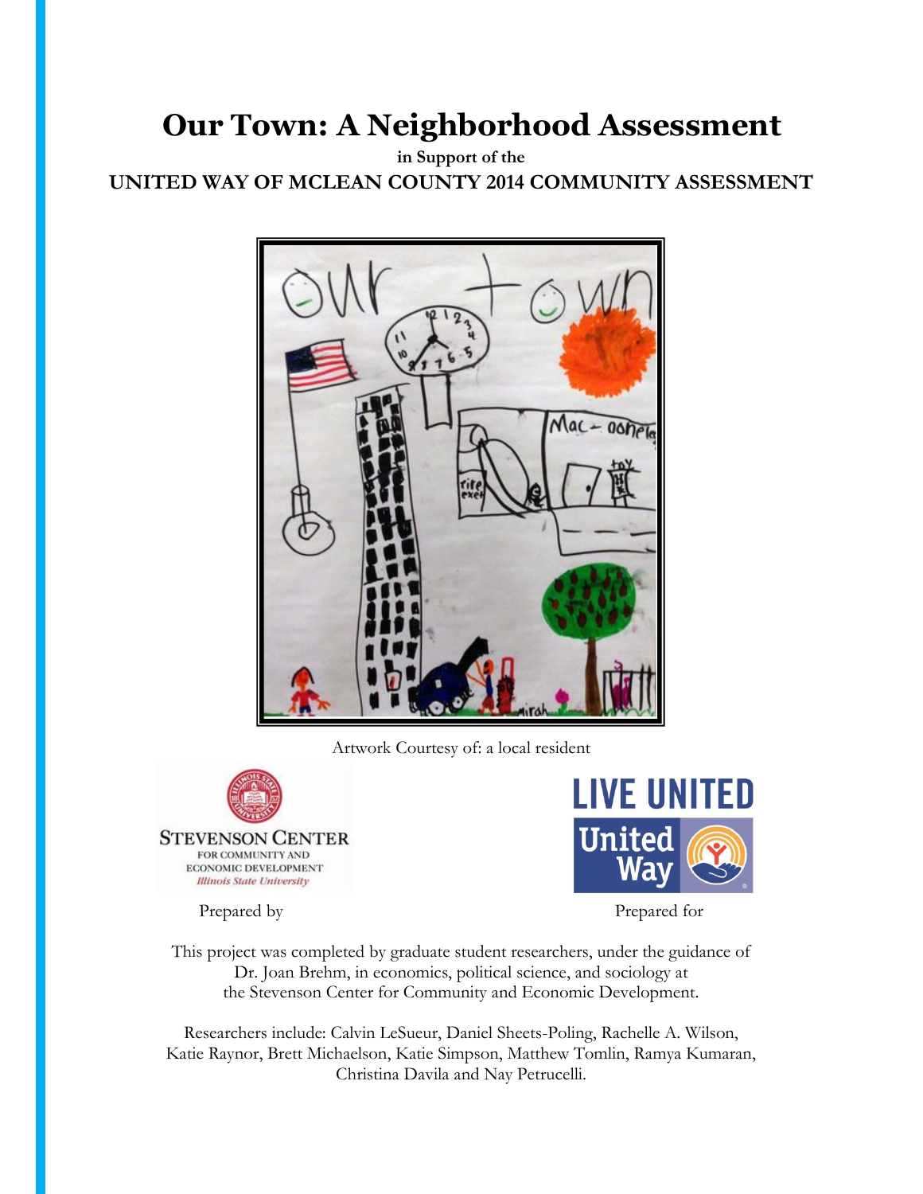# Our Town: A Neighborhood Assessment

**in Support of the**

**UNITED WAY OF MCLEAN COUNTY 2014 COMMUNITY ASSESSMENT**

Artwork Courtesy of: a local resident

Prepared by

Prepared for

This project was completed by graduate student researchers, under the guidance of Dr. Joan Brehm, in economics, political science, and sociology at the Stevenson Center for Community and Economic Development.

Researchers include: Calvin LeSueur, Daniel Sheets-Poling, Rachelle A. Wilson, Katie Raynor, Brett Michaelson, Katie Simpson, Matthew Tomlin, Ramya Kumaran, Christina Davila and Nay Petrucelli.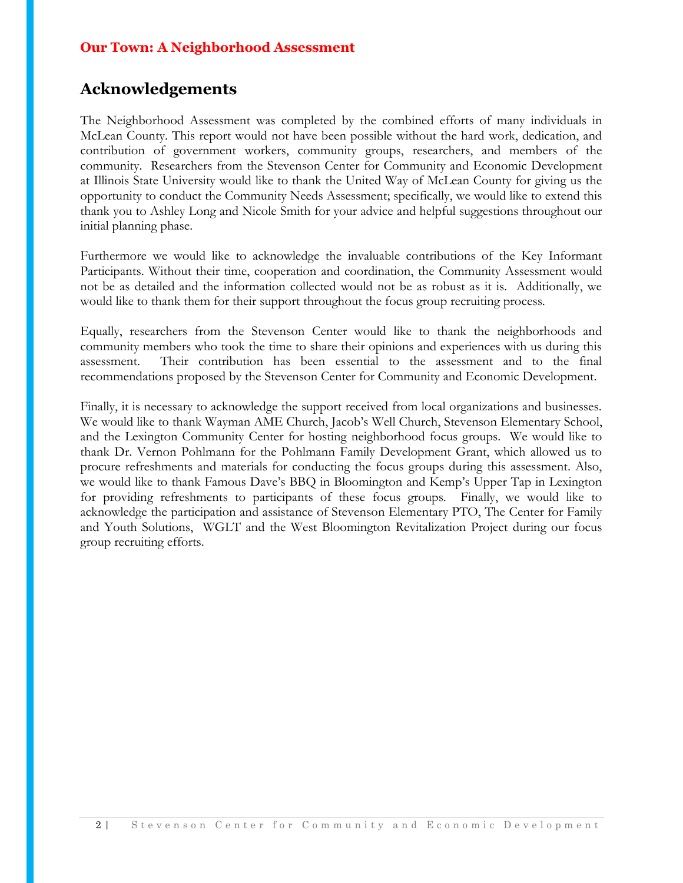## Acknowledgements

The Neighborhood Assessment was completed by the combined efforts of many individuals in McLean County. This report would not have been possible without the hard work, dedication, and contribution of government workers, community groups, researchers, and members of the community. Researchers from the Stevenson Center for Community and Economic Development at Illinois State University would like to thank the United Way of McLean County for giving us the opportunity to conduct the Community Needs Assessment; specifically, we would like to extend this thank you to Ashley Long and Nicole Smith for your advice and helpful suggestions throughout our initial planning phase.

Furthermore we would like to acknowledge the invaluable contributions of the Key Informant Participants. Without their time, cooperation and coordination, the Community Assessment would not be as detailed and the information collected would not be as robust as it is. Additionally, we would like to thank them for their support throughout the focus group recruiting process.

Equally, researchers from the Stevenson Center would like to thank the neighborhoods and community members who took the time to share their opinions and experiences with us during this assessment. Their contribution has been essential to the assessment and to the final recommendations proposed by the Stevenson Center for Community and Economic Development.

Finally, it is necessary to acknowledge the support received from local organizations and businesses. We would like to thank Wayman AME Church, Jacob's Well Church, Stevenson Elementary School, and the Lexington Community Center for hosting neighborhood focus groups. We would like to thank Dr. Vernon Pohlmann for the Pohlmann Family Development Grant, which allowed us to procure refreshments and materials for conducting the focus groups during this assessment. Also, we would like to thank Famous Dave's BBQ in Bloomington and Kemp's Upper Tap in Lexington for providing refreshments to participants of these focus groups. Finally, we would like to acknowledge the participation and assistance of Stevenson Elementary PTO, The Center for Family and Youth Solutions, WGLT and the West Bloomington Revitalization Project during our focus group recruiting efforts.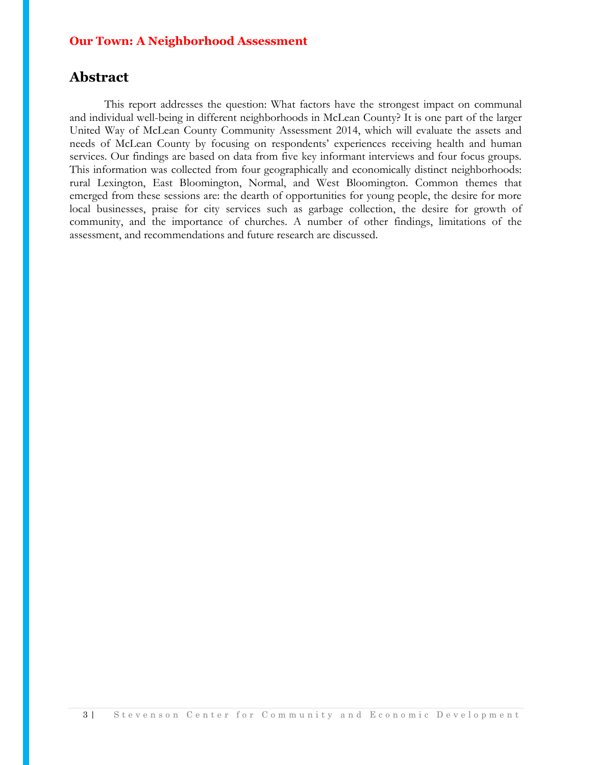**Our Town: A Neighborhood Assessment**

## Abstract

This report addresses the question: What factors have the strongest impact on communal and individual well-being in different neighborhoods in McLean County? It is one part of the larger United Way of McLean County Community Assessment 2014, which will evaluate the assets and needs of McLean County by focusing on respondents' experiences receiving health and human services. Our findings are based on data from five key informant interviews and four focus groups. This information was collected from four geographically and economically distinct neighborhoods: rural Lexington, East Bloomington, Normal, and West Bloomington. Common themes that emerged from these sessions are: the dearth of opportunities for young people, the desire for more local businesses, praise for city services such as garbage collection, the desire for growth of community, and the importance of churches. A number of other findings, limitations of the assessment, and recommendations and future research are discussed.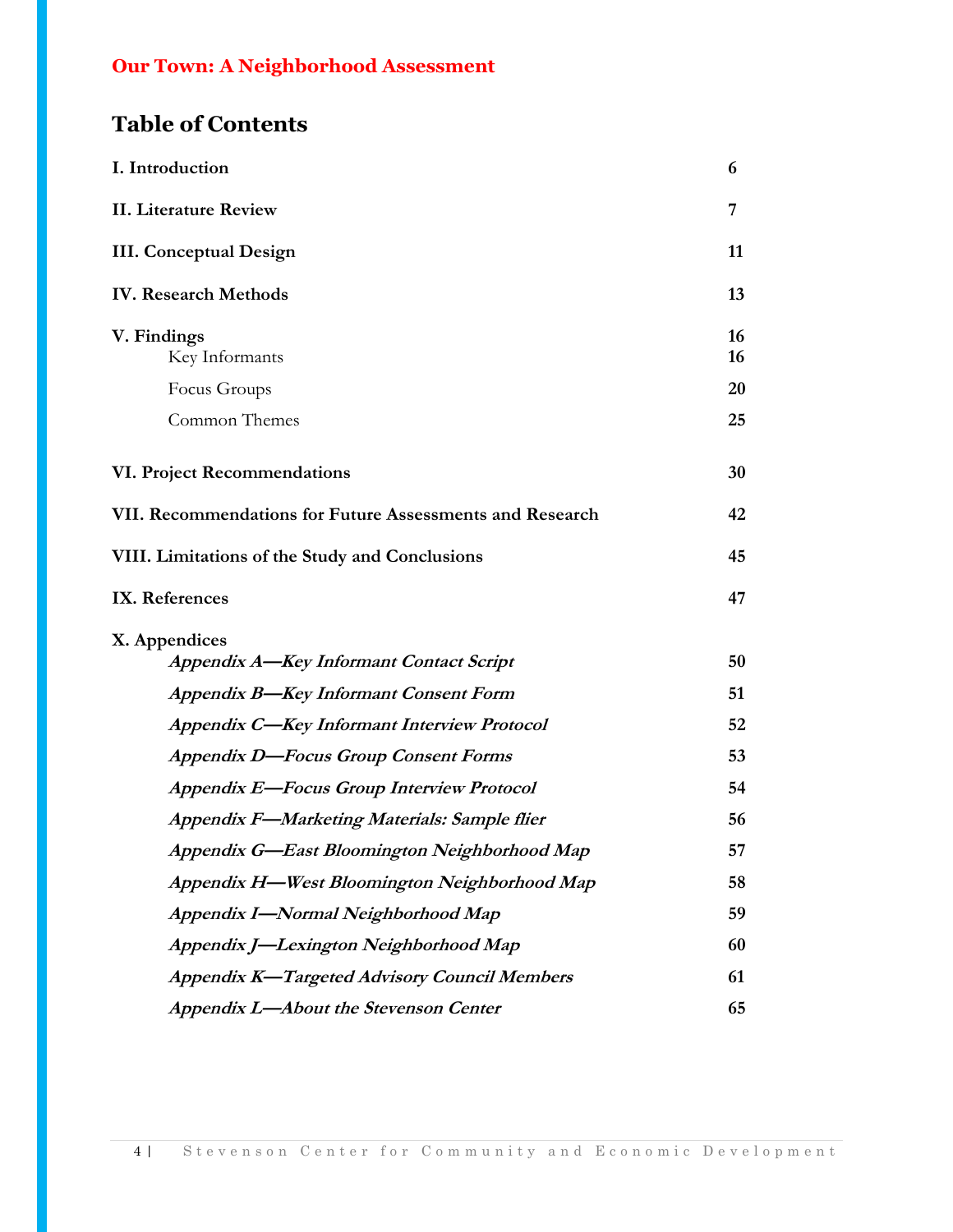**Our Town: A Neighborhood Assessment**

## Table of Contents

| | |
|---|---|
| **I. Introduction** | **6** |
| **II. Literature Review** | **7** |
| **III. Conceptual Design** | **11** |
| **IV. Research Methods** | **13** |
| **V. Findings** | **16** |
| Key Informants | **16** |
| Focus Groups | **20** |
| Common Themes | **25** |
| **VI. Project Recommendations** | **30** |
| **VII. Recommendations for Future Assessments and Research** | **42** |
| **VIII. Limitations of the Study and Conclusions** | **45** |
| **IX. References** | **47** |
| **X. Appendices** | |
| ***Appendix A—Key Informant Contact Script*** | **50** |
| ***Appendix B—Key Informant Consent Form*** | **51** |
| ***Appendix C—Key Informant Interview Protocol*** | **52** |
| ***Appendix D—Focus Group Consent Forms*** | **53** |
| ***Appendix E—Focus Group Interview Protocol*** | **54** |
| ***Appendix F—Marketing Materials: Sample flier*** | **56** |
| ***Appendix G—East Bloomington Neighborhood Map*** | **57** |
| ***Appendix H—West Bloomington Neighborhood Map*** | **58** |
| ***Appendix I—Normal Neighborhood Map*** | **59** |
| ***Appendix J—Lexington Neighborhood Map*** | **60** |
| ***Appendix K—Targeted Advisory Council Members*** | **61** |
| ***Appendix L—About the Stevenson Center*** | **65** |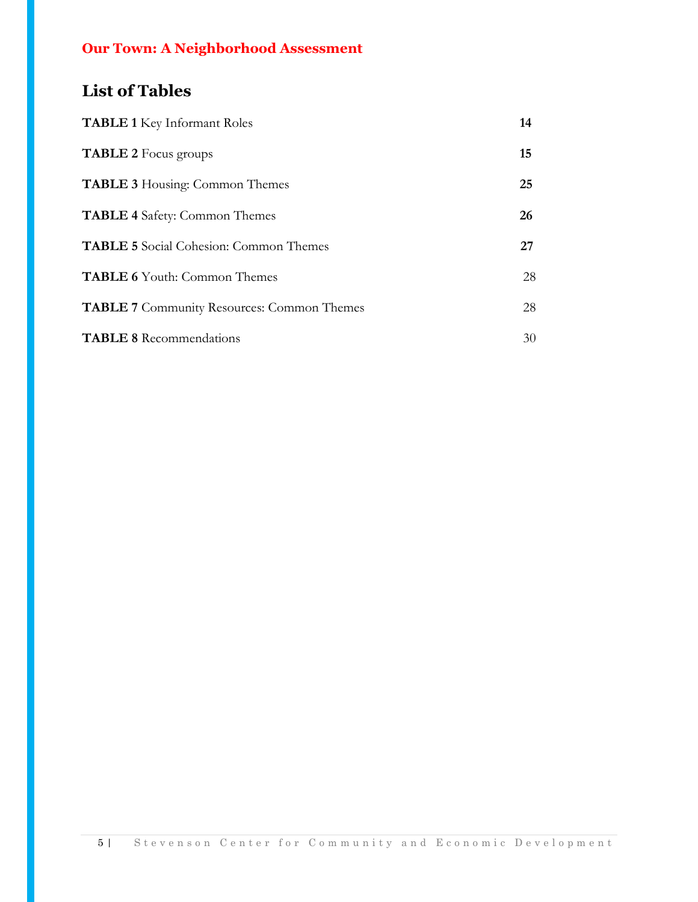**Our Town: A Neighborhood Assessment**

## List of Tables

**TABLE 1** Key Informant Roles **14**

**TABLE 2** Focus groups **15**

**TABLE 3** Housing: Common Themes **25**

**TABLE 4** Safety: Common Themes **26**

**TABLE 5** Social Cohesion: Common Themes **27**

**TABLE 6** Youth: Common Themes 28

**TABLE 7** Community Resources: Common Themes 28

**TABLE 8** Recommendations 30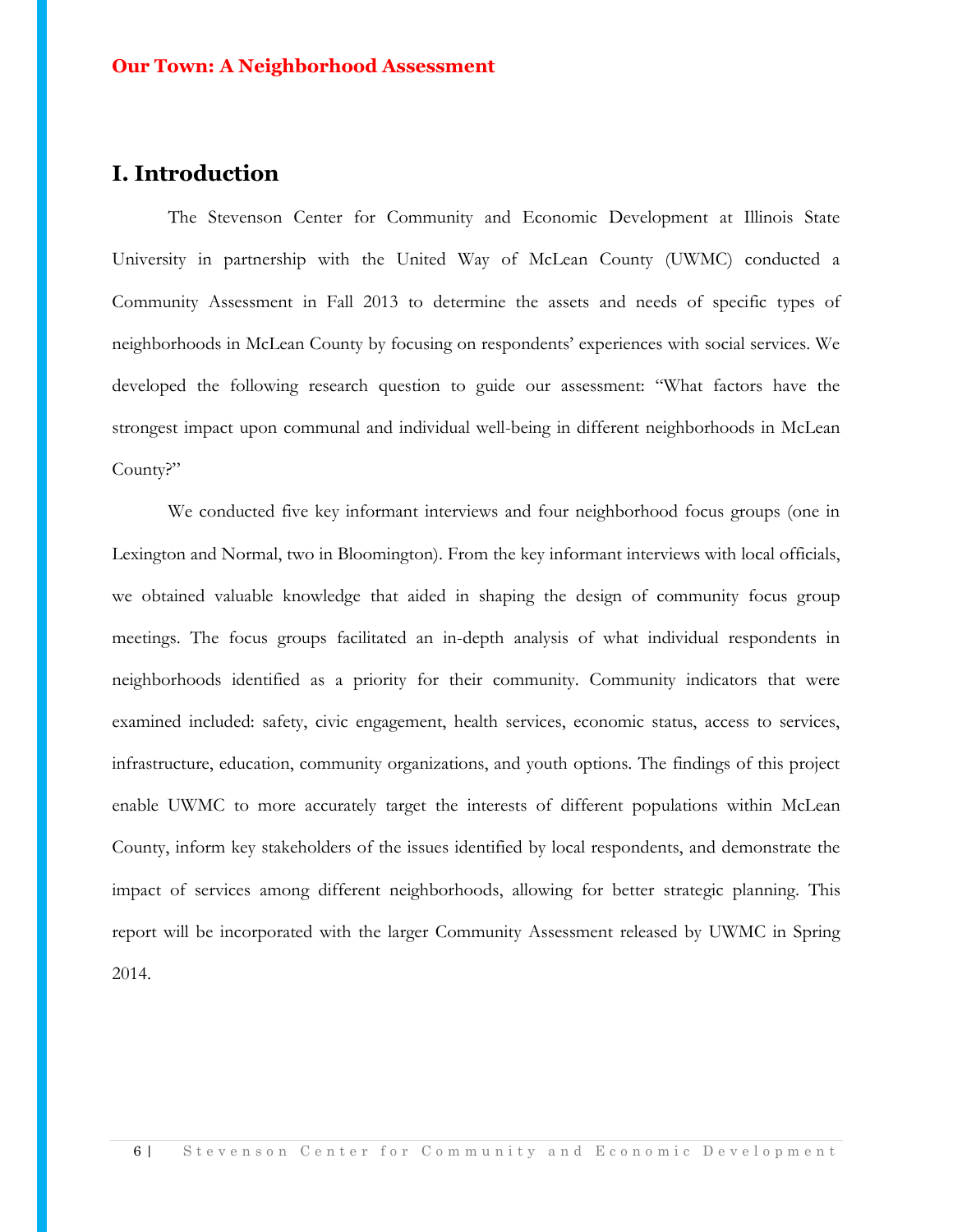# Our Town: A Neighborhood Assessment

## I. Introduction

The Stevenson Center for Community and Economic Development at Illinois State University in partnership with the United Way of McLean County (UWMC) conducted a Community Assessment in Fall 2013 to determine the assets and needs of specific types of neighborhoods in McLean County by focusing on respondents' experiences with social services. We developed the following research question to guide our assessment: "What factors have the strongest impact upon communal and individual well-being in different neighborhoods in McLean County?"

We conducted five key informant interviews and four neighborhood focus groups (one in Lexington and Normal, two in Bloomington). From the key informant interviews with local officials, we obtained valuable knowledge that aided in shaping the design of community focus group meetings. The focus groups facilitated an in-depth analysis of what individual respondents in neighborhoods identified as a priority for their community. Community indicators that were examined included: safety, civic engagement, health services, economic status, access to services, infrastructure, education, community organizations, and youth options. The findings of this project enable UWMC to more accurately target the interests of different populations within McLean County, inform key stakeholders of the issues identified by local respondents, and demonstrate the impact of services among different neighborhoods, allowing for better strategic planning. This report will be incorporated with the larger Community Assessment released by UWMC in Spring 2014.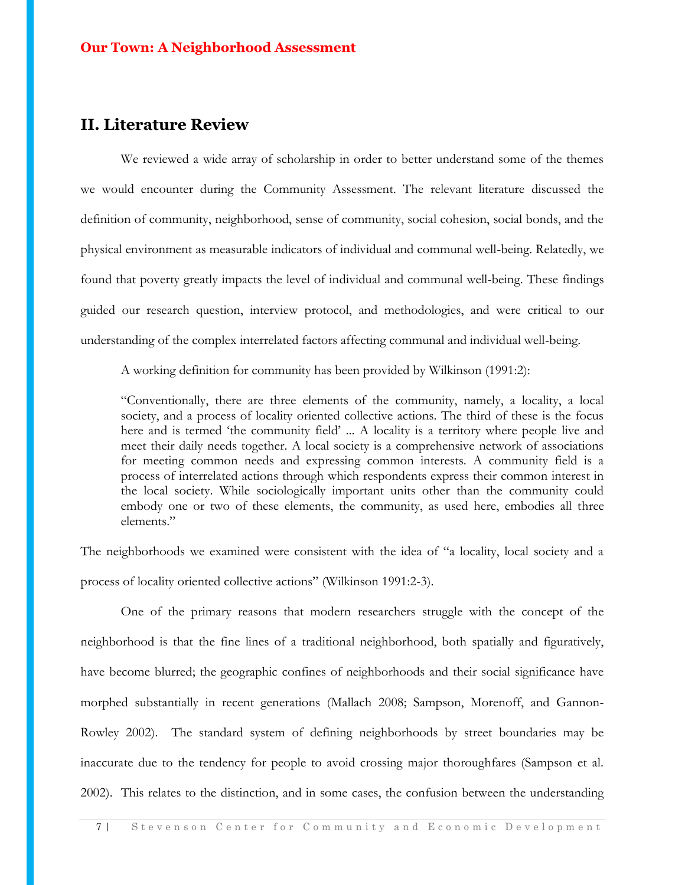## II. Literature Review

We reviewed a wide array of scholarship in order to better understand some of the themes we would encounter during the Community Assessment. The relevant literature discussed the definition of community, neighborhood, sense of community, social cohesion, social bonds, and the physical environment as measurable indicators of individual and communal well-being. Relatedly, we found that poverty greatly impacts the level of individual and communal well-being. These findings guided our research question, interview protocol, and methodologies, and were critical to our understanding of the complex interrelated factors affecting communal and individual well-being.

A working definition for community has been provided by Wilkinson (1991:2):

> "Conventionally, there are three elements of the community, namely, a locality, a local society, and a process of locality oriented collective actions. The third of these is the focus here and is termed 'the community field' ... A locality is a territory where people live and meet their daily needs together. A local society is a comprehensive network of associations for meeting common needs and expressing common interests. A community field is a process of interrelated actions through which respondents express their common interest in the local society. While sociologically important units other than the community could embody one or two of these elements, the community, as used here, embodies all three elements."

The neighborhoods we examined were consistent with the idea of "a locality, local society and a process of locality oriented collective actions" (Wilkinson 1991:2-3).

One of the primary reasons that modern researchers struggle with the concept of the neighborhood is that the fine lines of a traditional neighborhood, both spatially and figuratively, have become blurred; the geographic confines of neighborhoods and their social significance have morphed substantially in recent generations (Mallach 2008; Sampson, Morenoff, and Gannon-Rowley 2002). The standard system of defining neighborhoods by street boundaries may be inaccurate due to the tendency for people to avoid crossing major thoroughfares (Sampson et al. 2002). This relates to the distinction, and in some cases, the confusion between the understanding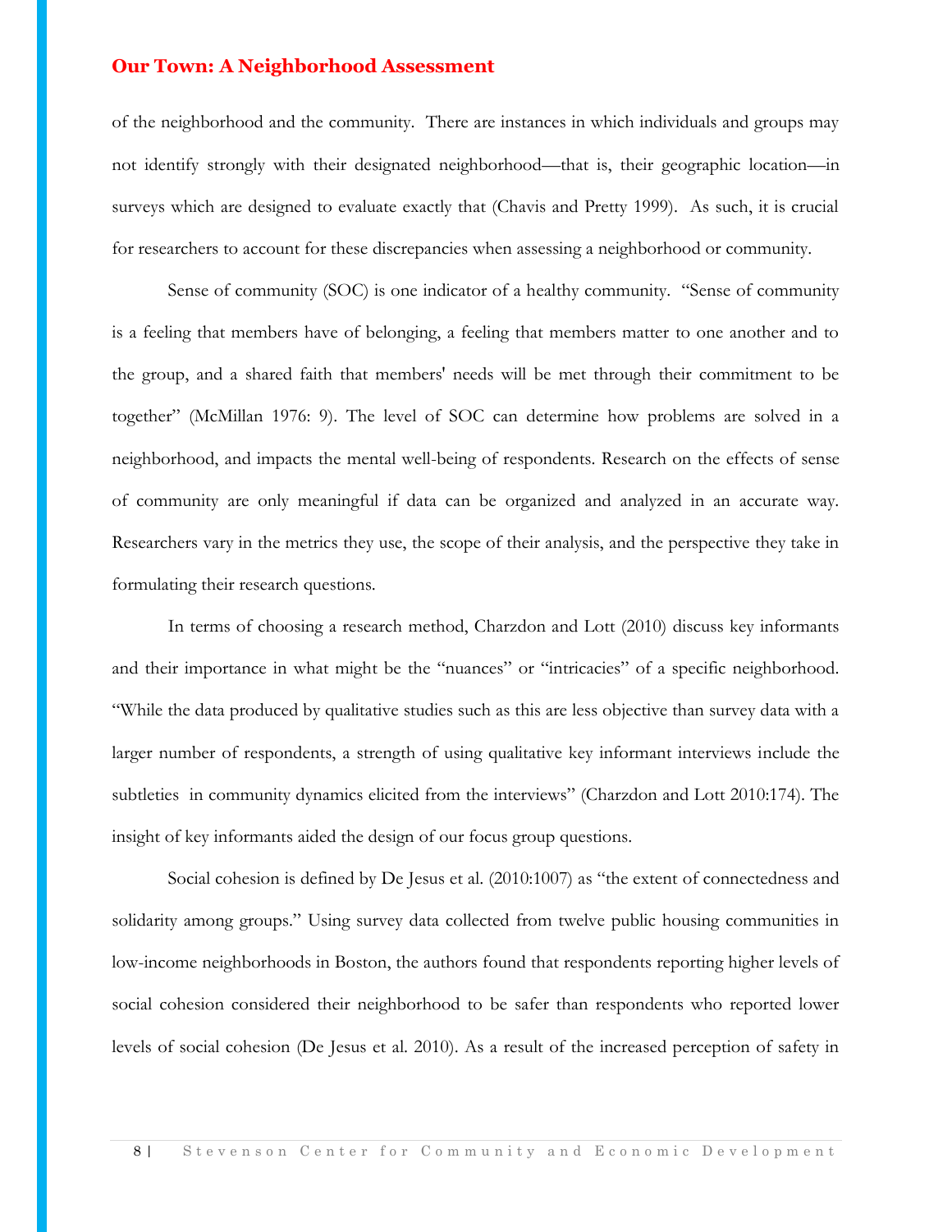of the neighborhood and the community. There are instances in which individuals and groups may not identify strongly with their designated neighborhood—that is, their geographic location—in surveys which are designed to evaluate exactly that (Chavis and Pretty 1999). As such, it is crucial for researchers to account for these discrepancies when assessing a neighborhood or community.

Sense of community (SOC) is one indicator of a healthy community. "Sense of community is a feeling that members have of belonging, a feeling that members matter to one another and to the group, and a shared faith that members' needs will be met through their commitment to be together" (McMillan 1976: 9). The level of SOC can determine how problems are solved in a neighborhood, and impacts the mental well-being of respondents. Research on the effects of sense of community are only meaningful if data can be organized and analyzed in an accurate way. Researchers vary in the metrics they use, the scope of their analysis, and the perspective they take in formulating their research questions.

In terms of choosing a research method, Charzdon and Lott (2010) discuss key informants and their importance in what might be the "nuances" or "intricacies" of a specific neighborhood. "While the data produced by qualitative studies such as this are less objective than survey data with a larger number of respondents, a strength of using qualitative key informant interviews include the subtleties in community dynamics elicited from the interviews" (Charzdon and Lott 2010:174). The insight of key informants aided the design of our focus group questions.

Social cohesion is defined by De Jesus et al. (2010:1007) as "the extent of connectedness and solidarity among groups." Using survey data collected from twelve public housing communities in low-income neighborhoods in Boston, the authors found that respondents reporting higher levels of social cohesion considered their neighborhood to be safer than respondents who reported lower levels of social cohesion (De Jesus et al. 2010). As a result of the increased perception of safety in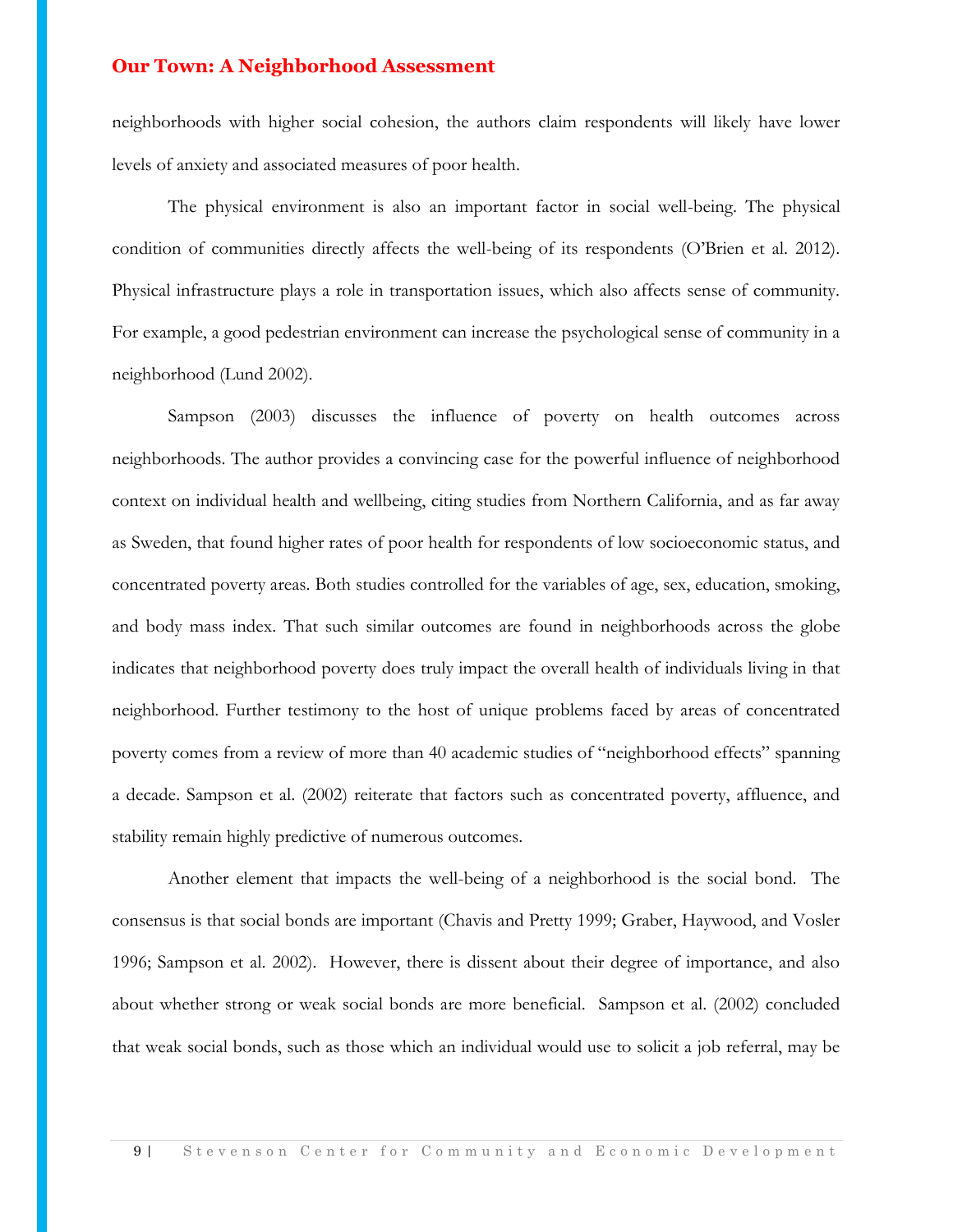neighborhoods with higher social cohesion, the authors claim respondents will likely have lower levels of anxiety and associated measures of poor health.

The physical environment is also an important factor in social well-being. The physical condition of communities directly affects the well-being of its respondents (O'Brien et al. 2012). Physical infrastructure plays a role in transportation issues, which also affects sense of community. For example, a good pedestrian environment can increase the psychological sense of community in a neighborhood (Lund 2002).

Sampson (2003) discusses the influence of poverty on health outcomes across neighborhoods. The author provides a convincing case for the powerful influence of neighborhood context on individual health and wellbeing, citing studies from Northern California, and as far away as Sweden, that found higher rates of poor health for respondents of low socioeconomic status, and concentrated poverty areas. Both studies controlled for the variables of age, sex, education, smoking, and body mass index. That such similar outcomes are found in neighborhoods across the globe indicates that neighborhood poverty does truly impact the overall health of individuals living in that neighborhood. Further testimony to the host of unique problems faced by areas of concentrated poverty comes from a review of more than 40 academic studies of "neighborhood effects" spanning a decade. Sampson et al. (2002) reiterate that factors such as concentrated poverty, affluence, and stability remain highly predictive of numerous outcomes.

Another element that impacts the well-being of a neighborhood is the social bond. The consensus is that social bonds are important (Chavis and Pretty 1999; Graber, Haywood, and Vosler 1996; Sampson et al. 2002). However, there is dissent about their degree of importance, and also about whether strong or weak social bonds are more beneficial. Sampson et al. (2002) concluded that weak social bonds, such as those which an individual would use to solicit a job referral, may be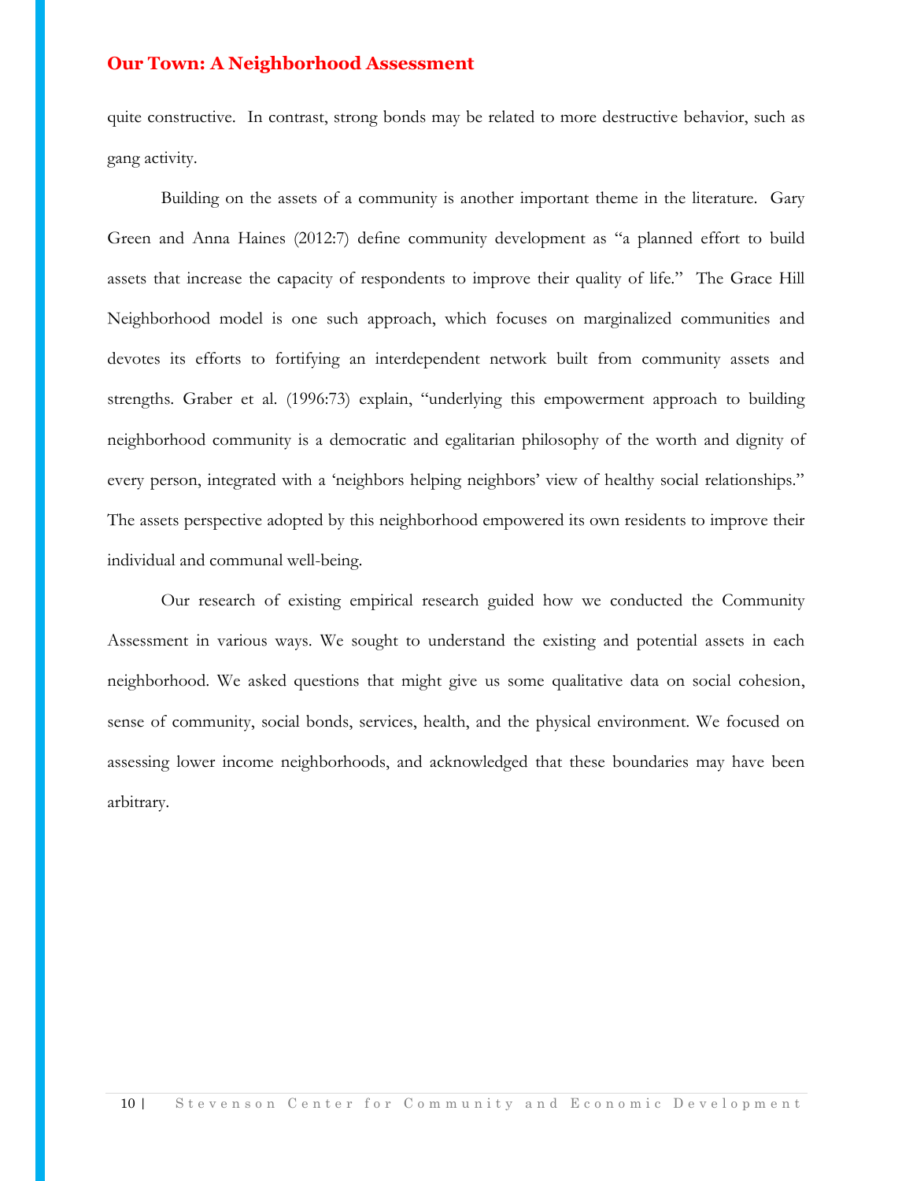quite constructive. In contrast, strong bonds may be related to more destructive behavior, such as gang activity.

Building on the assets of a community is another important theme in the literature. Gary Green and Anna Haines (2012:7) define community development as "a planned effort to build assets that increase the capacity of respondents to improve their quality of life." The Grace Hill Neighborhood model is one such approach, which focuses on marginalized communities and devotes its efforts to fortifying an interdependent network built from community assets and strengths. Graber et al. (1996:73) explain, "underlying this empowerment approach to building neighborhood community is a democratic and egalitarian philosophy of the worth and dignity of every person, integrated with a 'neighbors helping neighbors' view of healthy social relationships." The assets perspective adopted by this neighborhood empowered its own residents to improve their individual and communal well-being.

Our research of existing empirical research guided how we conducted the Community Assessment in various ways. We sought to understand the existing and potential assets in each neighborhood. We asked questions that might give us some qualitative data on social cohesion, sense of community, social bonds, services, health, and the physical environment. We focused on assessing lower income neighborhoods, and acknowledged that these boundaries may have been arbitrary.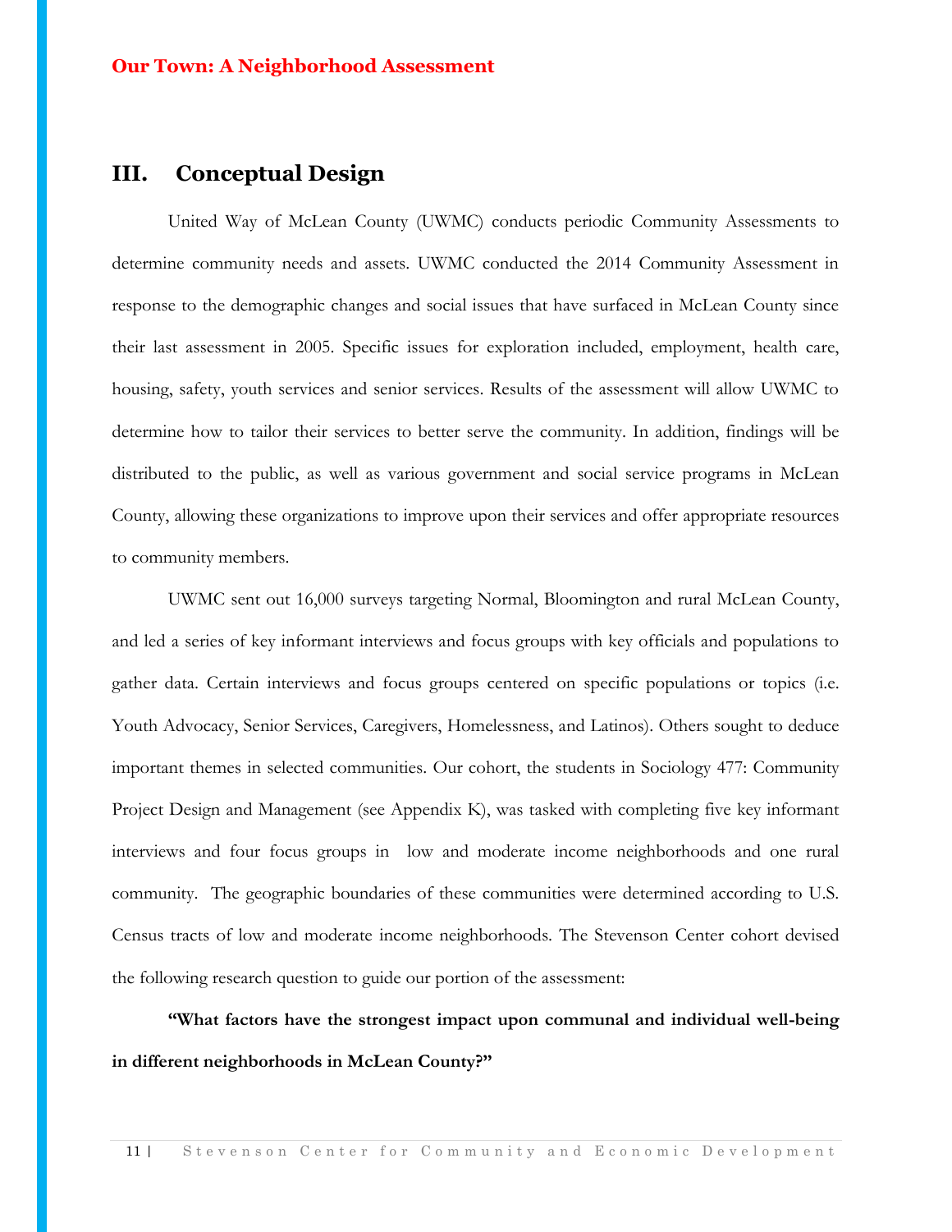## III. Conceptual Design

United Way of McLean County (UWMC) conducts periodic Community Assessments to determine community needs and assets. UWMC conducted the 2014 Community Assessment in response to the demographic changes and social issues that have surfaced in McLean County since their last assessment in 2005. Specific issues for exploration included, employment, health care, housing, safety, youth services and senior services. Results of the assessment will allow UWMC to determine how to tailor their services to better serve the community. In addition, findings will be distributed to the public, as well as various government and social service programs in McLean County, allowing these organizations to improve upon their services and offer appropriate resources to community members.

UWMC sent out 16,000 surveys targeting Normal, Bloomington and rural McLean County, and led a series of key informant interviews and focus groups with key officials and populations to gather data. Certain interviews and focus groups centered on specific populations or topics (i.e. Youth Advocacy, Senior Services, Caregivers, Homelessness, and Latinos). Others sought to deduce important themes in selected communities. Our cohort, the students in Sociology 477: Community Project Design and Management (see Appendix K), was tasked with completing five key informant interviews and four focus groups in low and moderate income neighborhoods and one rural community. The geographic boundaries of these communities were determined according to U.S. Census tracts of low and moderate income neighborhoods. The Stevenson Center cohort devised the following research question to guide our portion of the assessment:

**"What factors have the strongest impact upon communal and individual well-being in different neighborhoods in McLean County?"**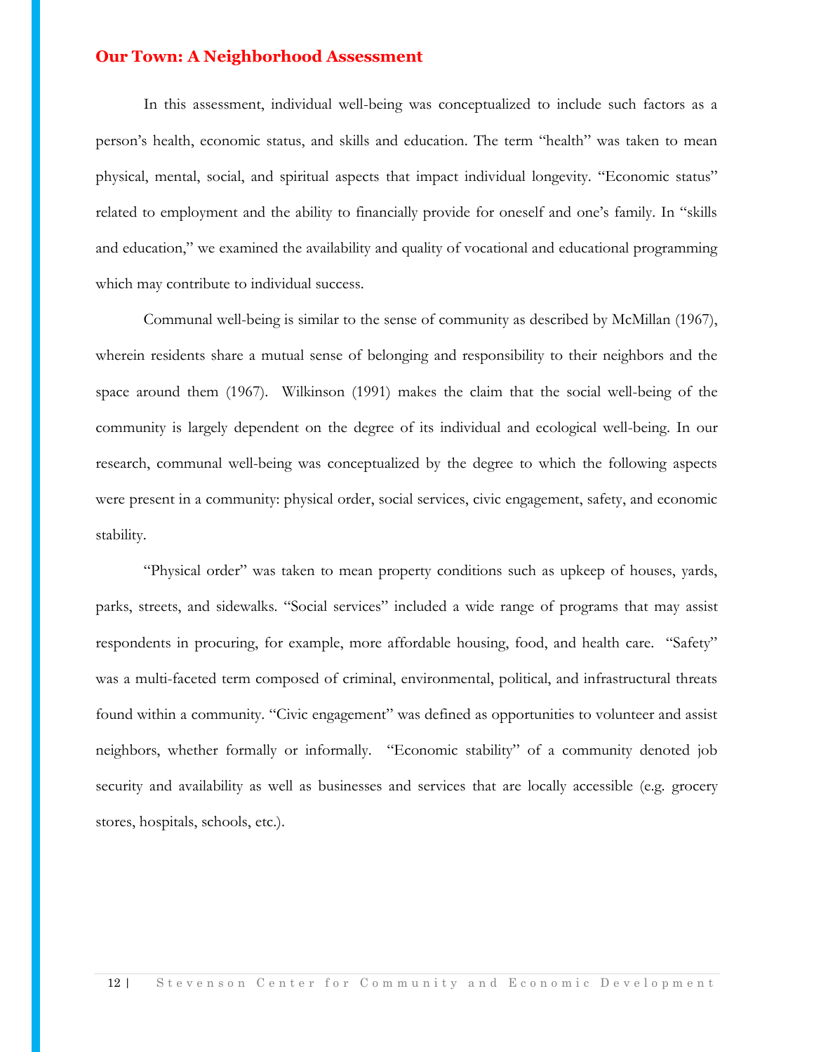## Our Town: A Neighborhood Assessment

In this assessment, individual well-being was conceptualized to include such factors as a person's health, economic status, and skills and education. The term "health" was taken to mean physical, mental, social, and spiritual aspects that impact individual longevity. "Economic status" related to employment and the ability to financially provide for oneself and one's family. In "skills and education," we examined the availability and quality of vocational and educational programming which may contribute to individual success.

Communal well-being is similar to the sense of community as described by McMillan (1967), wherein residents share a mutual sense of belonging and responsibility to their neighbors and the space around them (1967). Wilkinson (1991) makes the claim that the social well-being of the community is largely dependent on the degree of its individual and ecological well-being. In our research, communal well-being was conceptualized by the degree to which the following aspects were present in a community: physical order, social services, civic engagement, safety, and economic stability.

"Physical order" was taken to mean property conditions such as upkeep of houses, yards, parks, streets, and sidewalks. "Social services" included a wide range of programs that may assist respondents in procuring, for example, more affordable housing, food, and health care. "Safety" was a multi-faceted term composed of criminal, environmental, political, and infrastructural threats found within a community. "Civic engagement" was defined as opportunities to volunteer and assist neighbors, whether formally or informally. "Economic stability" of a community denoted job security and availability as well as businesses and services that are locally accessible (e.g. grocery stores, hospitals, schools, etc.).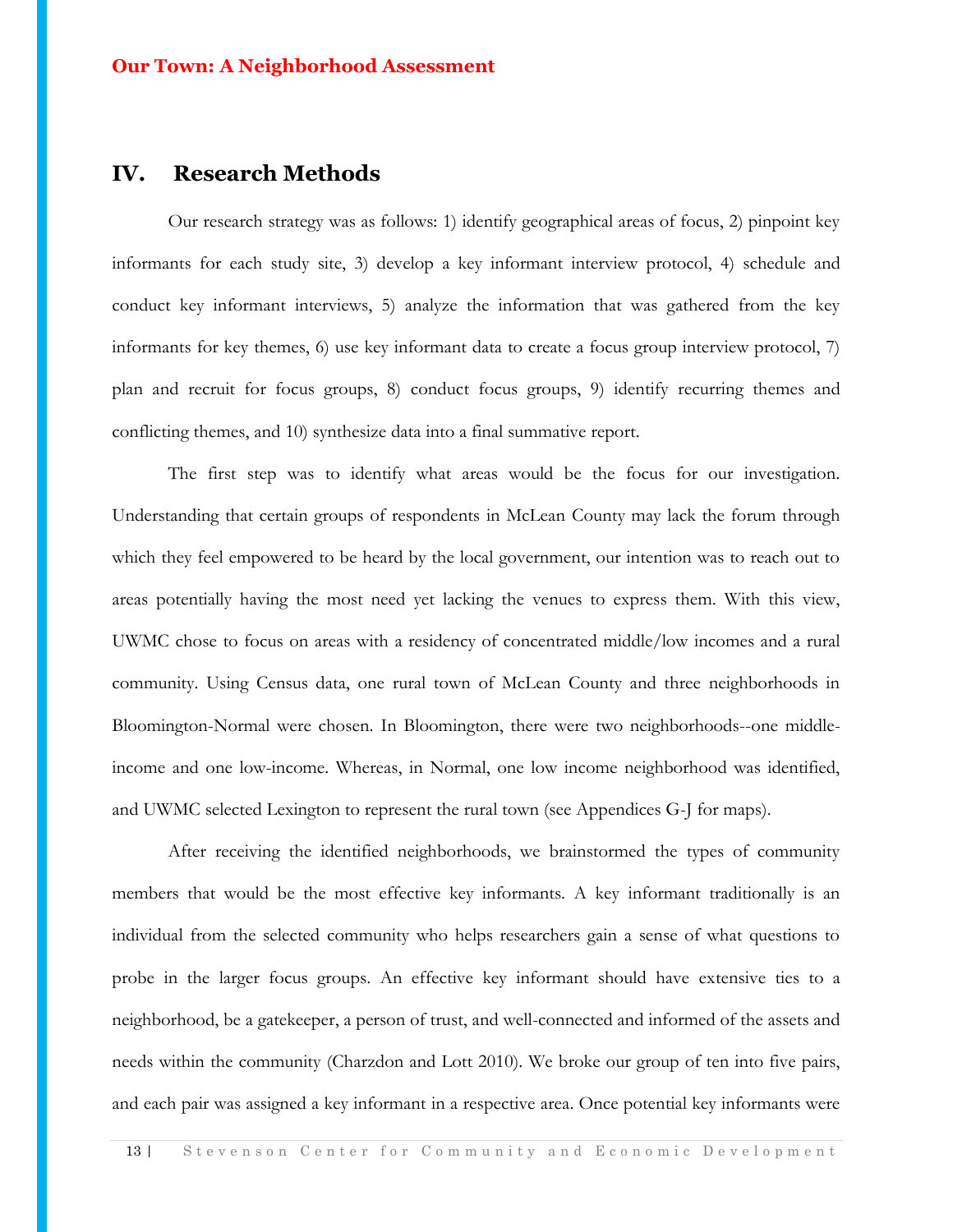## IV. Research Methods

Our research strategy was as follows: 1) identify geographical areas of focus, 2) pinpoint key informants for each study site, 3) develop a key informant interview protocol, 4) schedule and conduct key informant interviews, 5) analyze the information that was gathered from the key informants for key themes, 6) use key informant data to create a focus group interview protocol, 7) plan and recruit for focus groups, 8) conduct focus groups, 9) identify recurring themes and conflicting themes, and 10) synthesize data into a final summative report.

The first step was to identify what areas would be the focus for our investigation. Understanding that certain groups of respondents in McLean County may lack the forum through which they feel empowered to be heard by the local government, our intention was to reach out to areas potentially having the most need yet lacking the venues to express them. With this view, UWMC chose to focus on areas with a residency of concentrated middle/low incomes and a rural community. Using Census data, one rural town of McLean County and three neighborhoods in Bloomington-Normal were chosen. In Bloomington, there were two neighborhoods--one middle-income and one low-income. Whereas, in Normal, one low income neighborhood was identified, and UWMC selected Lexington to represent the rural town (see Appendices G-J for maps).

After receiving the identified neighborhoods, we brainstormed the types of community members that would be the most effective key informants. A key informant traditionally is an individual from the selected community who helps researchers gain a sense of what questions to probe in the larger focus groups. An effective key informant should have extensive ties to a neighborhood, be a gatekeeper, a person of trust, and well-connected and informed of the assets and needs within the community (Charzdon and Lott 2010). We broke our group of ten into five pairs, and each pair was assigned a key informant in a respective area. Once potential key informants were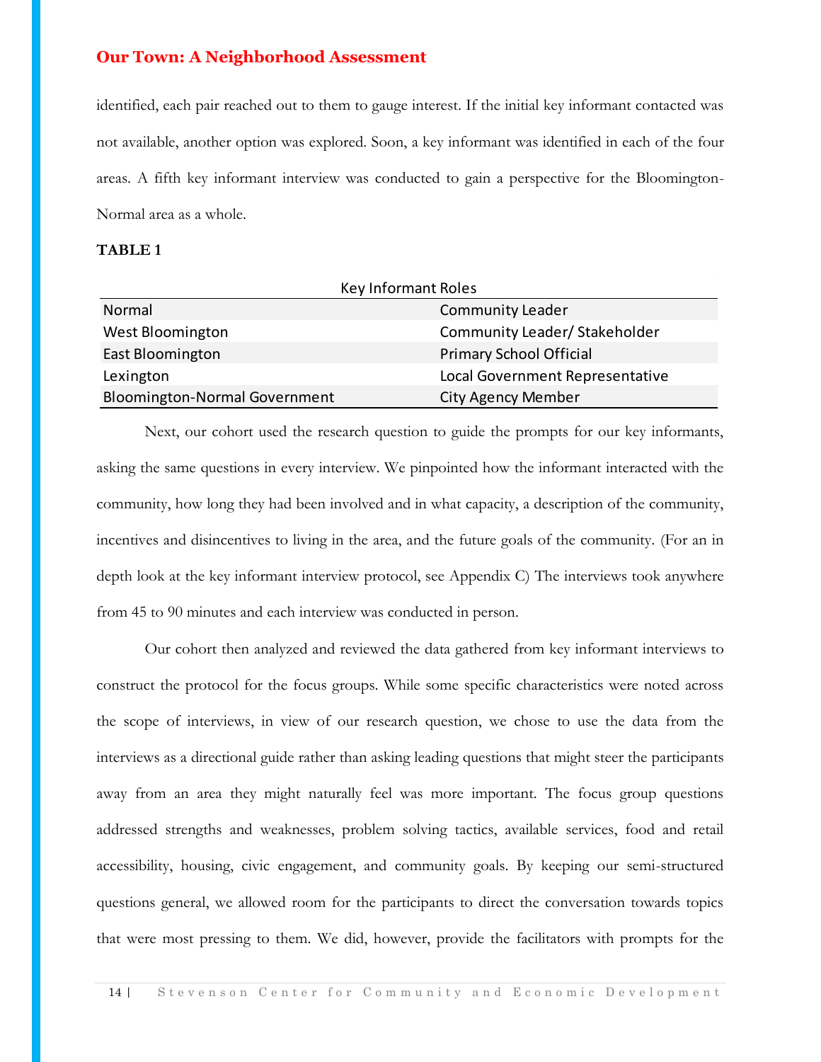identified, each pair reached out to them to gauge interest. If the initial key informant contacted was not available, another option was explored. Soon, a key informant was identified in each of the four areas. A fifth key informant interview was conducted to gain a perspective for the Bloomington-Normal area as a whole.

**TABLE 1**

| Key Informant Roles | |
|---|---|
| Normal | Community Leader |
| West Bloomington | Community Leader/ Stakeholder |
| East Bloomington | Primary School Official |
| Lexington | Local Government Representative |
| Bloomington-Normal Government | City Agency Member |

Next, our cohort used the research question to guide the prompts for our key informants, asking the same questions in every interview. We pinpointed how the informant interacted with the community, how long they had been involved and in what capacity, a description of the community, incentives and disincentives to living in the area, and the future goals of the community. (For an in depth look at the key informant interview protocol, see Appendix C) The interviews took anywhere from 45 to 90 minutes and each interview was conducted in person.

Our cohort then analyzed and reviewed the data gathered from key informant interviews to construct the protocol for the focus groups. While some specific characteristics were noted across the scope of interviews, in view of our research question, we chose to use the data from the interviews as a directional guide rather than asking leading questions that might steer the participants away from an area they might naturally feel was more important. The focus group questions addressed strengths and weaknesses, problem solving tactics, available services, food and retail accessibility, housing, civic engagement, and community goals. By keeping our semi-structured questions general, we allowed room for the participants to direct the conversation towards topics that were most pressing to them. We did, however, provide the facilitators with prompts for the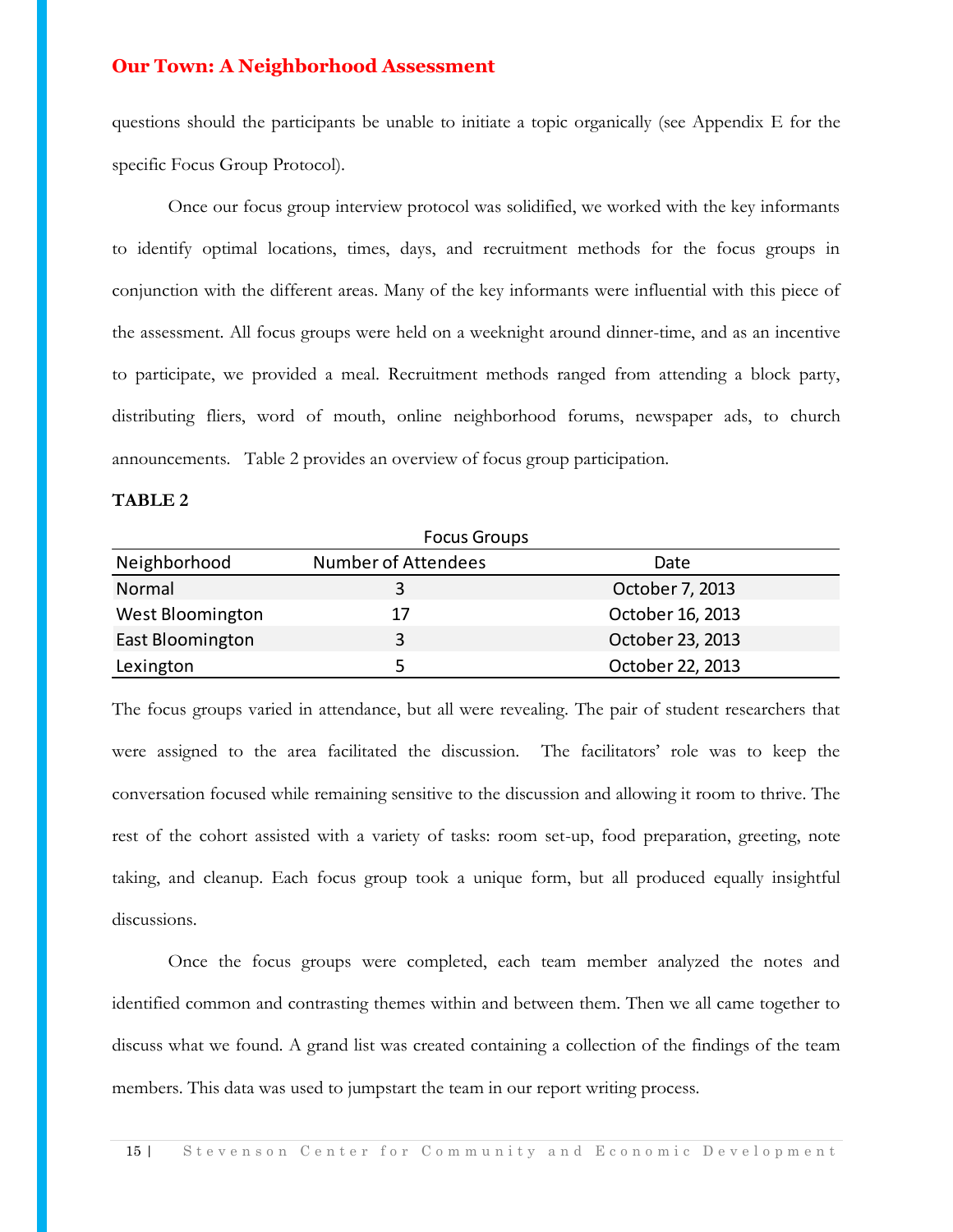questions should the participants be unable to initiate a topic organically (see Appendix E for the specific Focus Group Protocol).

Once our focus group interview protocol was solidified, we worked with the key informants to identify optimal locations, times, days, and recruitment methods for the focus groups in conjunction with the different areas. Many of the key informants were influential with this piece of the assessment. All focus groups were held on a weeknight around dinner-time, and as an incentive to participate, we provided a meal. Recruitment methods ranged from attending a block party, distributing fliers, word of mouth, online neighborhood forums, newspaper ads, to church announcements. Table 2 provides an overview of focus group participation.

**TABLE 2**

Focus Groups

| Neighborhood | Number of Attendees | Date |
|---|---|---|
| Normal | 3 | October 7, 2013 |
| West Bloomington | 17 | October 16, 2013 |
| East Bloomington | 3 | October 23, 2013 |
| Lexington | 5 | October 22, 2013 |

The focus groups varied in attendance, but all were revealing. The pair of student researchers that were assigned to the area facilitated the discussion. The facilitators' role was to keep the conversation focused while remaining sensitive to the discussion and allowing it room to thrive. The rest of the cohort assisted with a variety of tasks: room set-up, food preparation, greeting, note taking, and cleanup. Each focus group took a unique form, but all produced equally insightful discussions.

Once the focus groups were completed, each team member analyzed the notes and identified common and contrasting themes within and between them. Then we all came together to discuss what we found. A grand list was created containing a collection of the findings of the team members. This data was used to jumpstart the team in our report writing process.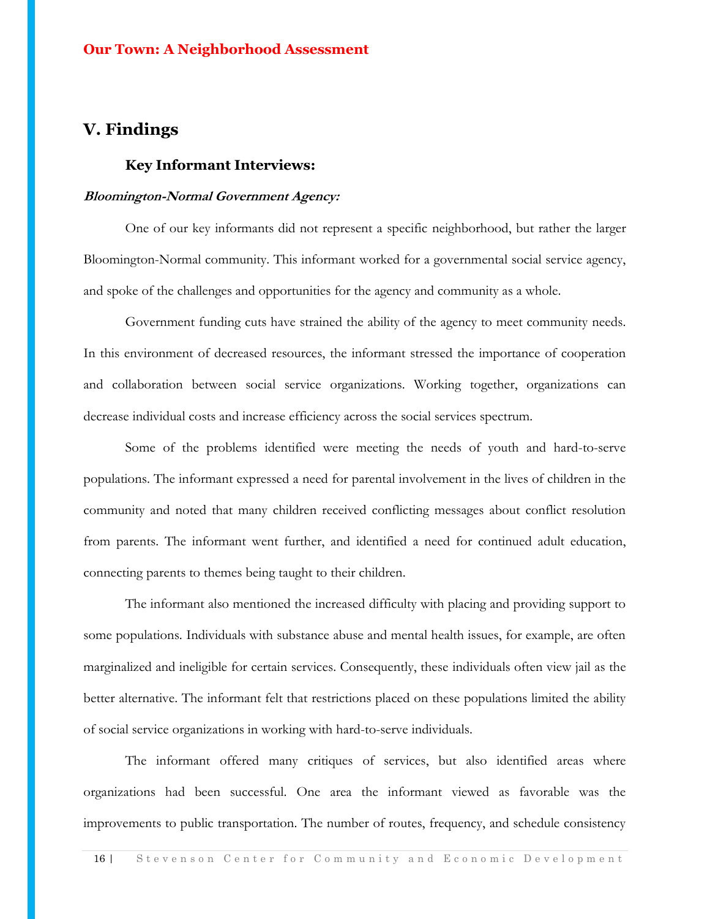## V. Findings

### Key Informant Interviews:

***Bloomington-Normal Government Agency:***

One of our key informants did not represent a specific neighborhood, but rather the larger Bloomington-Normal community. This informant worked for a governmental social service agency, and spoke of the challenges and opportunities for the agency and community as a whole.

Government funding cuts have strained the ability of the agency to meet community needs. In this environment of decreased resources, the informant stressed the importance of cooperation and collaboration between social service organizations. Working together, organizations can decrease individual costs and increase efficiency across the social services spectrum.

Some of the problems identified were meeting the needs of youth and hard-to-serve populations. The informant expressed a need for parental involvement in the lives of children in the community and noted that many children received conflicting messages about conflict resolution from parents. The informant went further, and identified a need for continued adult education, connecting parents to themes being taught to their children.

The informant also mentioned the increased difficulty with placing and providing support to some populations. Individuals with substance abuse and mental health issues, for example, are often marginalized and ineligible for certain services. Consequently, these individuals often view jail as the better alternative. The informant felt that restrictions placed on these populations limited the ability of social service organizations in working with hard-to-serve individuals.

The informant offered many critiques of services, but also identified areas where organizations had been successful. One area the informant viewed as favorable was the improvements to public transportation. The number of routes, frequency, and schedule consistency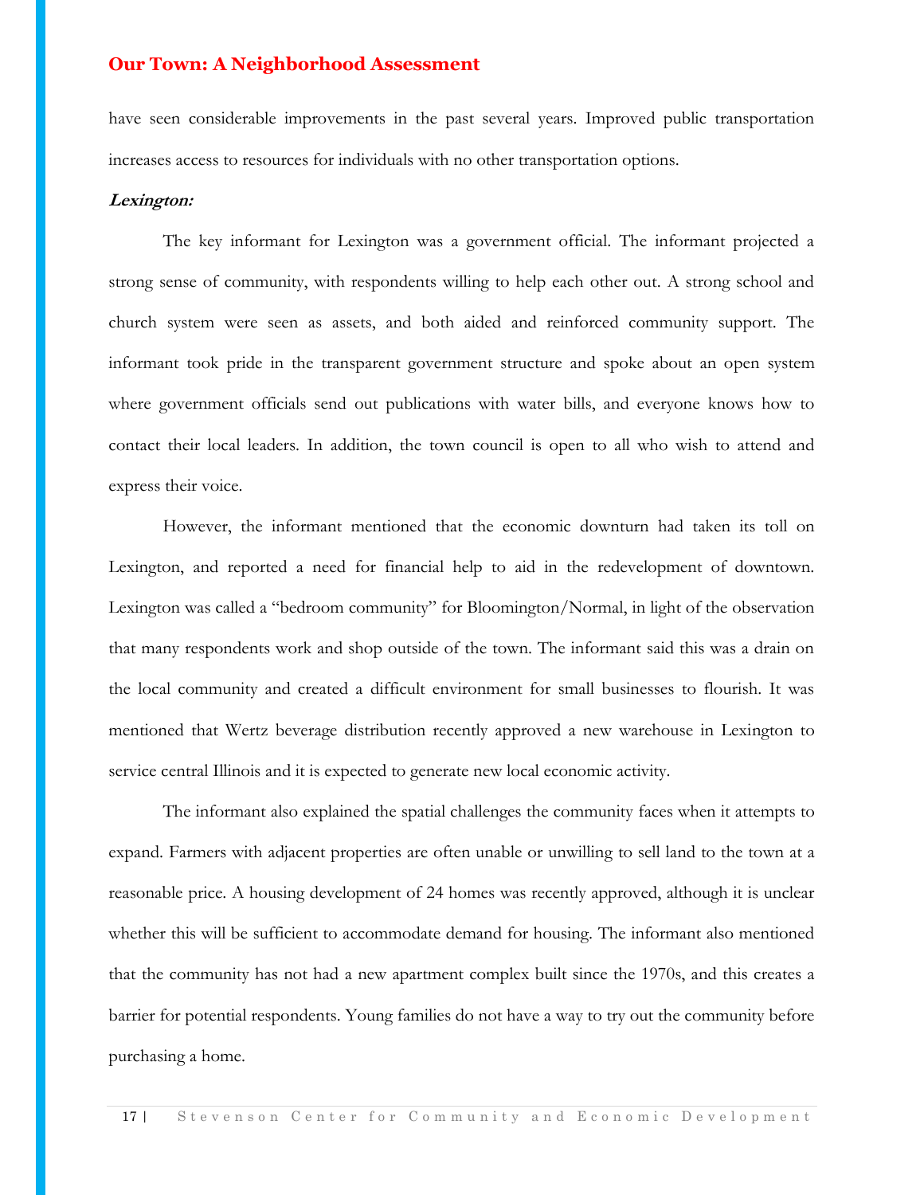have seen considerable improvements in the past several years. Improved public transportation increases access to resources for individuals with no other transportation options.

***Lexington:***

The key informant for Lexington was a government official. The informant projected a strong sense of community, with respondents willing to help each other out. A strong school and church system were seen as assets, and both aided and reinforced community support. The informant took pride in the transparent government structure and spoke about an open system where government officials send out publications with water bills, and everyone knows how to contact their local leaders. In addition, the town council is open to all who wish to attend and express their voice.

However, the informant mentioned that the economic downturn had taken its toll on Lexington, and reported a need for financial help to aid in the redevelopment of downtown. Lexington was called a "bedroom community" for Bloomington/Normal, in light of the observation that many respondents work and shop outside of the town. The informant said this was a drain on the local community and created a difficult environment for small businesses to flourish. It was mentioned that Wertz beverage distribution recently approved a new warehouse in Lexington to service central Illinois and it is expected to generate new local economic activity.

The informant also explained the spatial challenges the community faces when it attempts to expand. Farmers with adjacent properties are often unable or unwilling to sell land to the town at a reasonable price. A housing development of 24 homes was recently approved, although it is unclear whether this will be sufficient to accommodate demand for housing. The informant also mentioned that the community has not had a new apartment complex built since the 1970s, and this creates a barrier for potential respondents. Young families do not have a way to try out the community before purchasing a home.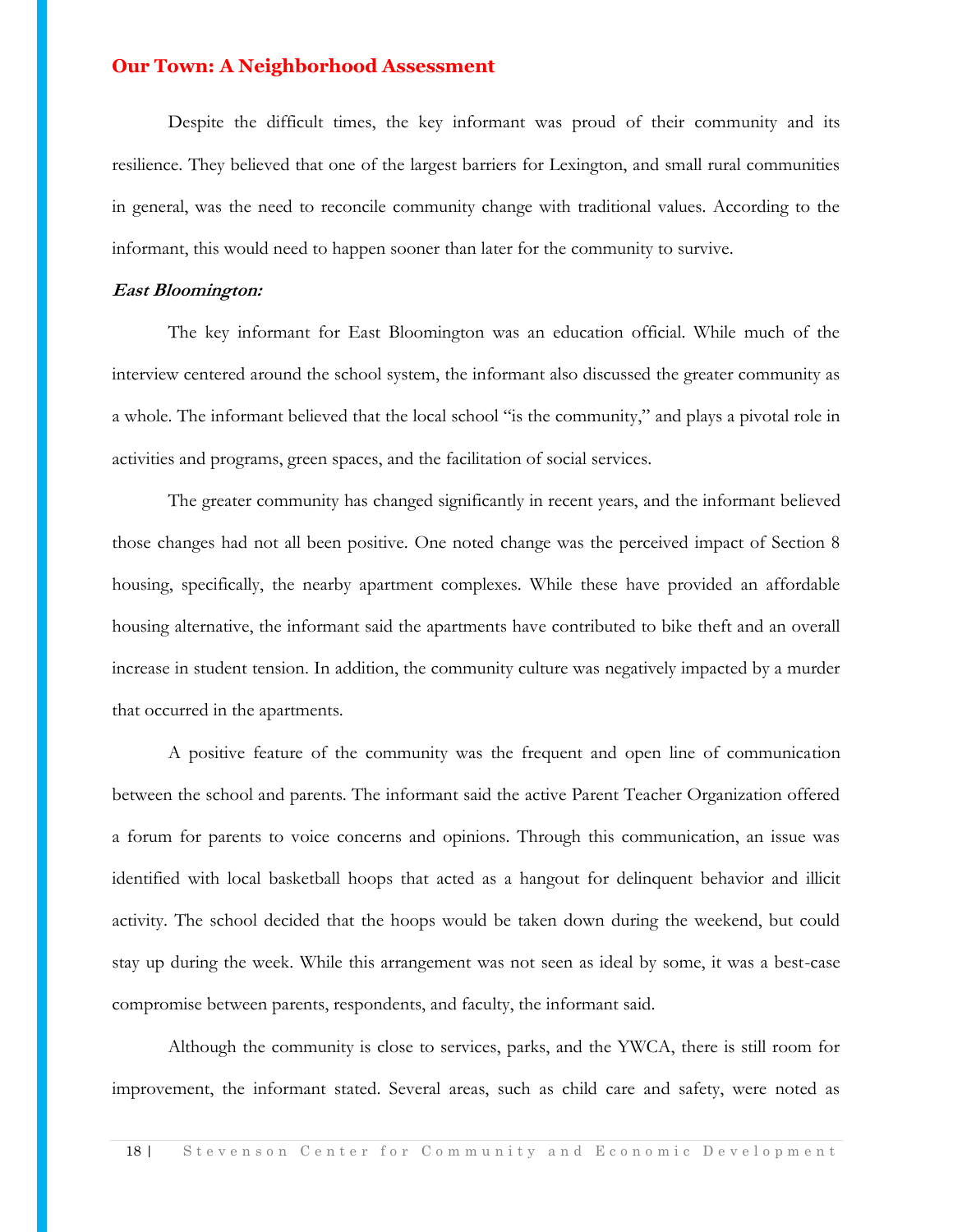Despite the difficult times, the key informant was proud of their community and its resilience. They believed that one of the largest barriers for Lexington, and small rural communities in general, was the need to reconcile community change with traditional values. According to the informant, this would need to happen sooner than later for the community to survive.

***East Bloomington:***

The key informant for East Bloomington was an education official. While much of the interview centered around the school system, the informant also discussed the greater community as a whole. The informant believed that the local school "is the community," and plays a pivotal role in activities and programs, green spaces, and the facilitation of social services.

The greater community has changed significantly in recent years, and the informant believed those changes had not all been positive. One noted change was the perceived impact of Section 8 housing, specifically, the nearby apartment complexes. While these have provided an affordable housing alternative, the informant said the apartments have contributed to bike theft and an overall increase in student tension. In addition, the community culture was negatively impacted by a murder that occurred in the apartments.

A positive feature of the community was the frequent and open line of communication between the school and parents. The informant said the active Parent Teacher Organization offered a forum for parents to voice concerns and opinions. Through this communication, an issue was identified with local basketball hoops that acted as a hangout for delinquent behavior and illicit activity. The school decided that the hoops would be taken down during the weekend, but could stay up during the week. While this arrangement was not seen as ideal by some, it was a best-case compromise between parents, respondents, and faculty, the informant said.

Although the community is close to services, parks, and the YWCA, there is still room for improvement, the informant stated. Several areas, such as child care and safety, were noted as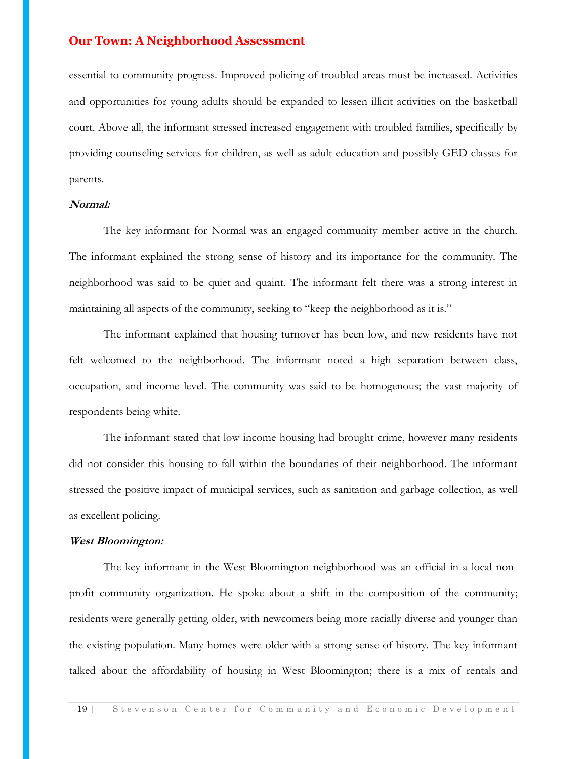essential to community progress. Improved policing of troubled areas must be increased. Activities and opportunities for young adults should be expanded to lessen illicit activities on the basketball court. Above all, the informant stressed increased engagement with troubled families, specifically by providing counseling services for children, as well as adult education and possibly GED classes for parents.

***Normal:***

The key informant for Normal was an engaged community member active in the church. The informant explained the strong sense of history and its importance for the community. The neighborhood was said to be quiet and quaint. The informant felt there was a strong interest in maintaining all aspects of the community, seeking to "keep the neighborhood as it is."

The informant explained that housing turnover has been low, and new residents have not felt welcomed to the neighborhood. The informant noted a high separation between class, occupation, and income level. The community was said to be homogenous; the vast majority of respondents being white.

The informant stated that low income housing had brought crime, however many residents did not consider this housing to fall within the boundaries of their neighborhood. The informant stressed the positive impact of municipal services, such as sanitation and garbage collection, as well as excellent policing.

***West Bloomington:***

The key informant in the West Bloomington neighborhood was an official in a local non-profit community organization. He spoke about a shift in the composition of the community; residents were generally getting older, with newcomers being more racially diverse and younger than the existing population. Many homes were older with a strong sense of history. The key informant talked about the affordability of housing in West Bloomington; there is a mix of rentals and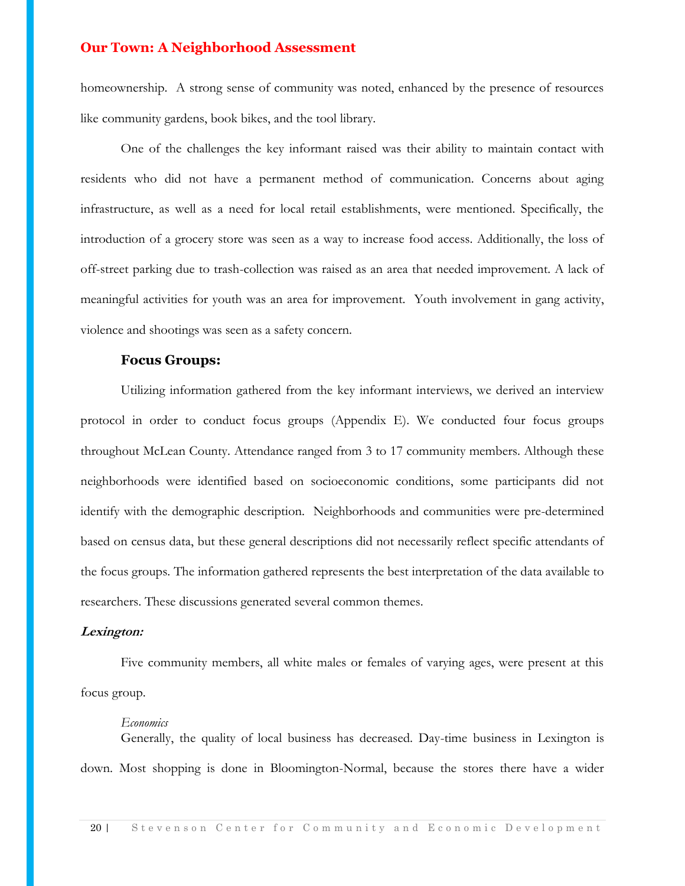homeownership.  A strong sense of community was noted, enhanced by the presence of resources like community gardens, book bikes, and the tool library.

One of the challenges the key informant raised was their ability to maintain contact with residents who did not have a permanent method of communication. Concerns about aging infrastructure, as well as a need for local retail establishments, were mentioned. Specifically, the introduction of a grocery store was seen as a way to increase food access. Additionally, the loss of off-street parking due to trash-collection was raised as an area that needed improvement. A lack of meaningful activities for youth was an area for improvement.  Youth involvement in gang activity, violence and shootings was seen as a safety concern.

### Focus Groups:

Utilizing information gathered from the key informant interviews, we derived an interview protocol in order to conduct focus groups (Appendix E). We conducted four focus groups throughout McLean County. Attendance ranged from 3 to 17 community members. Although these neighborhoods were identified based on socioeconomic conditions, some participants did not identify with the demographic description.  Neighborhoods and communities were pre-determined based on census data, but these general descriptions did not necessarily reflect specific attendants of the focus groups. The information gathered represents the best interpretation of the data available to researchers. These discussions generated several common themes.

#### *Lexington:*

Five community members, all white males or females of varying ages, were present at this focus group.

*Economics*

Generally, the quality of local business has decreased. Day-time business in Lexington is down. Most shopping is done in Bloomington-Normal, because the stores there have a wider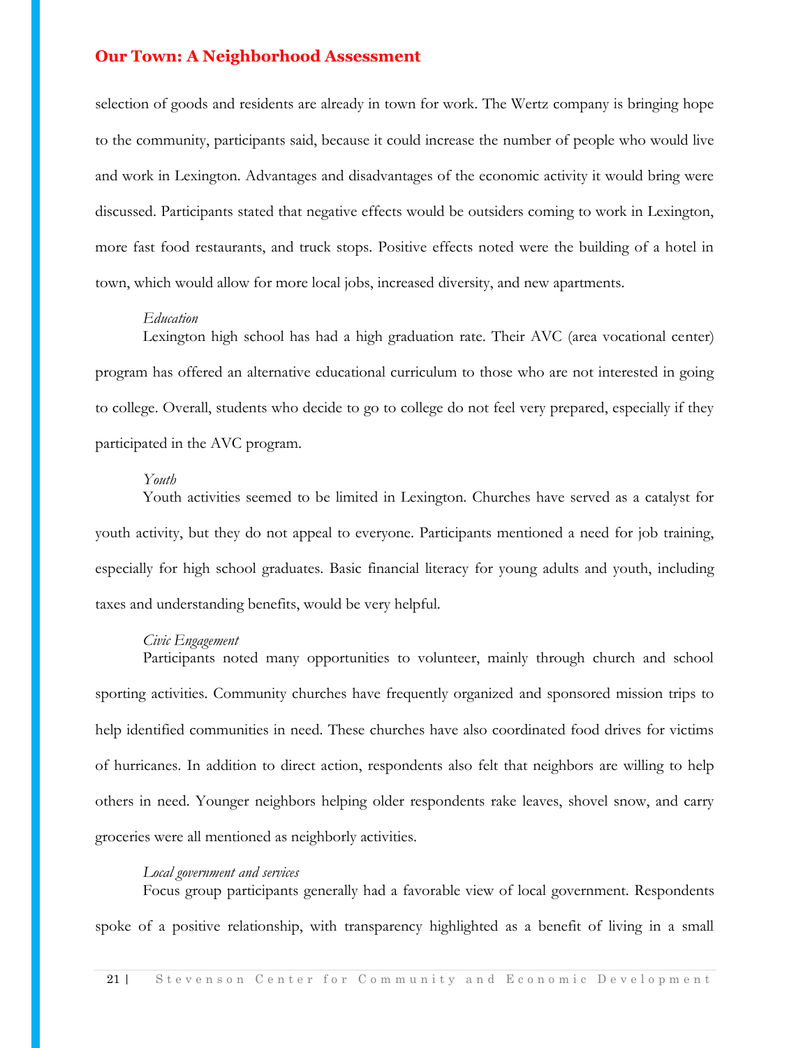selection of goods and residents are already in town for work. The Wertz company is bringing hope to the community, participants said, because it could increase the number of people who would live and work in Lexington. Advantages and disadvantages of the economic activity it would bring were discussed. Participants stated that negative effects would be outsiders coming to work in Lexington, more fast food restaurants, and truck stops. Positive effects noted were the building of a hotel in town, which would allow for more local jobs, increased diversity, and new apartments.

*Education*

Lexington high school has had a high graduation rate. Their AVC (area vocational center) program has offered an alternative educational curriculum to those who are not interested in going to college. Overall, students who decide to go to college do not feel very prepared, especially if they participated in the AVC program.

*Youth*

Youth activities seemed to be limited in Lexington. Churches have served as a catalyst for youth activity, but they do not appeal to everyone. Participants mentioned a need for job training, especially for high school graduates. Basic financial literacy for young adults and youth, including taxes and understanding benefits, would be very helpful.

*Civic Engagement*

Participants noted many opportunities to volunteer, mainly through church and school sporting activities. Community churches have frequently organized and sponsored mission trips to help identified communities in need. These churches have also coordinated food drives for victims of hurricanes. In addition to direct action, respondents also felt that neighbors are willing to help others in need. Younger neighbors helping older respondents rake leaves, shovel snow, and carry groceries were all mentioned as neighborly activities.

*Local government and services*

Focus group participants generally had a favorable view of local government. Respondents spoke of a positive relationship, with transparency highlighted as a benefit of living in a small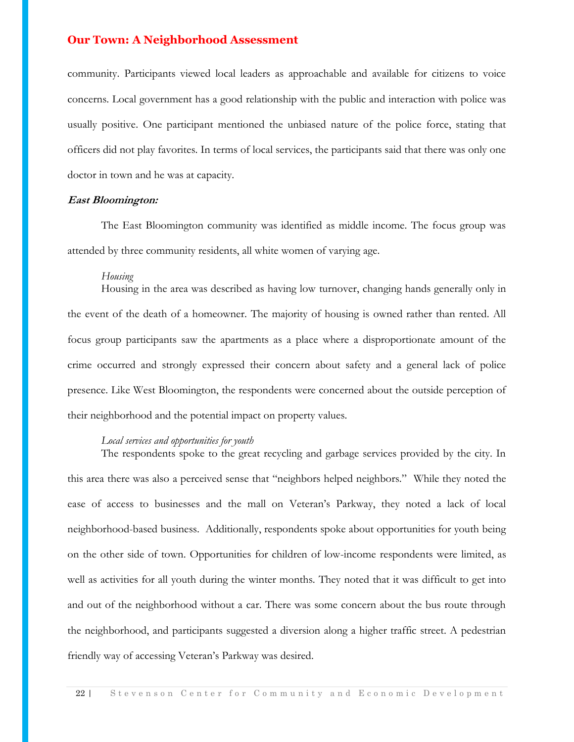community. Participants viewed local leaders as approachable and available for citizens to voice concerns. Local government has a good relationship with the public and interaction with police was usually positive. One participant mentioned the unbiased nature of the police force, stating that officers did not play favorites. In terms of local services, the participants said that there was only one doctor in town and he was at capacity.

***East Bloomington:***

The East Bloomington community was identified as middle income. The focus group was attended by three community residents, all white women of varying age.

*Housing*

Housing in the area was described as having low turnover, changing hands generally only in the event of the death of a homeowner. The majority of housing is owned rather than rented. All focus group participants saw the apartments as a place where a disproportionate amount of the crime occurred and strongly expressed their concern about safety and a general lack of police presence. Like West Bloomington, the respondents were concerned about the outside perception of their neighborhood and the potential impact on property values.

*Local services and opportunities for youth*

The respondents spoke to the great recycling and garbage services provided by the city. In this area there was also a perceived sense that "neighbors helped neighbors." While they noted the ease of access to businesses and the mall on Veteran's Parkway, they noted a lack of local neighborhood-based business. Additionally, respondents spoke about opportunities for youth being on the other side of town. Opportunities for children of low-income respondents were limited, as well as activities for all youth during the winter months. They noted that it was difficult to get into and out of the neighborhood without a car. There was some concern about the bus route through the neighborhood, and participants suggested a diversion along a higher traffic street. A pedestrian friendly way of accessing Veteran's Parkway was desired.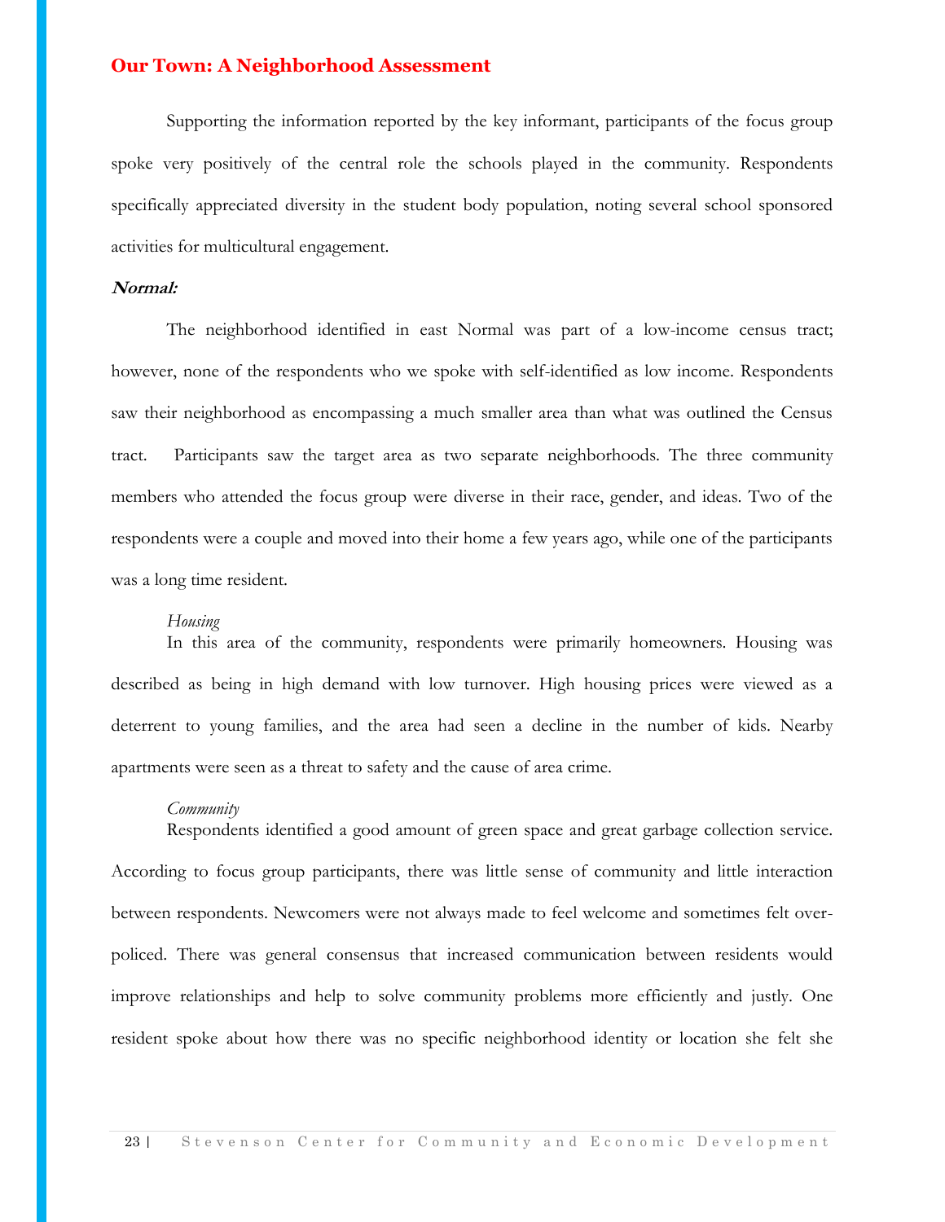Supporting the information reported by the key informant, participants of the focus group spoke very positively of the central role the schools played in the community. Respondents specifically appreciated diversity in the student body population, noting several school sponsored activities for multicultural engagement.

### *Normal:*

The neighborhood identified in east Normal was part of a low-income census tract; however, none of the respondents who we spoke with self-identified as low income. Respondents saw their neighborhood as encompassing a much smaller area than what was outlined the Census tract. Participants saw the target area as two separate neighborhoods. The three community members who attended the focus group were diverse in their race, gender, and ideas. Two of the respondents were a couple and moved into their home a few years ago, while one of the participants was a long time resident.

*Housing*

In this area of the community, respondents were primarily homeowners. Housing was described as being in high demand with low turnover. High housing prices were viewed as a deterrent to young families, and the area had seen a decline in the number of kids. Nearby apartments were seen as a threat to safety and the cause of area crime.

*Community*

Respondents identified a good amount of green space and great garbage collection service. According to focus group participants, there was little sense of community and little interaction between respondents. Newcomers were not always made to feel welcome and sometimes felt over-policed. There was general consensus that increased communication between residents would improve relationships and help to solve community problems more efficiently and justly. One resident spoke about how there was no specific neighborhood identity or location she felt she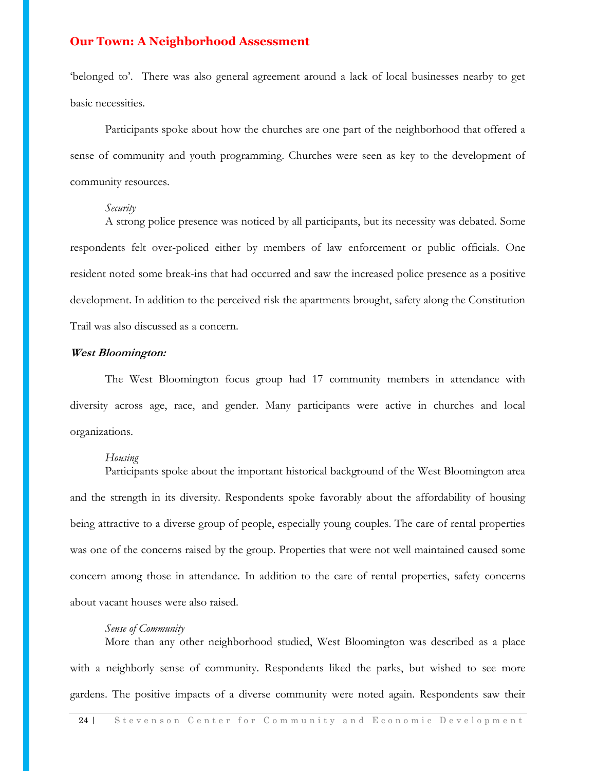'belonged to'. There was also general agreement around a lack of local businesses nearby to get basic necessities.

Participants spoke about how the churches are one part of the neighborhood that offered a sense of community and youth programming. Churches were seen as key to the development of community resources.

*Security*

A strong police presence was noticed by all participants, but its necessity was debated. Some respondents felt over-policed either by members of law enforcement or public officials. One resident noted some break-ins that had occurred and saw the increased police presence as a positive development. In addition to the perceived risk the apartments brought, safety along the Constitution Trail was also discussed as a concern.

***West Bloomington:***

The West Bloomington focus group had 17 community members in attendance with diversity across age, race, and gender. Many participants were active in churches and local organizations.

*Housing*

Participants spoke about the important historical background of the West Bloomington area and the strength in its diversity. Respondents spoke favorably about the affordability of housing being attractive to a diverse group of people, especially young couples. The care of rental properties was one of the concerns raised by the group. Properties that were not well maintained caused some concern among those in attendance. In addition to the care of rental properties, safety concerns about vacant houses were also raised.

*Sense of Community*

More than any other neighborhood studied, West Bloomington was described as a place with a neighborly sense of community. Respondents liked the parks, but wished to see more gardens. The positive impacts of a diverse community were noted again. Respondents saw their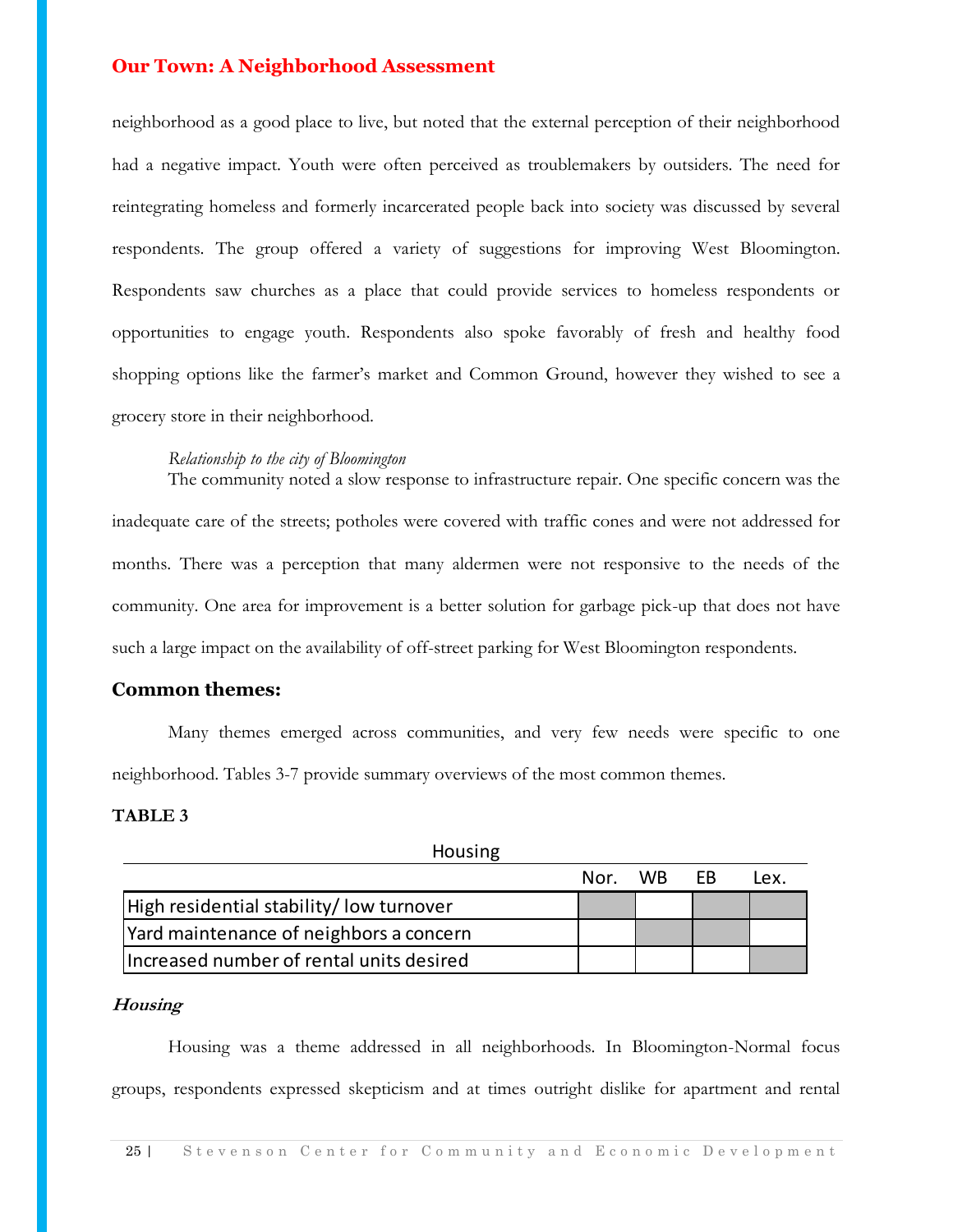neighborhood as a good place to live, but noted that the external perception of their neighborhood had a negative impact. Youth were often perceived as troublemakers by outsiders. The need for reintegrating homeless and formerly incarcerated people back into society was discussed by several respondents. The group offered a variety of suggestions for improving West Bloomington. Respondents saw churches as a place that could provide services to homeless respondents or opportunities to engage youth. Respondents also spoke favorably of fresh and healthy food shopping options like the farmer's market and Common Ground, however they wished to see a grocery store in their neighborhood.

*Relationship to the city of Bloomington*

The community noted a slow response to infrastructure repair. One specific concern was the inadequate care of the streets; potholes were covered with traffic cones and were not addressed for months. There was a perception that many aldermen were not responsive to the needs of the community. One area for improvement is a better solution for garbage pick-up that does not have such a large impact on the availability of off-street parking for West Bloomington respondents.

## Common themes:

Many themes emerged across communities, and very few needs were specific to one neighborhood. Tables 3-7 provide summary overviews of the most common themes.

**TABLE 3**

Housing

| | Nor. | WB | EB | Lex. |
|---|---|---|---|---|
| High residential stability/ low turnover | ■ | | ■ | ■ |
| Yard maintenance of neighbors a concern | | ■ | ■ | |
| Increased number of rental units desired | | | | ■ |

***Housing***

Housing was a theme addressed in all neighborhoods. In Bloomington-Normal focus groups, respondents expressed skepticism and at times outright dislike for apartment and rental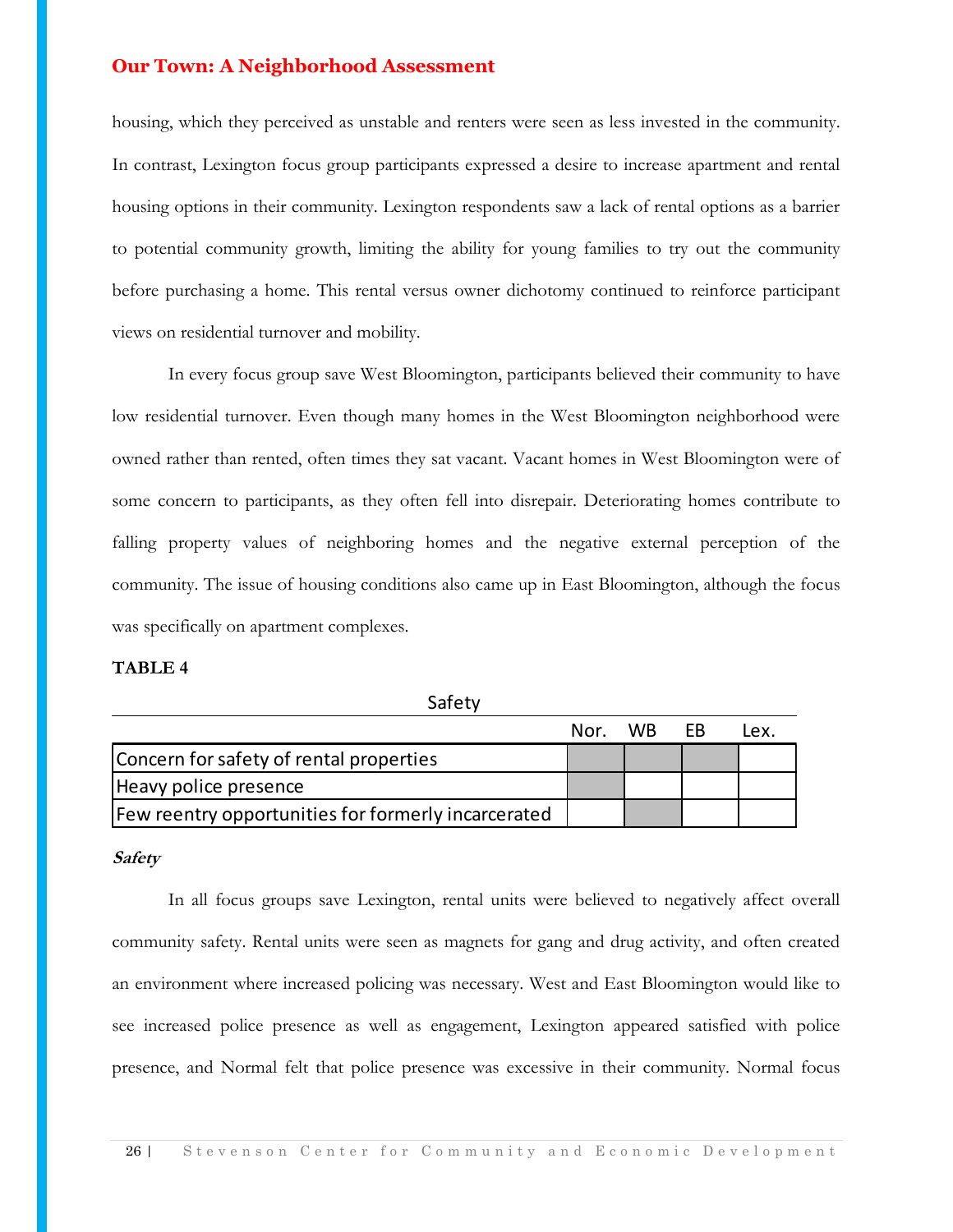housing, which they perceived as unstable and renters were seen as less invested in the community. In contrast, Lexington focus group participants expressed a desire to increase apartment and rental housing options in their community. Lexington respondents saw a lack of rental options as a barrier to potential community growth, limiting the ability for young families to try out the community before purchasing a home. This rental versus owner dichotomy continued to reinforce participant views on residential turnover and mobility.

In every focus group save West Bloomington, participants believed their community to have low residential turnover. Even though many homes in the West Bloomington neighborhood were owned rather than rented, often times they sat vacant. Vacant homes in West Bloomington were of some concern to participants, as they often fell into disrepair. Deteriorating homes contribute to falling property values of neighboring homes and the negative external perception of the community. The issue of housing conditions also came up in East Bloomington, although the focus was specifically on apartment complexes.

**TABLE 4**

Safety

| | Nor. | WB | EB | Lex. |
|---|---|---|---|---|
| Concern for safety of rental properties | ■ | ■ | ■ | |
| Heavy police presence | ■ | | | |
| Few reentry opportunities for formerly incarcerated | | ■ | | |

***Safety***

In all focus groups save Lexington, rental units were believed to negatively affect overall community safety. Rental units were seen as magnets for gang and drug activity, and often created an environment where increased policing was necessary. West and East Bloomington would like to see increased police presence as well as engagement, Lexington appeared satisfied with police presence, and Normal felt that police presence was excessive in their community. Normal focus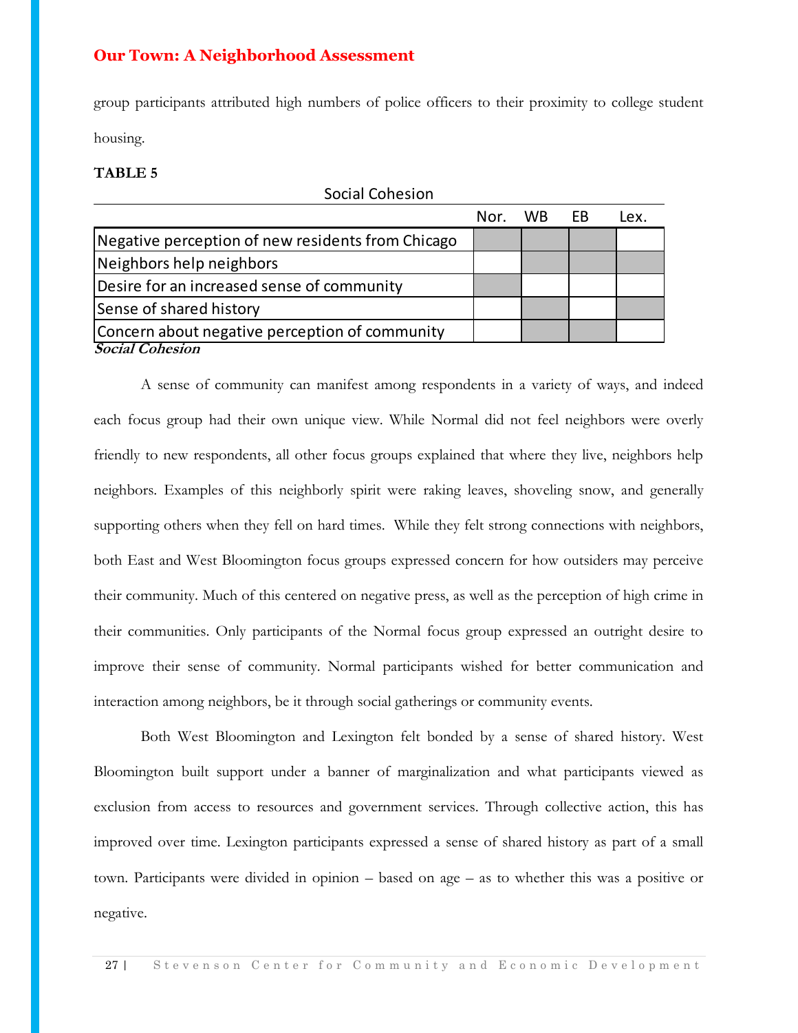group participants attributed high numbers of police officers to their proximity to college student housing.

**TABLE 5**

Social Cohesion

| | Nor. | WB | EB | Lex. |
|---|---|---|---|---|
| Negative perception of new residents from Chicago | X | X | X | |
| Neighbors help neighbors | | X | X | X |
| Desire for an increased sense of community | X | | | |
| Sense of shared history | | X | | X |
| Concern about negative perception of community | | X | X | |

***Social Cohesion***

A sense of community can manifest among respondents in a variety of ways, and indeed each focus group had their own unique view. While Normal did not feel neighbors were overly friendly to new respondents, all other focus groups explained that where they live, neighbors help neighbors. Examples of this neighborly spirit were raking leaves, shoveling snow, and generally supporting others when they fell on hard times. While they felt strong connections with neighbors, both East and West Bloomington focus groups expressed concern for how outsiders may perceive their community. Much of this centered on negative press, as well as the perception of high crime in their communities. Only participants of the Normal focus group expressed an outright desire to improve their sense of community. Normal participants wished for better communication and interaction among neighbors, be it through social gatherings or community events.

Both West Bloomington and Lexington felt bonded by a sense of shared history. West Bloomington built support under a banner of marginalization and what participants viewed as exclusion from access to resources and government services. Through collective action, this has improved over time. Lexington participants expressed a sense of shared history as part of a small town. Participants were divided in opinion – based on age – as to whether this was a positive or negative.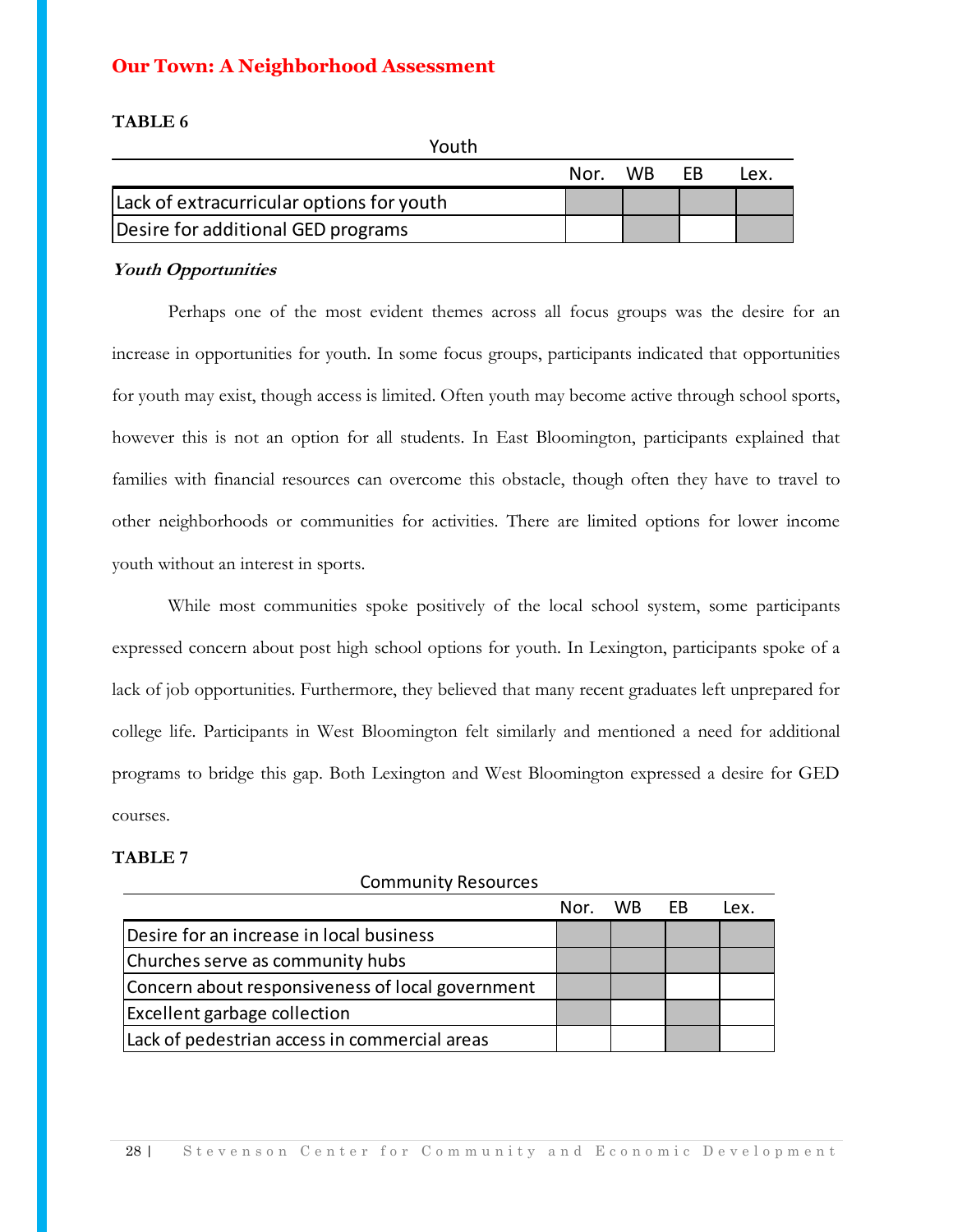**TABLE 6**

| Youth | Nor. | WB | EB | Lex. |
|---|---|---|---|---|
| Lack of extracurricular options for youth | X | X | X | X |
| Desire for additional GED programs | | X | | X |

***Youth Opportunities***

Perhaps one of the most evident themes across all focus groups was the desire for an increase in opportunities for youth. In some focus groups, participants indicated that opportunities for youth may exist, though access is limited. Often youth may become active through school sports, however this is not an option for all students. In East Bloomington, participants explained that families with financial resources can overcome this obstacle, though often they have to travel to other neighborhoods or communities for activities. There are limited options for lower income youth without an interest in sports.

While most communities spoke positively of the local school system, some participants expressed concern about post high school options for youth. In Lexington, participants spoke of a lack of job opportunities. Furthermore, they believed that many recent graduates left unprepared for college life. Participants in West Bloomington felt similarly and mentioned a need for additional programs to bridge this gap. Both Lexington and West Bloomington expressed a desire for GED courses.

**TABLE 7**

| Community Resources | Nor. | WB | EB | Lex. |
|---|---|---|---|---|
| Desire for an increase in local business | X | X | X | X |
| Churches serve as community hubs | X | X | X | X |
| Concern about responsiveness of local government | X | X | | |
| Excellent garbage collection | X | | X | |
| Lack of pedestrian access in commercial areas | | | X | |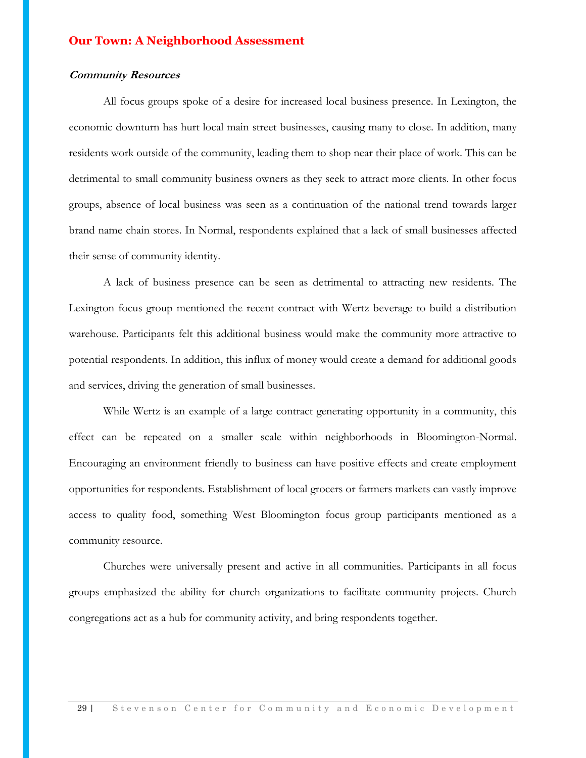## Our Town: A Neighborhood Assessment

### *Community Resources*

All focus groups spoke of a desire for increased local business presence. In Lexington, the economic downturn has hurt local main street businesses, causing many to close. In addition, many residents work outside of the community, leading them to shop near their place of work. This can be detrimental to small community business owners as they seek to attract more clients. In other focus groups, absence of local business was seen as a continuation of the national trend towards larger brand name chain stores. In Normal, respondents explained that a lack of small businesses affected their sense of community identity.

A lack of business presence can be seen as detrimental to attracting new residents. The Lexington focus group mentioned the recent contract with Wertz beverage to build a distribution warehouse. Participants felt this additional business would make the community more attractive to potential respondents. In addition, this influx of money would create a demand for additional goods and services, driving the generation of small businesses.

While Wertz is an example of a large contract generating opportunity in a community, this effect can be repeated on a smaller scale within neighborhoods in Bloomington-Normal. Encouraging an environment friendly to business can have positive effects and create employment opportunities for respondents. Establishment of local grocers or farmers markets can vastly improve access to quality food, something West Bloomington focus group participants mentioned as a community resource.

Churches were universally present and active in all communities. Participants in all focus groups emphasized the ability for church organizations to facilitate community projects. Church congregations act as a hub for community activity, and bring respondents together.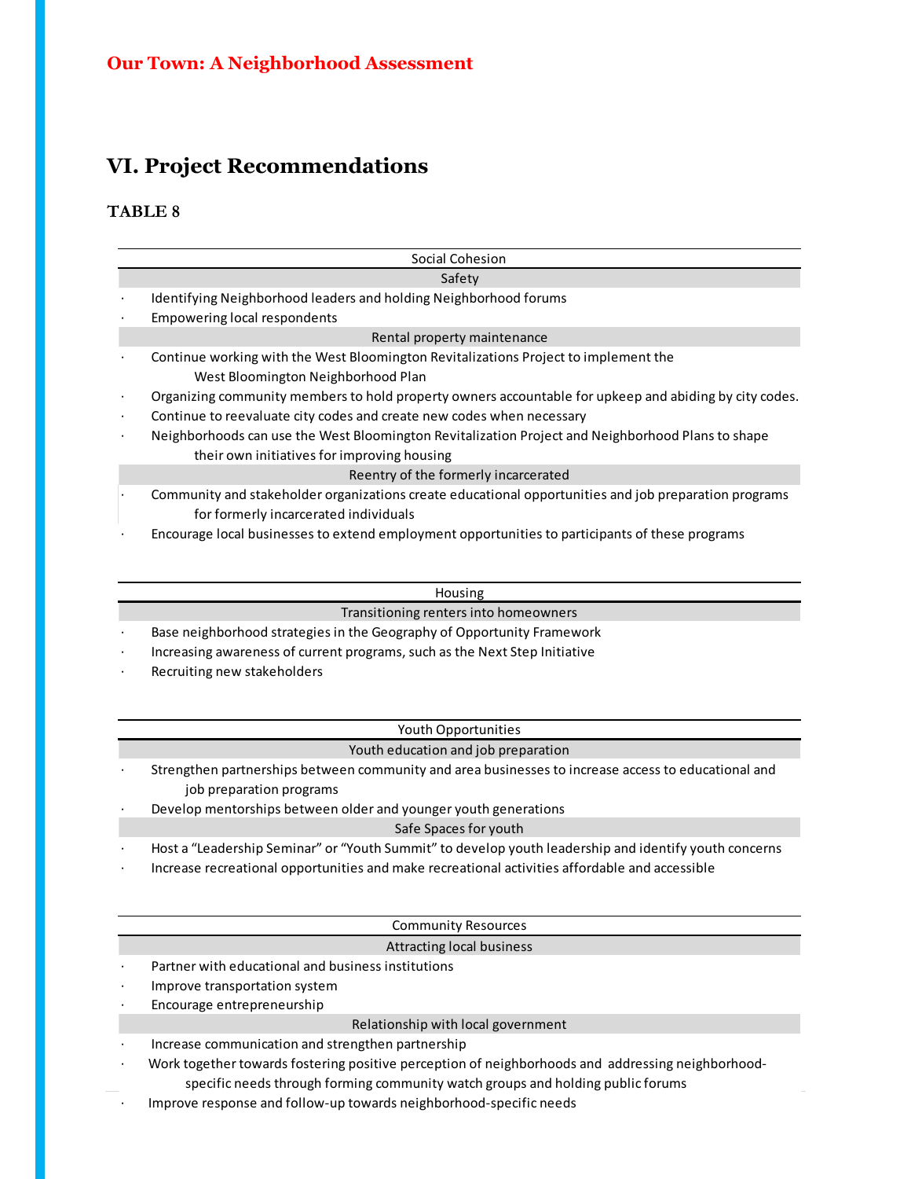## VI. Project Recommendations

### TABLE 8

**Social Cohesion**

**Safety**

- Identifying Neighborhood leaders and holding Neighborhood forums
- Empowering local respondents

**Rental property maintenance**

- Continue working with the West Bloomington Revitalizations Project to implement the West Bloomington Neighborhood Plan
- Organizing community members to hold property owners accountable for upkeep and abiding by city codes.
- Continue to reevaluate city codes and create new codes when necessary
- Neighborhoods can use the West Bloomington Revitalization Project and Neighborhood Plans to shape their own initiatives for improving housing

**Reentry of the formerly incarcerated**

- Community and stakeholder organizations create educational opportunities and job preparation programs for formerly incarcerated individuals
- Encourage local businesses to extend employment opportunities to participants of these programs

**Housing**

**Transitioning renters into homeowners**

- Base neighborhood strategies in the Geography of Opportunity Framework
- Increasing awareness of current programs, such as the Next Step Initiative
- Recruiting new stakeholders

**Youth Opportunities**

**Youth education and job preparation**

- Strengthen partnerships between community and area businesses to increase access to educational and job preparation programs
- Develop mentorships between older and younger youth generations

**Safe Spaces for youth**

- Host a "Leadership Seminar" or "Youth Summit" to develop youth leadership and identify youth concerns
- Increase recreational opportunities and make recreational activities affordable and accessible

**Community Resources**

**Attracting local business**

- Partner with educational and business institutions
- Improve transportation system
- Encourage entrepreneurship

**Relationship with local government**

- Increase communication and strengthen partnership
- Work together towards fostering positive perception of neighborhoods and addressing neighborhood-specific needs through forming community watch groups and holding public forums
- Improve response and follow-up towards neighborhood-specific needs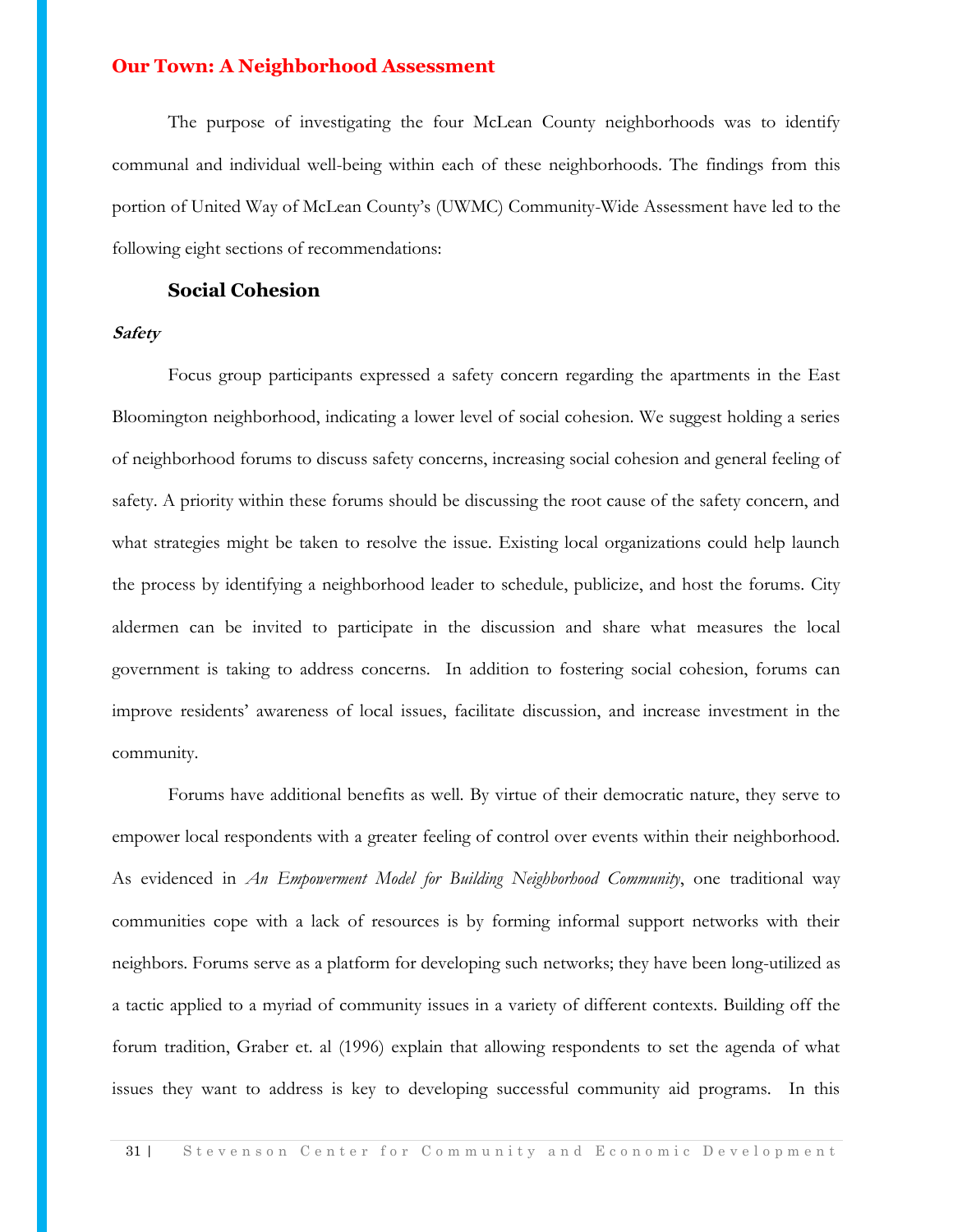## Our Town: A Neighborhood Assessment

The purpose of investigating the four McLean County neighborhoods was to identify communal and individual well-being within each of these neighborhoods. The findings from this portion of United Way of McLean County's (UWMC) Community-Wide Assessment have led to the following eight sections of recommendations:

### Social Cohesion

#### *Safety*

Focus group participants expressed a safety concern regarding the apartments in the East Bloomington neighborhood, indicating a lower level of social cohesion. We suggest holding a series of neighborhood forums to discuss safety concerns, increasing social cohesion and general feeling of safety. A priority within these forums should be discussing the root cause of the safety concern, and what strategies might be taken to resolve the issue. Existing local organizations could help launch the process by identifying a neighborhood leader to schedule, publicize, and host the forums. City aldermen can be invited to participate in the discussion and share what measures the local government is taking to address concerns. In addition to fostering social cohesion, forums can improve residents' awareness of local issues, facilitate discussion, and increase investment in the community.

Forums have additional benefits as well. By virtue of their democratic nature, they serve to empower local respondents with a greater feeling of control over events within their neighborhood. As evidenced in *An Empowerment Model for Building Neighborhood Community*, one traditional way communities cope with a lack of resources is by forming informal support networks with their neighbors. Forums serve as a platform for developing such networks; they have been long-utilized as a tactic applied to a myriad of community issues in a variety of different contexts. Building off the forum tradition, Graber et. al (1996) explain that allowing respondents to set the agenda of what issues they want to address is key to developing successful community aid programs. In this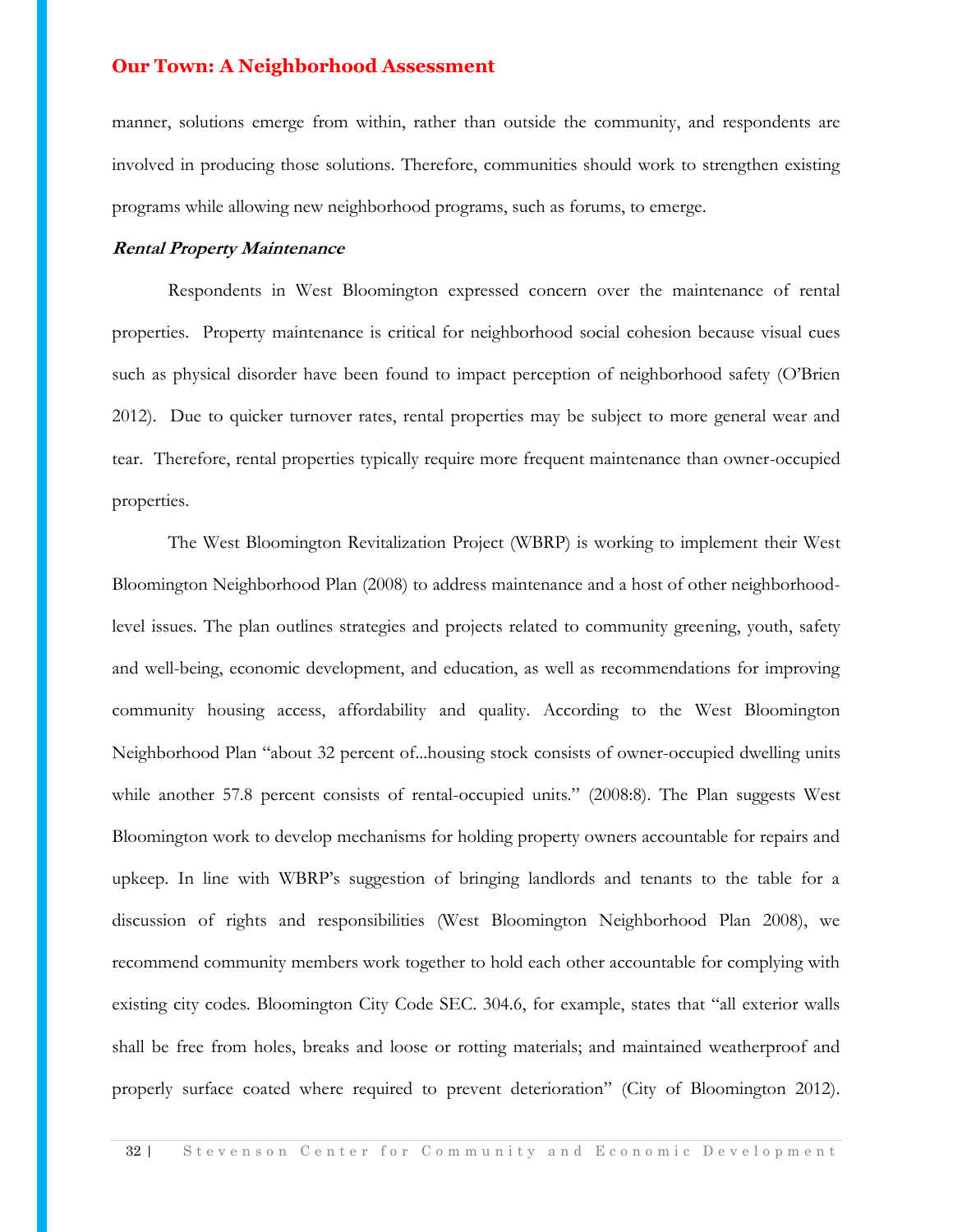manner, solutions emerge from within, rather than outside the community, and respondents are involved in producing those solutions. Therefore, communities should work to strengthen existing programs while allowing new neighborhood programs, such as forums, to emerge.

***Rental Property Maintenance***

Respondents in West Bloomington expressed concern over the maintenance of rental properties. Property maintenance is critical for neighborhood social cohesion because visual cues such as physical disorder have been found to impact perception of neighborhood safety (O'Brien 2012). Due to quicker turnover rates, rental properties may be subject to more general wear and tear. Therefore, rental properties typically require more frequent maintenance than owner-occupied properties.

The West Bloomington Revitalization Project (WBRP) is working to implement their West Bloomington Neighborhood Plan (2008) to address maintenance and a host of other neighborhood-level issues. The plan outlines strategies and projects related to community greening, youth, safety and well-being, economic development, and education, as well as recommendations for improving community housing access, affordability and quality. According to the West Bloomington Neighborhood Plan "about 32 percent of...housing stock consists of owner-occupied dwelling units while another 57.8 percent consists of rental-occupied units." (2008:8). The Plan suggests West Bloomington work to develop mechanisms for holding property owners accountable for repairs and upkeep. In line with WBRP's suggestion of bringing landlords and tenants to the table for a discussion of rights and responsibilities (West Bloomington Neighborhood Plan 2008), we recommend community members work together to hold each other accountable for complying with existing city codes. Bloomington City Code SEC. 304.6, for example, states that "all exterior walls shall be free from holes, breaks and loose or rotting materials; and maintained weatherproof and properly surface coated where required to prevent deterioration" (City of Bloomington 2012).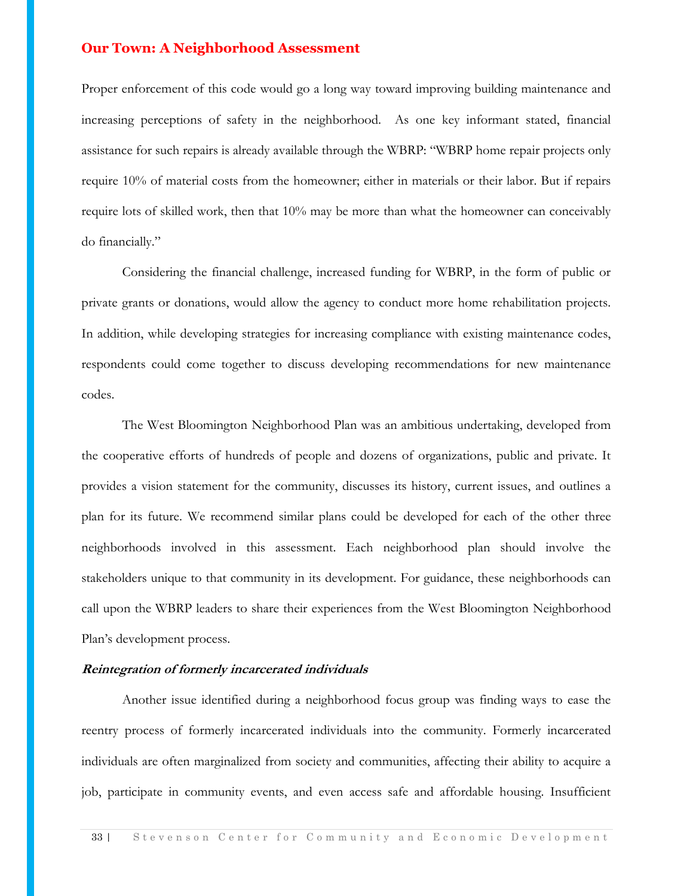Proper enforcement of this code would go a long way toward improving building maintenance and increasing perceptions of safety in the neighborhood. As one key informant stated, financial assistance for such repairs is already available through the WBRP: "WBRP home repair projects only require 10% of material costs from the homeowner; either in materials or their labor. But if repairs require lots of skilled work, then that 10% may be more than what the homeowner can conceivably do financially."

Considering the financial challenge, increased funding for WBRP, in the form of public or private grants or donations, would allow the agency to conduct more home rehabilitation projects. In addition, while developing strategies for increasing compliance with existing maintenance codes, respondents could come together to discuss developing recommendations for new maintenance codes.

The West Bloomington Neighborhood Plan was an ambitious undertaking, developed from the cooperative efforts of hundreds of people and dozens of organizations, public and private. It provides a vision statement for the community, discusses its history, current issues, and outlines a plan for its future. We recommend similar plans could be developed for each of the other three neighborhoods involved in this assessment. Each neighborhood plan should involve the stakeholders unique to that community in its development. For guidance, these neighborhoods can call upon the WBRP leaders to share their experiences from the West Bloomington Neighborhood Plan's development process.

#### *Reintegration of formerly incarcerated individuals*

Another issue identified during a neighborhood focus group was finding ways to ease the reentry process of formerly incarcerated individuals into the community. Formerly incarcerated individuals are often marginalized from society and communities, affecting their ability to acquire a job, participate in community events, and even access safe and affordable housing. Insufficient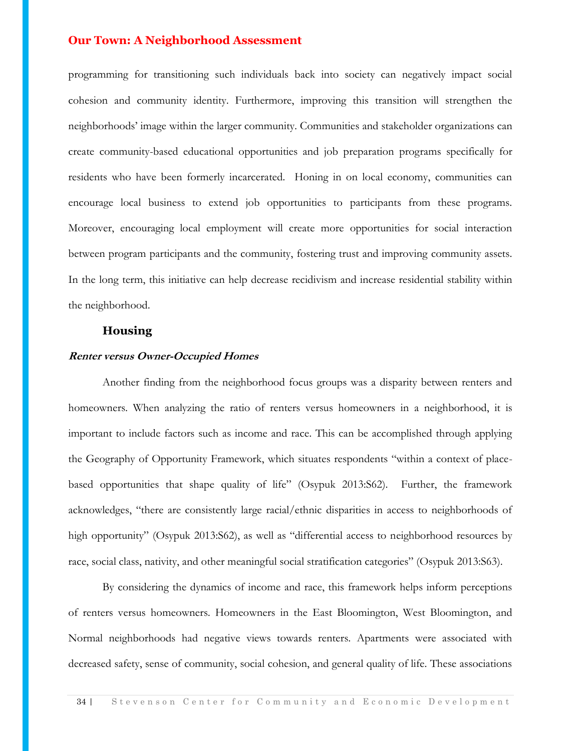programming for transitioning such individuals back into society can negatively impact social cohesion and community identity. Furthermore, improving this transition will strengthen the neighborhoods' image within the larger community. Communities and stakeholder organizations can create community-based educational opportunities and job preparation programs specifically for residents who have been formerly incarcerated. Honing in on local economy, communities can encourage local business to extend job opportunities to participants from these programs. Moreover, encouraging local employment will create more opportunities for social interaction between program participants and the community, fostering trust and improving community assets. In the long term, this initiative can help decrease recidivism and increase residential stability within the neighborhood.

### Housing

#### *Renter versus Owner-Occupied Homes*

Another finding from the neighborhood focus groups was a disparity between renters and homeowners. When analyzing the ratio of renters versus homeowners in a neighborhood, it is important to include factors such as income and race. This can be accomplished through applying the Geography of Opportunity Framework, which situates respondents "within a context of place-based opportunities that shape quality of life" (Osypuk 2013:S62). Further, the framework acknowledges, "there are consistently large racial/ethnic disparities in access to neighborhoods of high opportunity" (Osypuk 2013:S62), as well as "differential access to neighborhood resources by race, social class, nativity, and other meaningful social stratification categories" (Osypuk 2013:S63).

By considering the dynamics of income and race, this framework helps inform perceptions of renters versus homeowners. Homeowners in the East Bloomington, West Bloomington, and Normal neighborhoods had negative views towards renters. Apartments were associated with decreased safety, sense of community, social cohesion, and general quality of life. These associations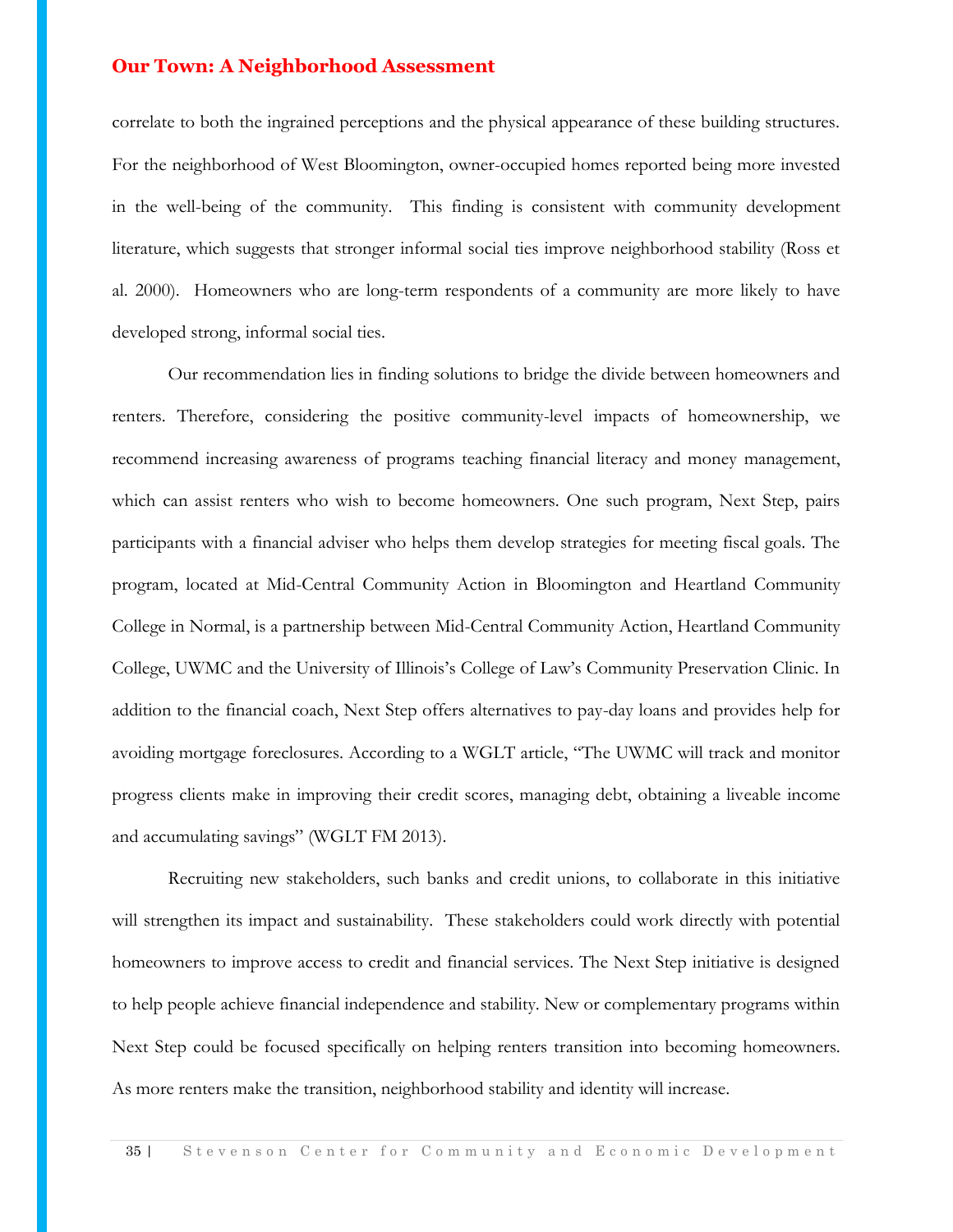correlate to both the ingrained perceptions and the physical appearance of these building structures. For the neighborhood of West Bloomington, owner-occupied homes reported being more invested in the well-being of the community. This finding is consistent with community development literature, which suggests that stronger informal social ties improve neighborhood stability (Ross et al. 2000). Homeowners who are long-term respondents of a community are more likely to have developed strong, informal social ties.

Our recommendation lies in finding solutions to bridge the divide between homeowners and renters. Therefore, considering the positive community-level impacts of homeownership, we recommend increasing awareness of programs teaching financial literacy and money management, which can assist renters who wish to become homeowners. One such program, Next Step, pairs participants with a financial adviser who helps them develop strategies for meeting fiscal goals. The program, located at Mid-Central Community Action in Bloomington and Heartland Community College in Normal, is a partnership between Mid-Central Community Action, Heartland Community College, UWMC and the University of Illinois's College of Law's Community Preservation Clinic. In addition to the financial coach, Next Step offers alternatives to pay-day loans and provides help for avoiding mortgage foreclosures. According to a WGLT article, "The UWMC will track and monitor progress clients make in improving their credit scores, managing debt, obtaining a liveable income and accumulating savings" (WGLT FM 2013).

Recruiting new stakeholders, such banks and credit unions, to collaborate in this initiative will strengthen its impact and sustainability. These stakeholders could work directly with potential homeowners to improve access to credit and financial services. The Next Step initiative is designed to help people achieve financial independence and stability. New or complementary programs within Next Step could be focused specifically on helping renters transition into becoming homeowners. As more renters make the transition, neighborhood stability and identity will increase.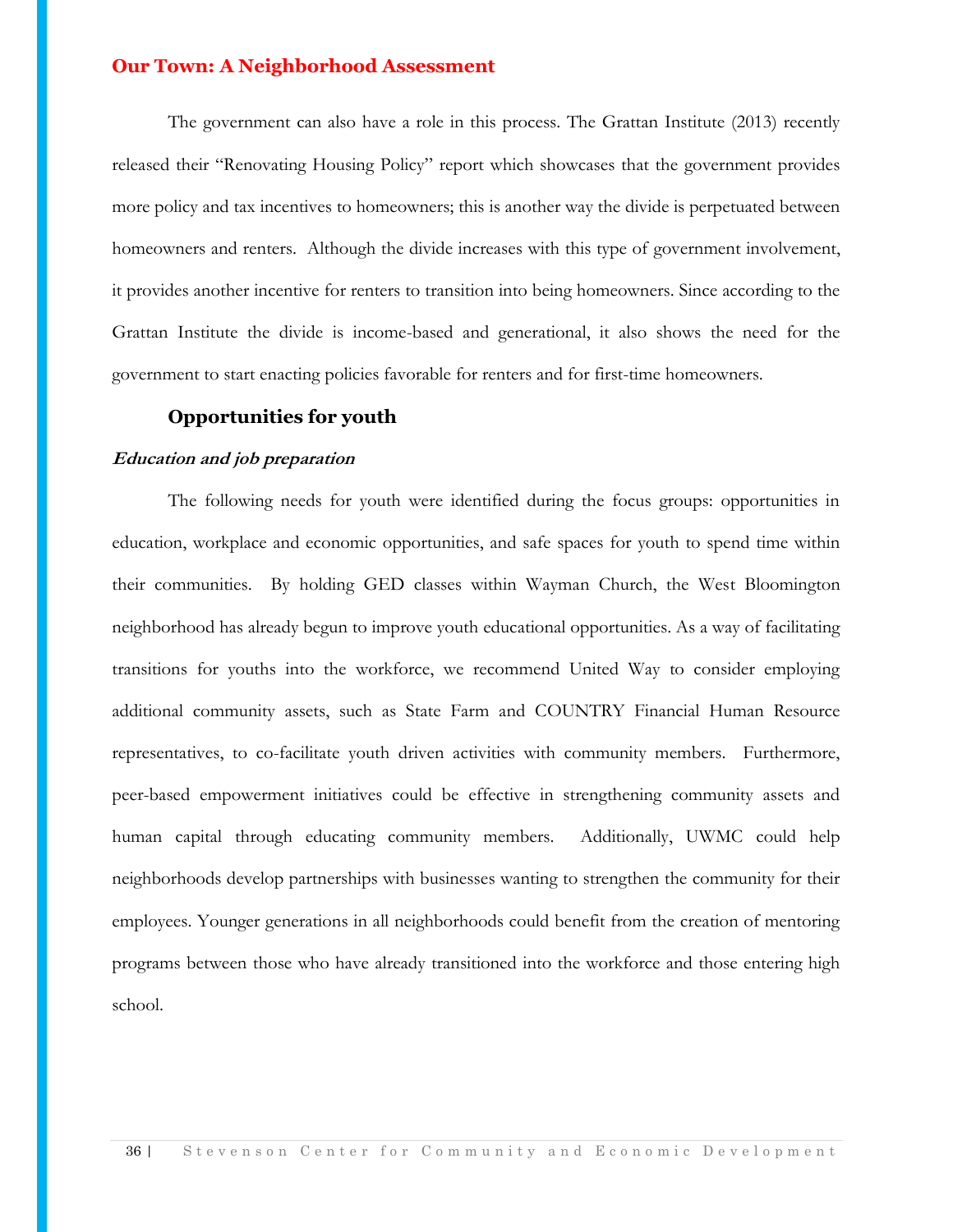The government can also have a role in this process. The Grattan Institute (2013) recently released their "Renovating Housing Policy" report which showcases that the government provides more policy and tax incentives to homeowners; this is another way the divide is perpetuated between homeowners and renters. Although the divide increases with this type of government involvement, it provides another incentive for renters to transition into being homeowners. Since according to the Grattan Institute the divide is income-based and generational, it also shows the need for the government to start enacting policies favorable for renters and for first-time homeowners.

## Opportunities for youth

### *Education and job preparation*

The following needs for youth were identified during the focus groups: opportunities in education, workplace and economic opportunities, and safe spaces for youth to spend time within their communities. By holding GED classes within Wayman Church, the West Bloomington neighborhood has already begun to improve youth educational opportunities. As a way of facilitating transitions for youths into the workforce, we recommend United Way to consider employing additional community assets, such as State Farm and COUNTRY Financial Human Resource representatives, to co-facilitate youth driven activities with community members. Furthermore, peer-based empowerment initiatives could be effective in strengthening community assets and human capital through educating community members. Additionally, UWMC could help neighborhoods develop partnerships with businesses wanting to strengthen the community for their employees. Younger generations in all neighborhoods could benefit from the creation of mentoring programs between those who have already transitioned into the workforce and those entering high school.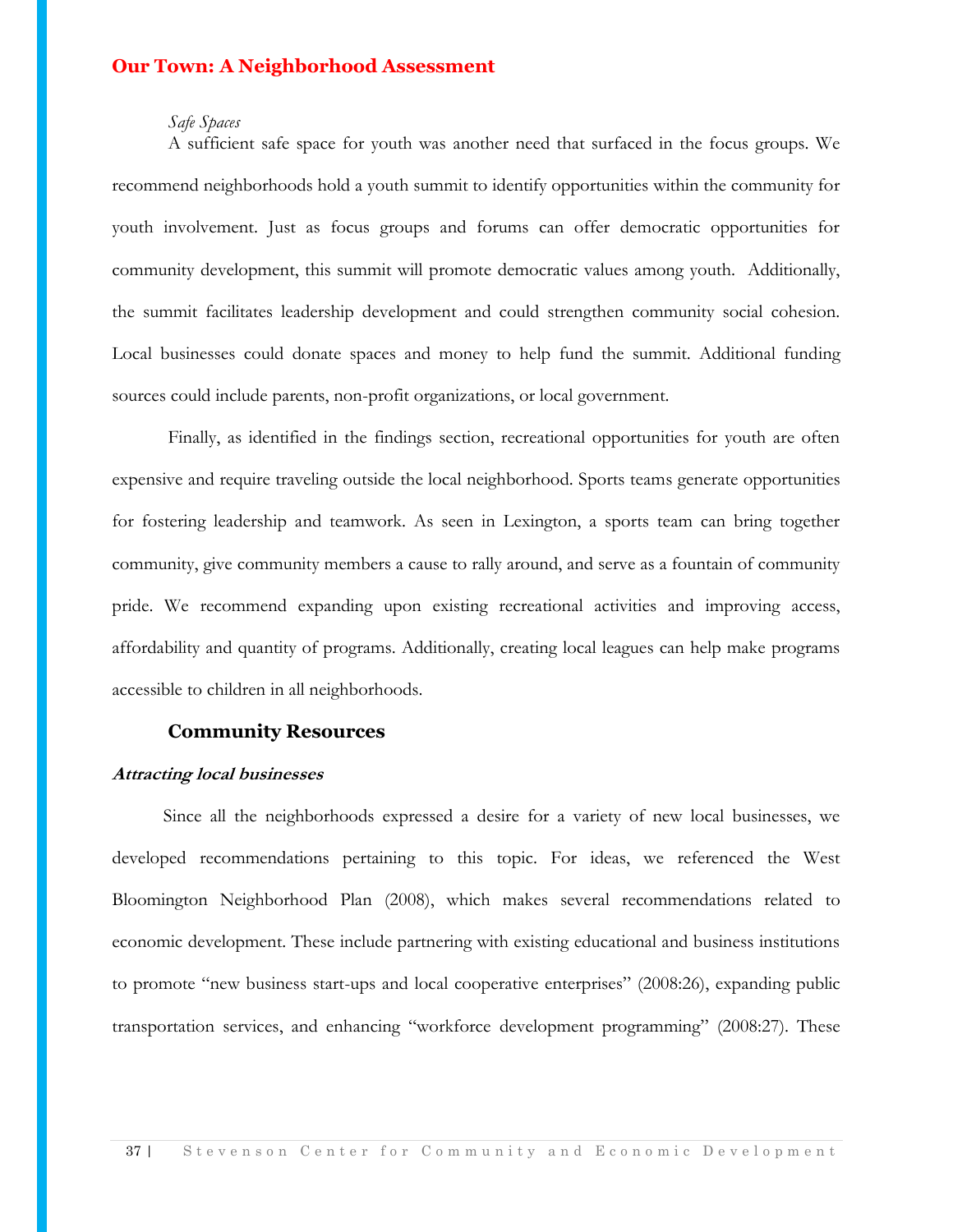*Safe Spaces*

A sufficient safe space for youth was another need that surfaced in the focus groups. We recommend neighborhoods hold a youth summit to identify opportunities within the community for youth involvement. Just as focus groups and forums can offer democratic opportunities for community development, this summit will promote democratic values among youth. Additionally, the summit facilitates leadership development and could strengthen community social cohesion. Local businesses could donate spaces and money to help fund the summit. Additional funding sources could include parents, non-profit organizations, or local government.

Finally, as identified in the findings section, recreational opportunities for youth are often expensive and require traveling outside the local neighborhood. Sports teams generate opportunities for fostering leadership and teamwork. As seen in Lexington, a sports team can bring together community, give community members a cause to rally around, and serve as a fountain of community pride. We recommend expanding upon existing recreational activities and improving access, affordability and quantity of programs. Additionally, creating local leagues can help make programs accessible to children in all neighborhoods.

### Community Resources

***Attracting local businesses***

Since all the neighborhoods expressed a desire for a variety of new local businesses, we developed recommendations pertaining to this topic. For ideas, we referenced the West Bloomington Neighborhood Plan (2008), which makes several recommendations related to economic development. These include partnering with existing educational and business institutions to promote "new business start-ups and local cooperative enterprises" (2008:26), expanding public transportation services, and enhancing "workforce development programming" (2008:27). These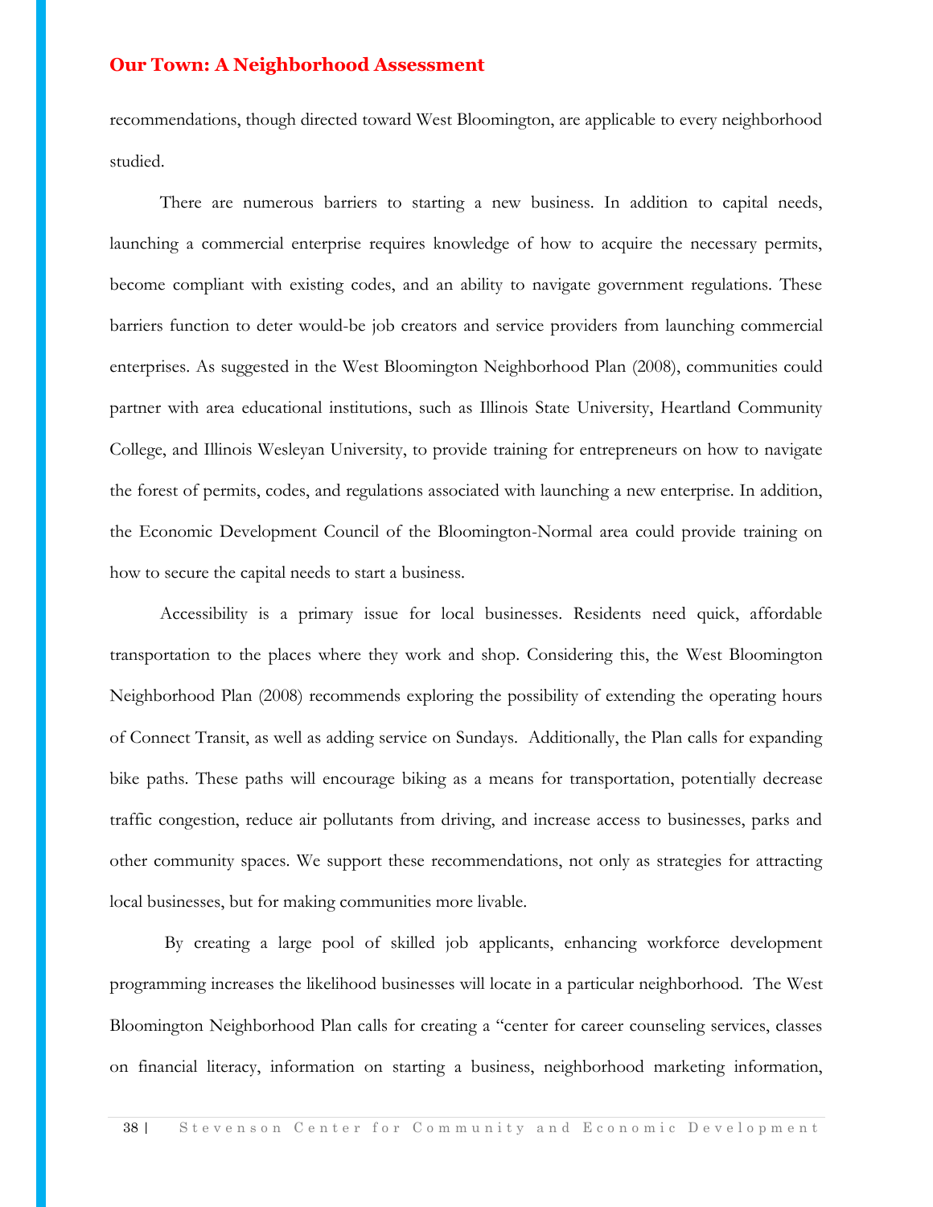recommendations, though directed toward West Bloomington, are applicable to every neighborhood studied.

There are numerous barriers to starting a new business. In addition to capital needs, launching a commercial enterprise requires knowledge of how to acquire the necessary permits, become compliant with existing codes, and an ability to navigate government regulations. These barriers function to deter would-be job creators and service providers from launching commercial enterprises. As suggested in the West Bloomington Neighborhood Plan (2008), communities could partner with area educational institutions, such as Illinois State University, Heartland Community College, and Illinois Wesleyan University, to provide training for entrepreneurs on how to navigate the forest of permits, codes, and regulations associated with launching a new enterprise. In addition, the Economic Development Council of the Bloomington-Normal area could provide training on how to secure the capital needs to start a business.

Accessibility is a primary issue for local businesses. Residents need quick, affordable transportation to the places where they work and shop. Considering this, the West Bloomington Neighborhood Plan (2008) recommends exploring the possibility of extending the operating hours of Connect Transit, as well as adding service on Sundays. Additionally, the Plan calls for expanding bike paths. These paths will encourage biking as a means for transportation, potentially decrease traffic congestion, reduce air pollutants from driving, and increase access to businesses, parks and other community spaces. We support these recommendations, not only as strategies for attracting local businesses, but for making communities more livable.

By creating a large pool of skilled job applicants, enhancing workforce development programming increases the likelihood businesses will locate in a particular neighborhood. The West Bloomington Neighborhood Plan calls for creating a "center for career counseling services, classes on financial literacy, information on starting a business, neighborhood marketing information,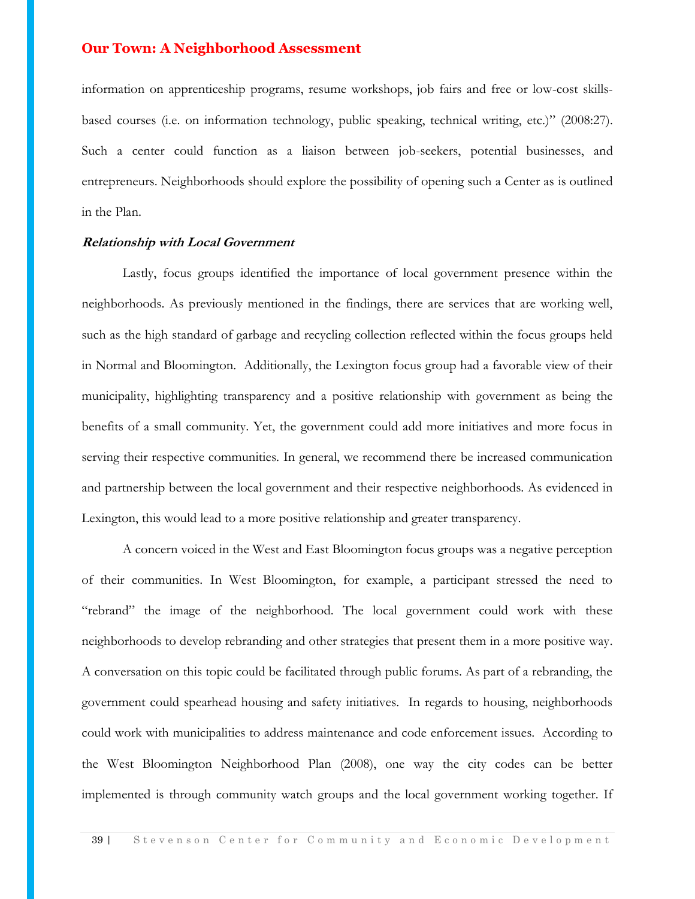information on apprenticeship programs, resume workshops, job fairs and free or low-cost skills-based courses (i.e. on information technology, public speaking, technical writing, etc.)" (2008:27). Such a center could function as a liaison between job-seekers, potential businesses, and entrepreneurs. Neighborhoods should explore the possibility of opening such a Center as is outlined in the Plan.

***Relationship with Local Government***

Lastly, focus groups identified the importance of local government presence within the neighborhoods. As previously mentioned in the findings, there are services that are working well, such as the high standard of garbage and recycling collection reflected within the focus groups held in Normal and Bloomington. Additionally, the Lexington focus group had a favorable view of their municipality, highlighting transparency and a positive relationship with government as being the benefits of a small community. Yet, the government could add more initiatives and more focus in serving their respective communities. In general, we recommend there be increased communication and partnership between the local government and their respective neighborhoods. As evidenced in Lexington, this would lead to a more positive relationship and greater transparency.

A concern voiced in the West and East Bloomington focus groups was a negative perception of their communities. In West Bloomington, for example, a participant stressed the need to "rebrand" the image of the neighborhood. The local government could work with these neighborhoods to develop rebranding and other strategies that present them in a more positive way. A conversation on this topic could be facilitated through public forums. As part of a rebranding, the government could spearhead housing and safety initiatives. In regards to housing, neighborhoods could work with municipalities to address maintenance and code enforcement issues. According to the West Bloomington Neighborhood Plan (2008), one way the city codes can be better implemented is through community watch groups and the local government working together. If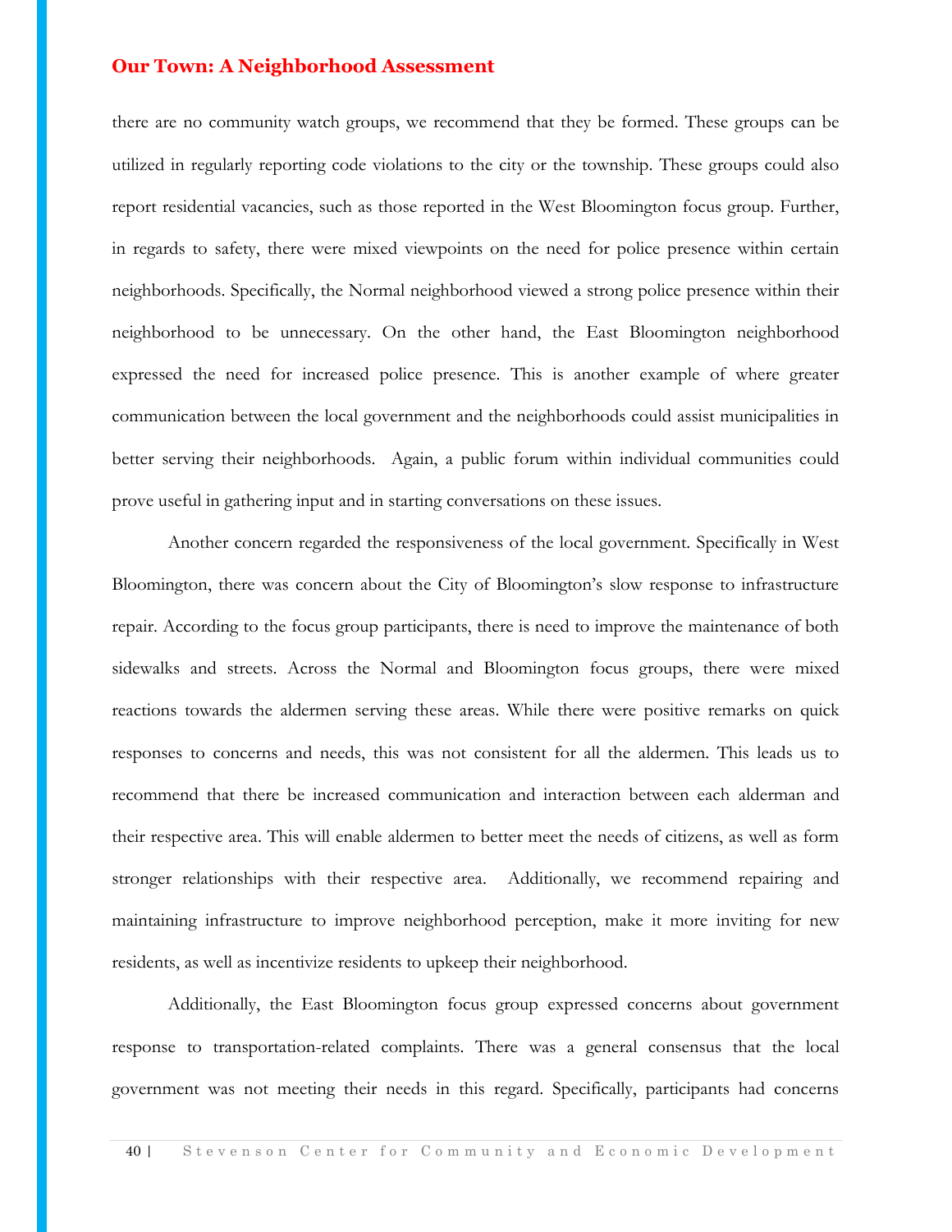there are no community watch groups, we recommend that they be formed. These groups can be utilized in regularly reporting code violations to the city or the township. These groups could also report residential vacancies, such as those reported in the West Bloomington focus group. Further, in regards to safety, there were mixed viewpoints on the need for police presence within certain neighborhoods. Specifically, the Normal neighborhood viewed a strong police presence within their neighborhood to be unnecessary. On the other hand, the East Bloomington neighborhood expressed the need for increased police presence. This is another example of where greater communication between the local government and the neighborhoods could assist municipalities in better serving their neighborhoods. Again, a public forum within individual communities could prove useful in gathering input and in starting conversations on these issues.

Another concern regarded the responsiveness of the local government. Specifically in West Bloomington, there was concern about the City of Bloomington's slow response to infrastructure repair. According to the focus group participants, there is need to improve the maintenance of both sidewalks and streets. Across the Normal and Bloomington focus groups, there were mixed reactions towards the aldermen serving these areas. While there were positive remarks on quick responses to concerns and needs, this was not consistent for all the aldermen. This leads us to recommend that there be increased communication and interaction between each alderman and their respective area. This will enable aldermen to better meet the needs of citizens, as well as form stronger relationships with their respective area. Additionally, we recommend repairing and maintaining infrastructure to improve neighborhood perception, make it more inviting for new residents, as well as incentivize residents to upkeep their neighborhood.

Additionally, the East Bloomington focus group expressed concerns about government response to transportation-related complaints. There was a general consensus that the local government was not meeting their needs in this regard. Specifically, participants had concerns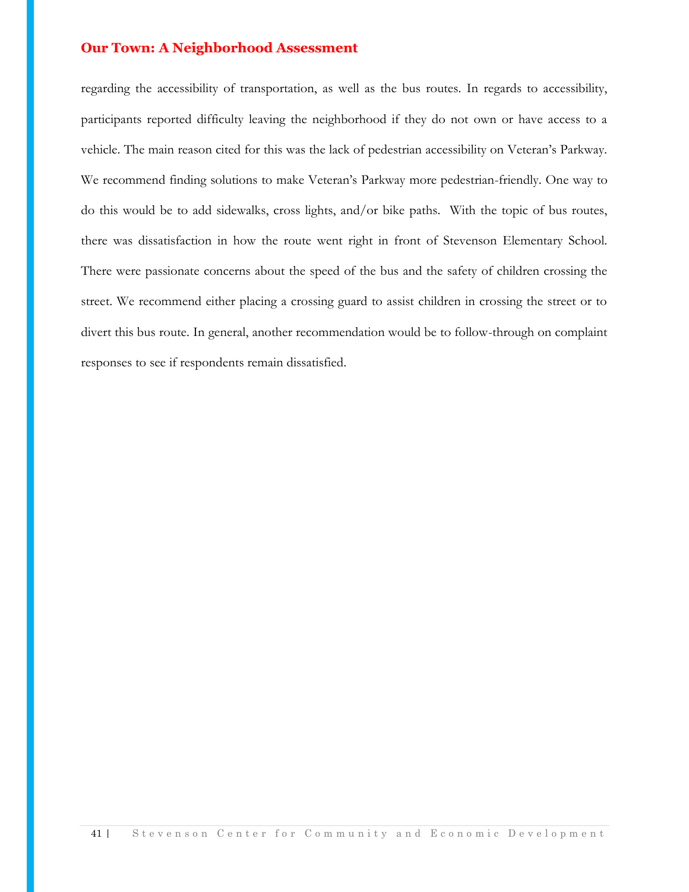regarding the accessibility of transportation, as well as the bus routes. In regards to accessibility, participants reported difficulty leaving the neighborhood if they do not own or have access to a vehicle. The main reason cited for this was the lack of pedestrian accessibility on Veteran's Parkway. We recommend finding solutions to make Veteran's Parkway more pedestrian-friendly. One way to do this would be to add sidewalks, cross lights, and/or bike paths. With the topic of bus routes, there was dissatisfaction in how the route went right in front of Stevenson Elementary School. There were passionate concerns about the speed of the bus and the safety of children crossing the street. We recommend either placing a crossing guard to assist children in crossing the street or to divert this bus route. In general, another recommendation would be to follow-through on complaint responses to see if respondents remain dissatisfied.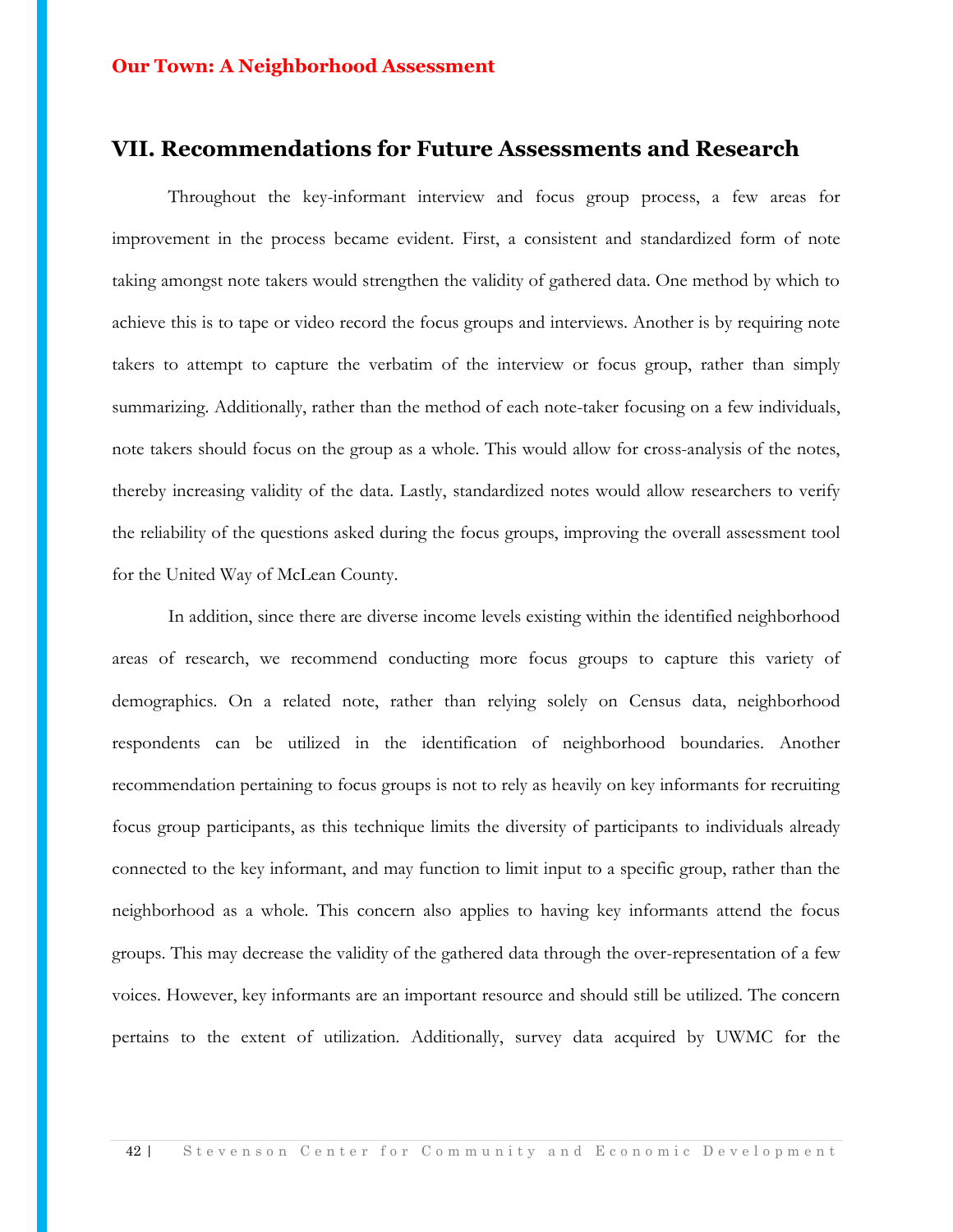## VII. Recommendations for Future Assessments and Research

Throughout the key-informant interview and focus group process, a few areas for improvement in the process became evident. First, a consistent and standardized form of note taking amongst note takers would strengthen the validity of gathered data. One method by which to achieve this is to tape or video record the focus groups and interviews. Another is by requiring note takers to attempt to capture the verbatim of the interview or focus group, rather than simply summarizing. Additionally, rather than the method of each note-taker focusing on a few individuals, note takers should focus on the group as a whole. This would allow for cross-analysis of the notes, thereby increasing validity of the data. Lastly, standardized notes would allow researchers to verify the reliability of the questions asked during the focus groups, improving the overall assessment tool for the United Way of McLean County.

In addition, since there are diverse income levels existing within the identified neighborhood areas of research, we recommend conducting more focus groups to capture this variety of demographics. On a related note, rather than relying solely on Census data, neighborhood respondents can be utilized in the identification of neighborhood boundaries. Another recommendation pertaining to focus groups is not to rely as heavily on key informants for recruiting focus group participants, as this technique limits the diversity of participants to individuals already connected to the key informant, and may function to limit input to a specific group, rather than the neighborhood as a whole. This concern also applies to having key informants attend the focus groups. This may decrease the validity of the gathered data through the over-representation of a few voices. However, key informants are an important resource and should still be utilized. The concern pertains to the extent of utilization. Additionally, survey data acquired by UWMC for the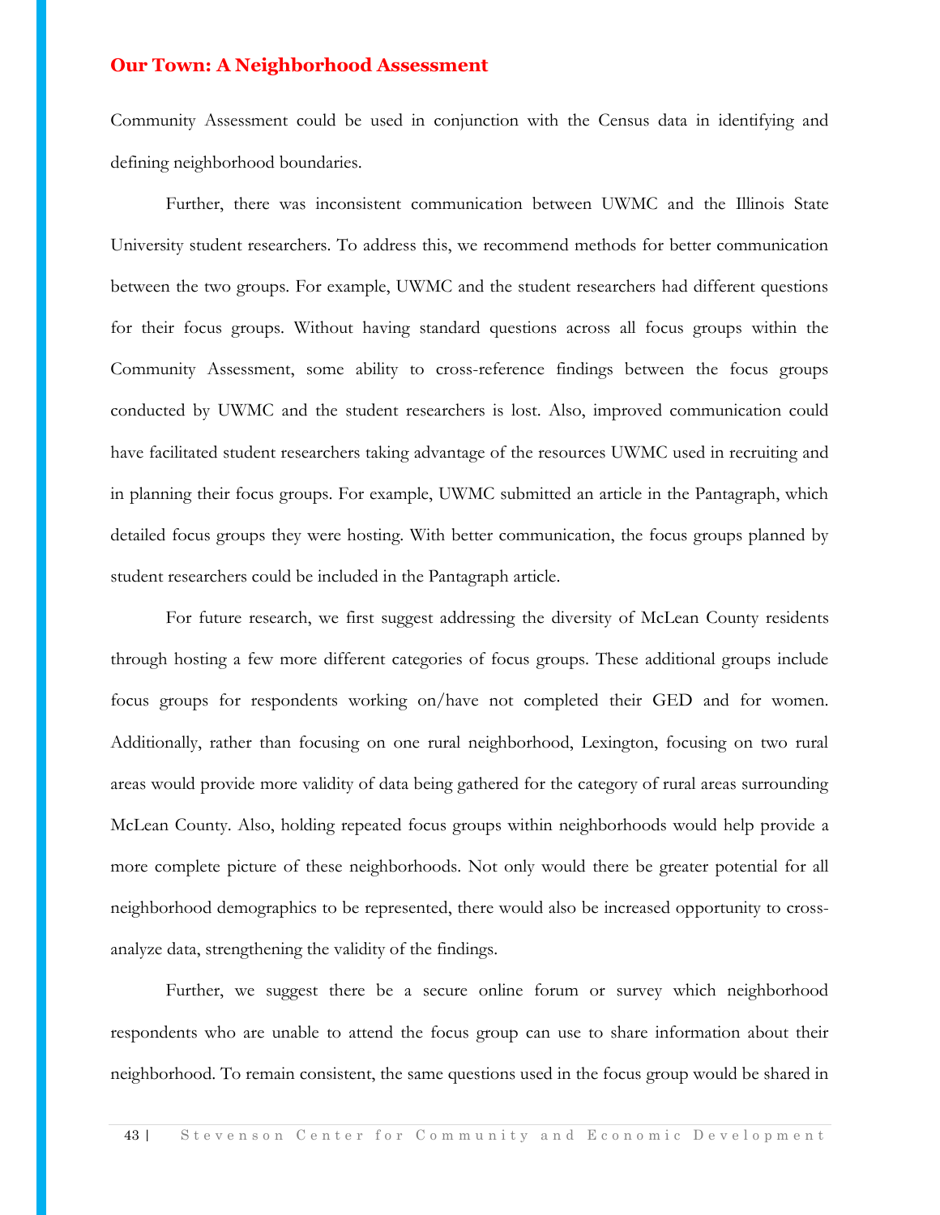Community Assessment could be used in conjunction with the Census data in identifying and defining neighborhood boundaries.

Further, there was inconsistent communication between UWMC and the Illinois State University student researchers. To address this, we recommend methods for better communication between the two groups. For example, UWMC and the student researchers had different questions for their focus groups. Without having standard questions across all focus groups within the Community Assessment, some ability to cross-reference findings between the focus groups conducted by UWMC and the student researchers is lost. Also, improved communication could have facilitated student researchers taking advantage of the resources UWMC used in recruiting and in planning their focus groups. For example, UWMC submitted an article in the Pantagraph, which detailed focus groups they were hosting. With better communication, the focus groups planned by student researchers could be included in the Pantagraph article.

For future research, we first suggest addressing the diversity of McLean County residents through hosting a few more different categories of focus groups. These additional groups include focus groups for respondents working on/have not completed their GED and for women. Additionally, rather than focusing on one rural neighborhood, Lexington, focusing on two rural areas would provide more validity of data being gathered for the category of rural areas surrounding McLean County. Also, holding repeated focus groups within neighborhoods would help provide a more complete picture of these neighborhoods. Not only would there be greater potential for all neighborhood demographics to be represented, there would also be increased opportunity to cross-analyze data, strengthening the validity of the findings.

Further, we suggest there be a secure online forum or survey which neighborhood respondents who are unable to attend the focus group can use to share information about their neighborhood. To remain consistent, the same questions used in the focus group would be shared in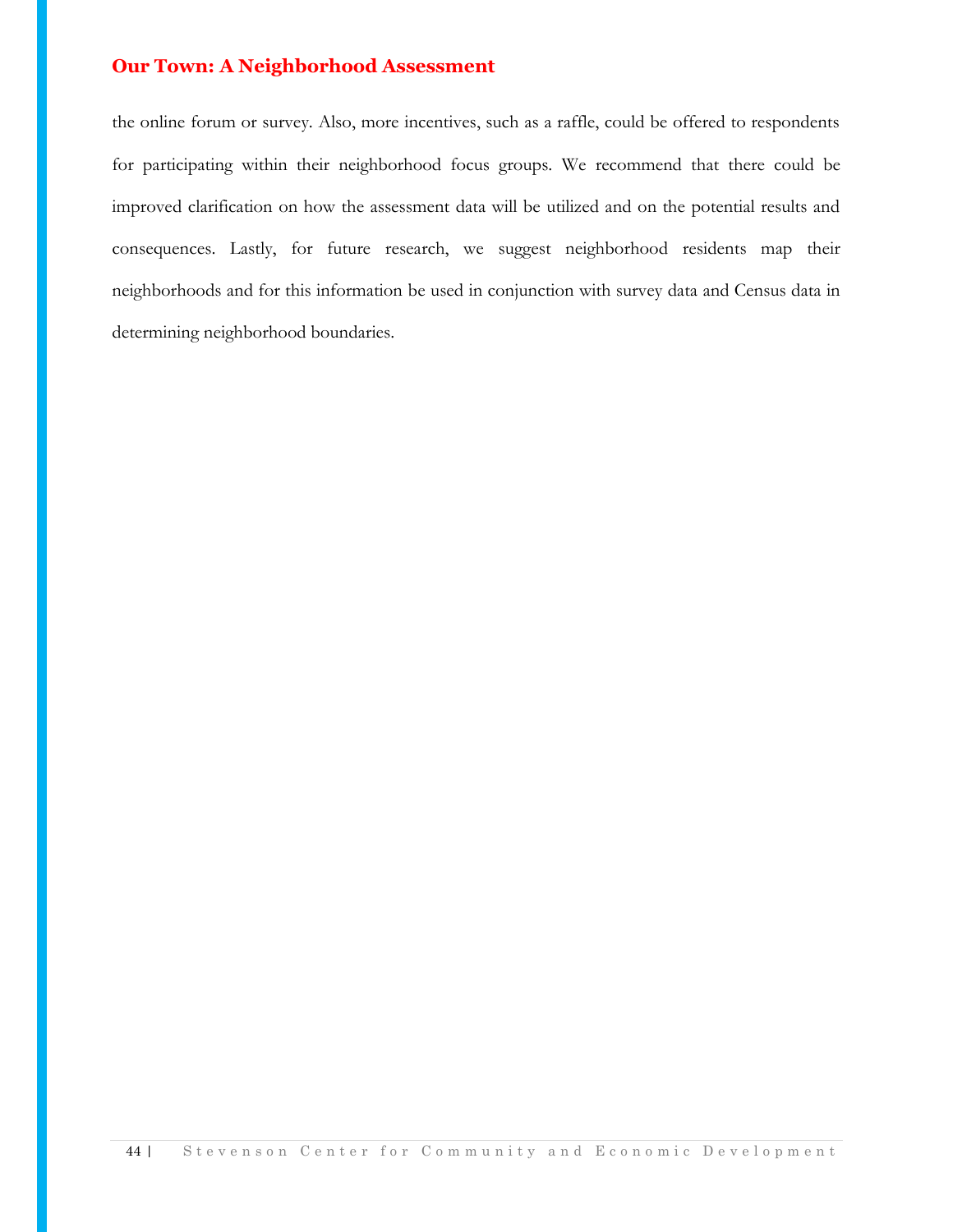the online forum or survey. Also, more incentives, such as a raffle, could be offered to respondents for participating within their neighborhood focus groups. We recommend that there could be improved clarification on how the assessment data will be utilized and on the potential results and consequences. Lastly, for future research, we suggest neighborhood residents map their neighborhoods and for this information be used in conjunction with survey data and Census data in determining neighborhood boundaries.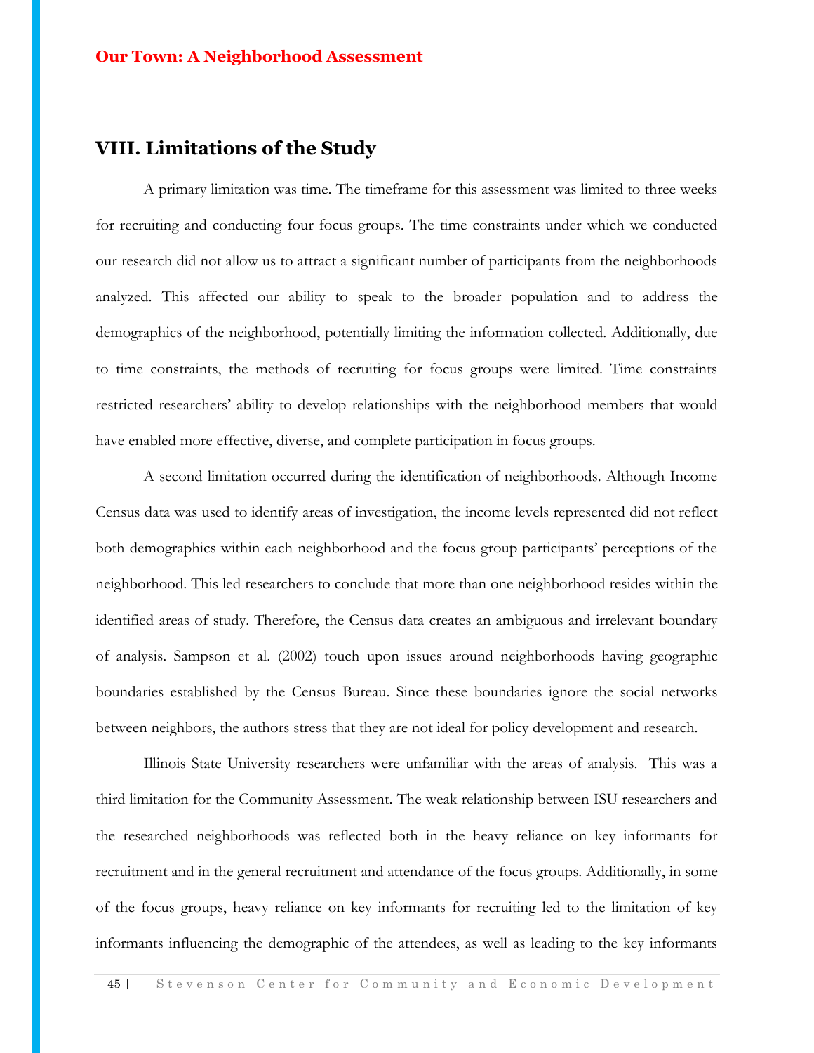## VIII. Limitations of the Study

A primary limitation was time. The timeframe for this assessment was limited to three weeks for recruiting and conducting four focus groups. The time constraints under which we conducted our research did not allow us to attract a significant number of participants from the neighborhoods analyzed. This affected our ability to speak to the broader population and to address the demographics of the neighborhood, potentially limiting the information collected. Additionally, due to time constraints, the methods of recruiting for focus groups were limited. Time constraints restricted researchers' ability to develop relationships with the neighborhood members that would have enabled more effective, diverse, and complete participation in focus groups.

A second limitation occurred during the identification of neighborhoods. Although Income Census data was used to identify areas of investigation, the income levels represented did not reflect both demographics within each neighborhood and the focus group participants' perceptions of the neighborhood. This led researchers to conclude that more than one neighborhood resides within the identified areas of study. Therefore, the Census data creates an ambiguous and irrelevant boundary of analysis. Sampson et al. (2002) touch upon issues around neighborhoods having geographic boundaries established by the Census Bureau. Since these boundaries ignore the social networks between neighbors, the authors stress that they are not ideal for policy development and research.

Illinois State University researchers were unfamiliar with the areas of analysis. This was a third limitation for the Community Assessment. The weak relationship between ISU researchers and the researched neighborhoods was reflected both in the heavy reliance on key informants for recruitment and in the general recruitment and attendance of the focus groups. Additionally, in some of the focus groups, heavy reliance on key informants for recruiting led to the limitation of key informants influencing the demographic of the attendees, as well as leading to the key informants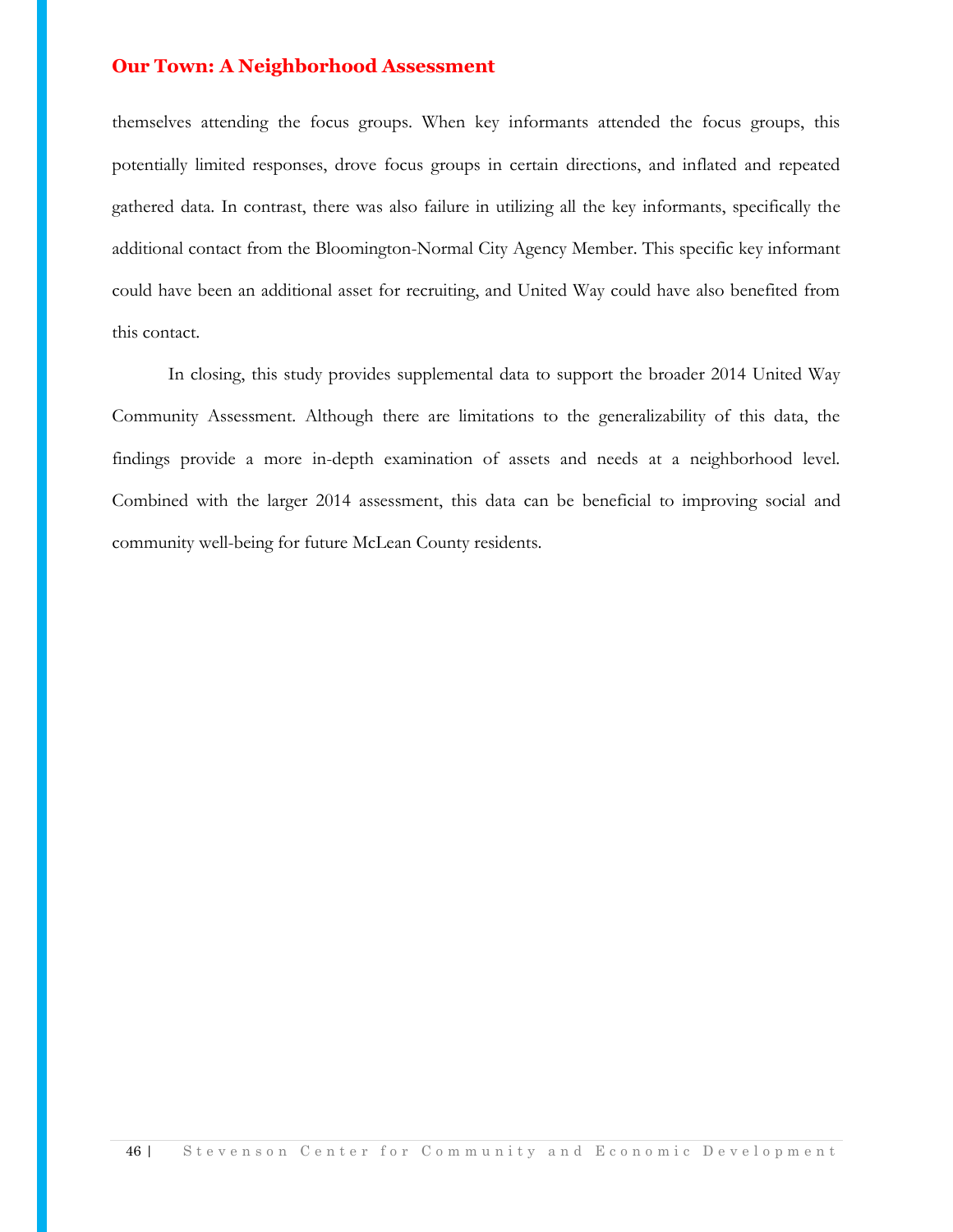themselves attending the focus groups. When key informants attended the focus groups, this potentially limited responses, drove focus groups in certain directions, and inflated and repeated gathered data. In contrast, there was also failure in utilizing all the key informants, specifically the additional contact from the Bloomington-Normal City Agency Member. This specific key informant could have been an additional asset for recruiting, and United Way could have also benefited from this contact.

In closing, this study provides supplemental data to support the broader 2014 United Way Community Assessment. Although there are limitations to the generalizability of this data, the findings provide a more in-depth examination of assets and needs at a neighborhood level. Combined with the larger 2014 assessment, this data can be beneficial to improving social and community well-being for future McLean County residents.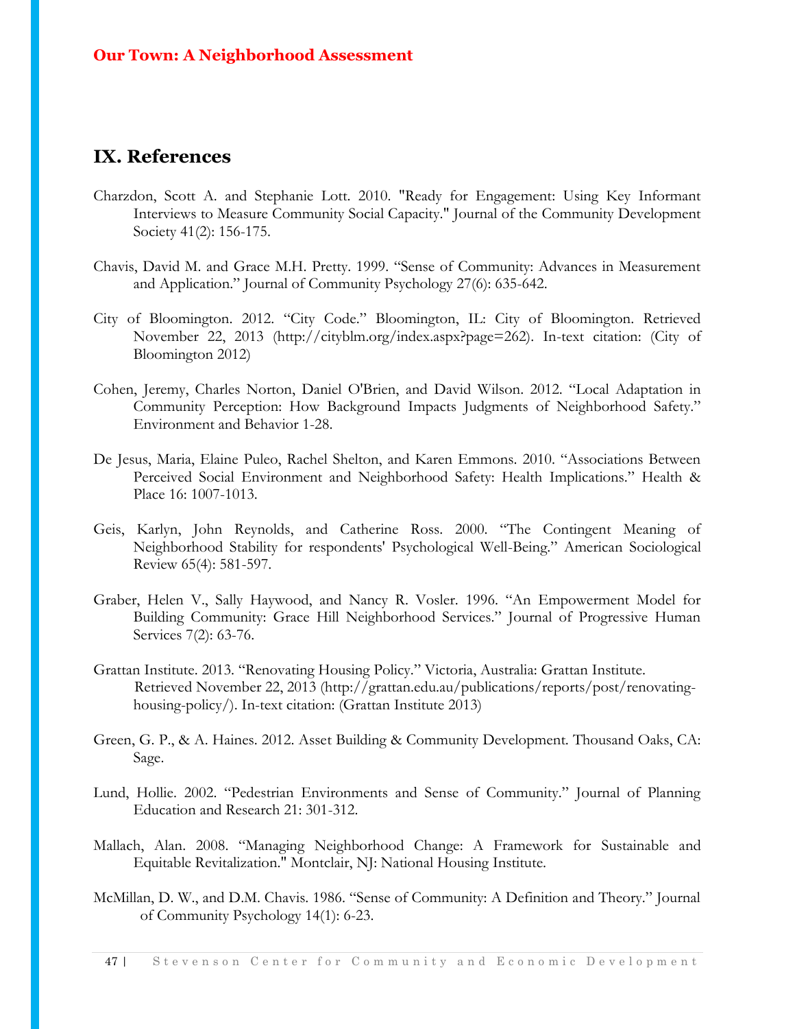## IX. References

Charzdon, Scott A. and Stephanie Lott. 2010. "Ready for Engagement: Using Key Informant Interviews to Measure Community Social Capacity." Journal of the Community Development Society 41(2): 156-175.

Chavis, David M. and Grace M.H. Pretty. 1999. "Sense of Community: Advances in Measurement and Application." Journal of Community Psychology 27(6): 635-642.

City of Bloomington. 2012. "City Code." Bloomington, IL: City of Bloomington. Retrieved November 22, 2013 (http://cityblm.org/index.aspx?page=262). In-text citation: (City of Bloomington 2012)

Cohen, Jeremy, Charles Norton, Daniel O'Brien, and David Wilson. 2012. "Local Adaptation in Community Perception: How Background Impacts Judgments of Neighborhood Safety." Environment and Behavior 1-28.

De Jesus, Maria, Elaine Puleo, Rachel Shelton, and Karen Emmons. 2010. "Associations Between Perceived Social Environment and Neighborhood Safety: Health Implications." Health & Place 16: 1007-1013.

Geis, Karlyn, John Reynolds, and Catherine Ross. 2000. "The Contingent Meaning of Neighborhood Stability for respondents' Psychological Well-Being." American Sociological Review 65(4): 581-597.

Graber, Helen V., Sally Haywood, and Nancy R. Vosler. 1996. "An Empowerment Model for Building Community: Grace Hill Neighborhood Services." Journal of Progressive Human Services 7(2): 63-76.

Grattan Institute. 2013. "Renovating Housing Policy." Victoria, Australia: Grattan Institute. Retrieved November 22, 2013 (http://grattan.edu.au/publications/reports/post/renovating-housing-policy/). In-text citation: (Grattan Institute 2013)

Green, G. P., & A. Haines. 2012. Asset Building & Community Development. Thousand Oaks, CA: Sage.

Lund, Hollie. 2002. "Pedestrian Environments and Sense of Community." Journal of Planning Education and Research 21: 301-312.

Mallach, Alan. 2008. "Managing Neighborhood Change: A Framework for Sustainable and Equitable Revitalization." Montclair, NJ: National Housing Institute.

McMillan, D. W., and D.M. Chavis. 1986. "Sense of Community: A Definition and Theory." Journal of Community Psychology 14(1): 6-23.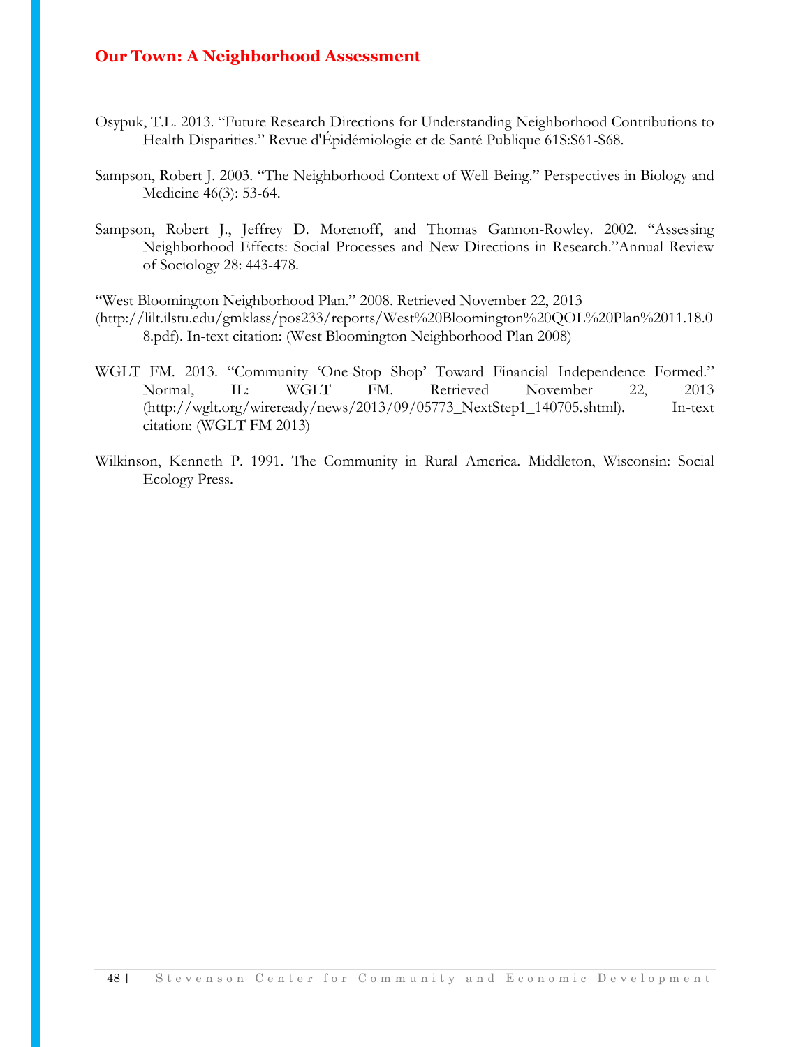Osypuk, T.L. 2013. "Future Research Directions for Understanding Neighborhood Contributions to Health Disparities." Revue d'Épidémiologie et de Santé Publique 61S:S61-S68.

Sampson, Robert J. 2003. "The Neighborhood Context of Well-Being." Perspectives in Biology and Medicine 46(3): 53-64.

Sampson, Robert J., Jeffrey D. Morenoff, and Thomas Gannon-Rowley. 2002. "Assessing Neighborhood Effects: Social Processes and New Directions in Research."Annual Review of Sociology 28: 443-478.

"West Bloomington Neighborhood Plan." 2008. Retrieved November 22, 2013 (http://lilt.ilstu.edu/gmklass/pos233/reports/West%20Bloomington%20QOL%20Plan%2011.18.08.pdf). In-text citation: (West Bloomington Neighborhood Plan 2008)

WGLT FM. 2013. "Community 'One-Stop Shop' Toward Financial Independence Formed." Normal, IL: WGLT FM. Retrieved November 22, 2013 (http://wglt.org/wireready/news/2013/09/05773_NextStep1_140705.shtml). In-text citation: (WGLT FM 2013)

Wilkinson, Kenneth P. 1991. The Community in Rural America. Middleton, Wisconsin: Social Ecology Press.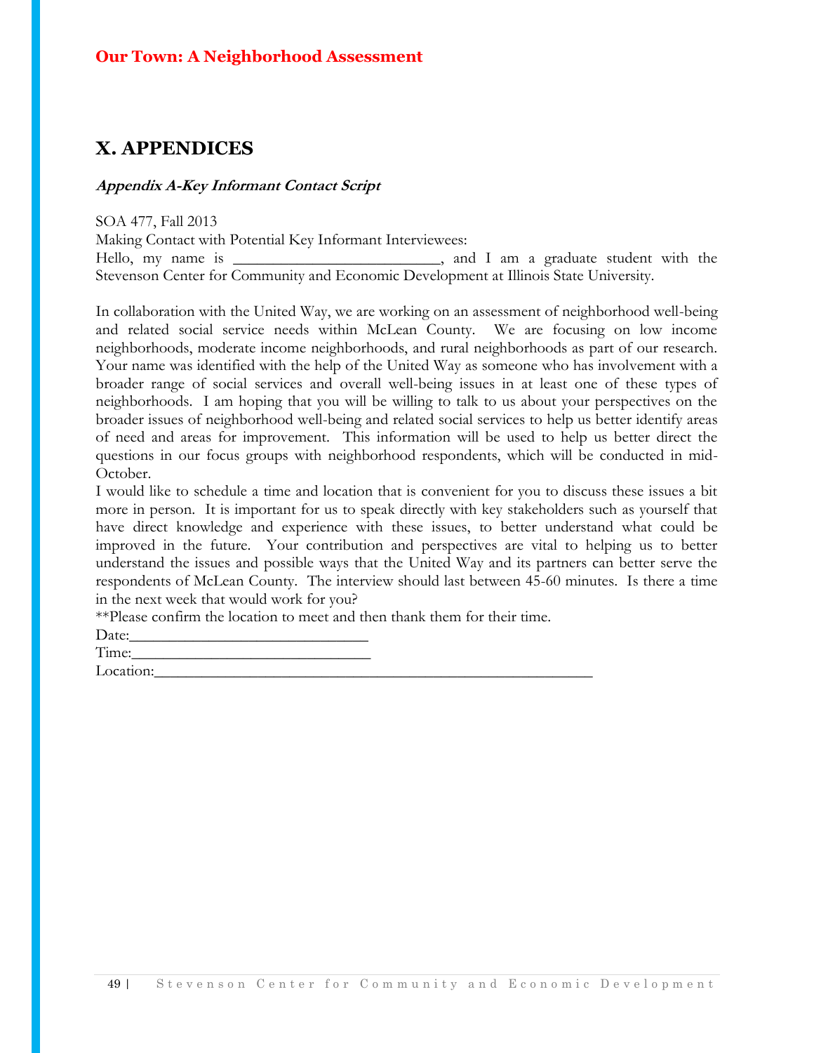# X. APPENDICES

***Appendix A-Key Informant Contact Script***

SOA 477, Fall 2013

Making Contact with Potential Key Informant Interviewees:

Hello, my name is ________________________, and I am a graduate student with the Stevenson Center for Community and Economic Development at Illinois State University.

In collaboration with the United Way, we are working on an assessment of neighborhood well-being and related social service needs within McLean County. We are focusing on low income neighborhoods, moderate income neighborhoods, and rural neighborhoods as part of our research. Your name was identified with the help of the United Way as someone who has involvement with a broader range of social services and overall well-being issues in at least one of these types of neighborhoods. I am hoping that you will be willing to talk to us about your perspectives on the broader issues of neighborhood well-being and related social services to help us better identify areas of need and areas for improvement. This information will be used to help us better direct the questions in our focus groups with neighborhood respondents, which will be conducted in mid-October.

I would like to schedule a time and location that is convenient for you to discuss these issues a bit more in person. It is important for us to speak directly with key stakeholders such as yourself that have direct knowledge and experience with these issues, to better understand what could be improved in the future. Your contribution and perspectives are vital to helping us to better understand the issues and possible ways that the United Way and its partners can better serve the respondents of McLean County. The interview should last between 45-60 minutes. Is there a time in the next week that would work for you?

**Please confirm the location to meet and then thank them for their time.

Date:____________________________

Time:____________________________

Location:_____________________________________________________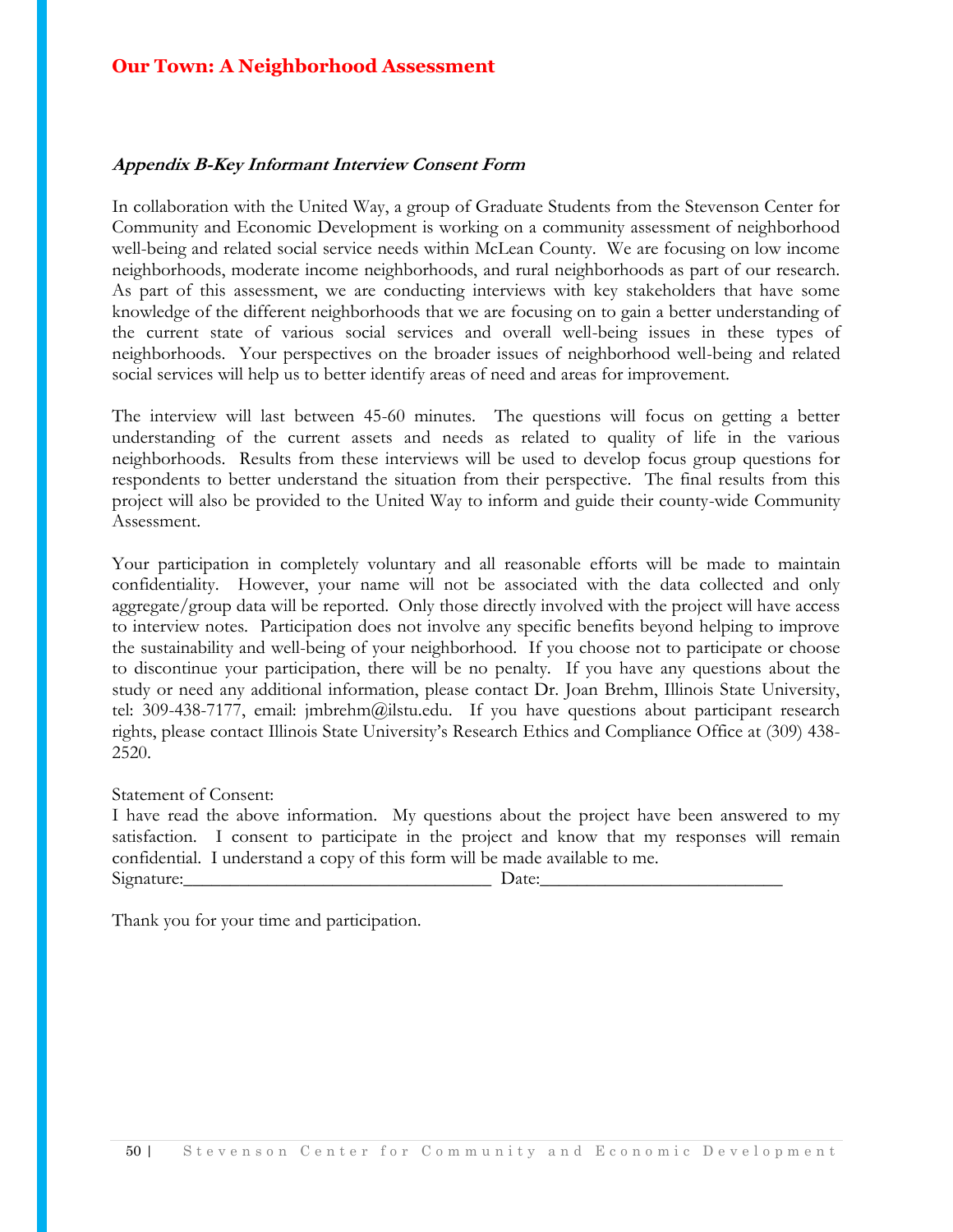## Appendix B-Key Informant Interview Consent Form

In collaboration with the United Way, a group of Graduate Students from the Stevenson Center for Community and Economic Development is working on a community assessment of neighborhood well-being and related social service needs within McLean County. We are focusing on low income neighborhoods, moderate income neighborhoods, and rural neighborhoods as part of our research. As part of this assessment, we are conducting interviews with key stakeholders that have some knowledge of the different neighborhoods that we are focusing on to gain a better understanding of the current state of various social services and overall well-being issues in these types of neighborhoods. Your perspectives on the broader issues of neighborhood well-being and related social services will help us to better identify areas of need and areas for improvement.

The interview will last between 45-60 minutes. The questions will focus on getting a better understanding of the current assets and needs as related to quality of life in the various neighborhoods. Results from these interviews will be used to develop focus group questions for respondents to better understand the situation from their perspective. The final results from this project will also be provided to the United Way to inform and guide their county-wide Community Assessment.

Your participation in completely voluntary and all reasonable efforts will be made to maintain confidentiality. However, your name will not be associated with the data collected and only aggregate/group data will be reported. Only those directly involved with the project will have access to interview notes. Participation does not involve any specific benefits beyond helping to improve the sustainability and well-being of your neighborhood. If you choose not to participate or choose to discontinue your participation, there will be no penalty. If you have any questions about the study or need any additional information, please contact Dr. Joan Brehm, Illinois State University, tel: 309-438-7177, email: jmbrehm@ilstu.edu. If you have questions about participant research rights, please contact Illinois State University's Research Ethics and Compliance Office at (309) 438-2520.

Statement of Consent:
I have read the above information. My questions about the project have been answered to my satisfaction. I consent to participate in the project and know that my responses will remain confidential. I understand a copy of this form will be made available to me.
Signature:_________________________________ Date:_________________________

Thank you for your time and participation.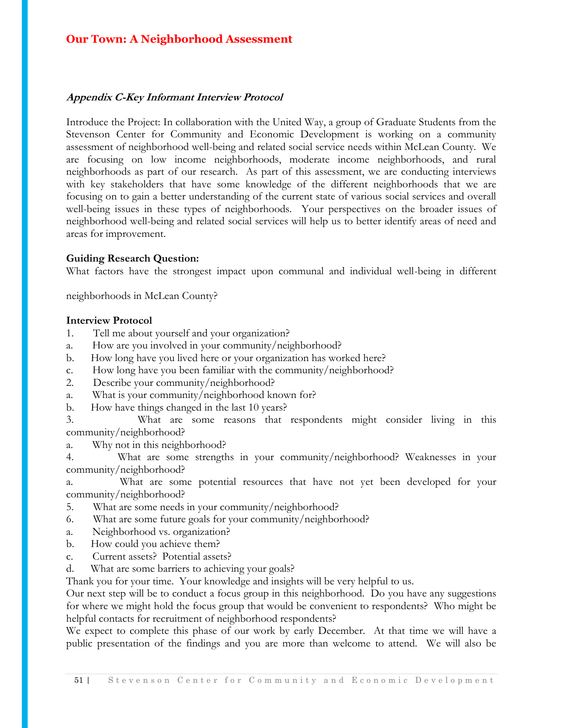## Our Town: A Neighborhood Assessment

### *Appendix C-Key Informant Interview Protocol*

Introduce the Project: In collaboration with the United Way, a group of Graduate Students from the Stevenson Center for Community and Economic Development is working on a community assessment of neighborhood well-being and related social service needs within McLean County. We are focusing on low income neighborhoods, moderate income neighborhoods, and rural neighborhoods as part of our research. As part of this assessment, we are conducting interviews with key stakeholders that have some knowledge of the different neighborhoods that we are focusing on to gain a better understanding of the current state of various social services and overall well-being issues in these types of neighborhoods. Your perspectives on the broader issues of neighborhood well-being and related social services will help us to better identify areas of need and areas for improvement.

**Guiding Research Question:**

What factors have the strongest impact upon communal and individual well-being in different neighborhoods in McLean County?

**Interview Protocol**

1. Tell me about yourself and your organization?
   a. How are you involved in your community/neighborhood?
   b. How long have you lived here or your organization has worked here?
   c. How long have you been familiar with the community/neighborhood?
2. Describe your community/neighborhood?
   a. What is your community/neighborhood known for?
   b. How have things changed in the last 10 years?
3. What are some reasons that respondents might consider living in this community/neighborhood?
   a. Why not in this neighborhood?
4. What are some strengths in your community/neighborhood? Weaknesses in your community/neighborhood?
   a. What are some potential resources that have not yet been developed for your community/neighborhood?
5. What are some needs in your community/neighborhood?
6. What are some future goals for your community/neighborhood?
   a. Neighborhood vs. organization?
   b. How could you achieve them?
   c. Current assets? Potential assets?
   d. What are some barriers to achieving your goals?

Thank you for your time. Your knowledge and insights will be very helpful to us.

Our next step will be to conduct a focus group in this neighborhood. Do you have any suggestions for where we might hold the focus group that would be convenient to respondents? Who might be helpful contacts for recruitment of neighborhood respondents?

We expect to complete this phase of our work by early December. At that time we will have a public presentation of the findings and you are more than welcome to attend. We will also be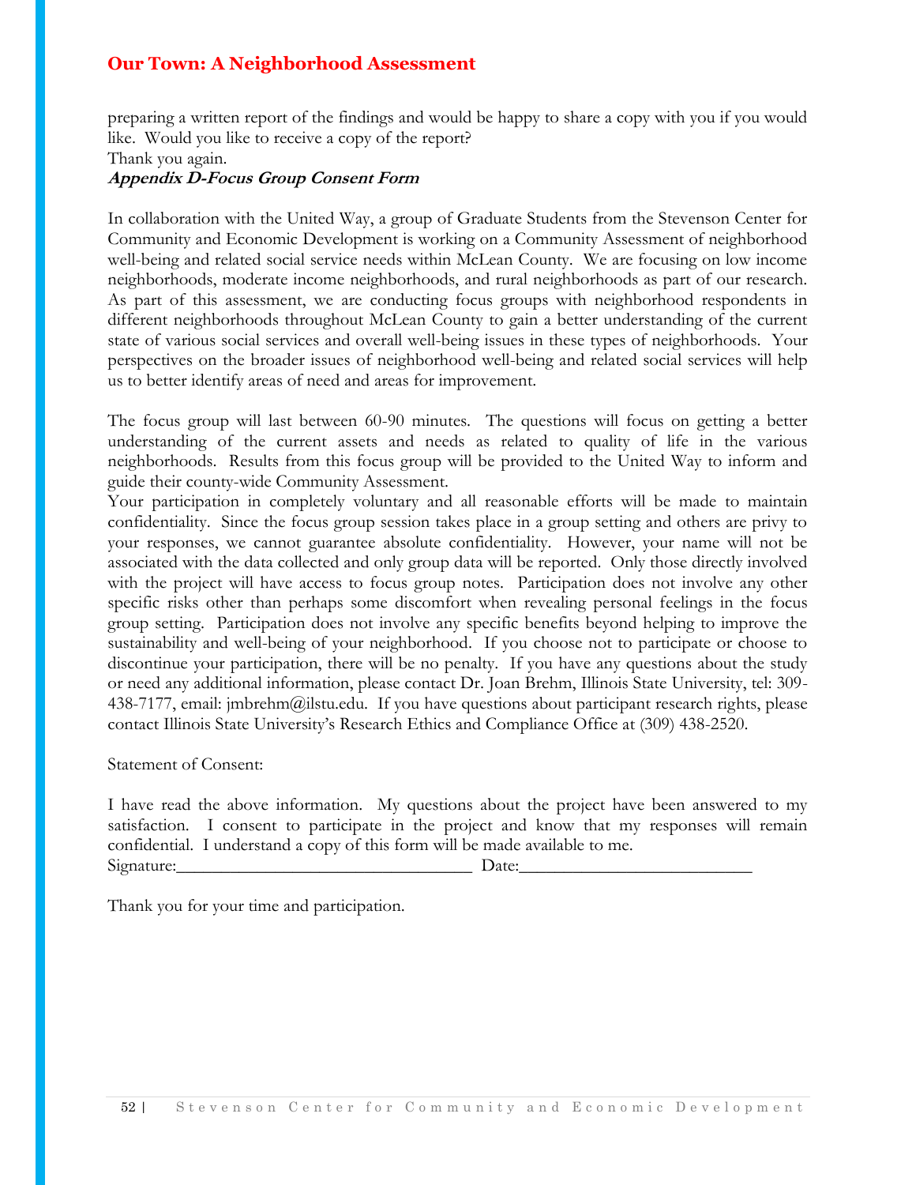preparing a written report of the findings and would be happy to share a copy with you if you would like. Would you like to receive a copy of the report?

Thank you again.

***Appendix D-Focus Group Consent Form***

In collaboration with the United Way, a group of Graduate Students from the Stevenson Center for Community and Economic Development is working on a Community Assessment of neighborhood well-being and related social service needs within McLean County. We are focusing on low income neighborhoods, moderate income neighborhoods, and rural neighborhoods as part of our research. As part of this assessment, we are conducting focus groups with neighborhood respondents in different neighborhoods throughout McLean County to gain a better understanding of the current state of various social services and overall well-being issues in these types of neighborhoods. Your perspectives on the broader issues of neighborhood well-being and related social services will help us to better identify areas of need and areas for improvement.

The focus group will last between 60-90 minutes. The questions will focus on getting a better understanding of the current assets and needs as related to quality of life in the various neighborhoods. Results from this focus group will be provided to the United Way to inform and guide their county-wide Community Assessment.

Your participation in completely voluntary and all reasonable efforts will be made to maintain confidentiality. Since the focus group session takes place in a group setting and others are privy to your responses, we cannot guarantee absolute confidentiality. However, your name will not be associated with the data collected and only group data will be reported. Only those directly involved with the project will have access to focus group notes. Participation does not involve any other specific risks other than perhaps some discomfort when revealing personal feelings in the focus group setting. Participation does not involve any specific benefits beyond helping to improve the sustainability and well-being of your neighborhood. If you choose not to participate or choose to discontinue your participation, there will be no penalty. If you have any questions about the study or need any additional information, please contact Dr. Joan Brehm, Illinois State University, tel: 309-438-7177, email: jmbrehm@ilstu.edu. If you have questions about participant research rights, please contact Illinois State University's Research Ethics and Compliance Office at (309) 438-2520.

Statement of Consent:

I have read the above information. My questions about the project have been answered to my satisfaction. I consent to participate in the project and know that my responses will remain confidential. I understand a copy of this form will be made available to me.

Signature:_________________________________ Date:_________________________

Thank you for your time and participation.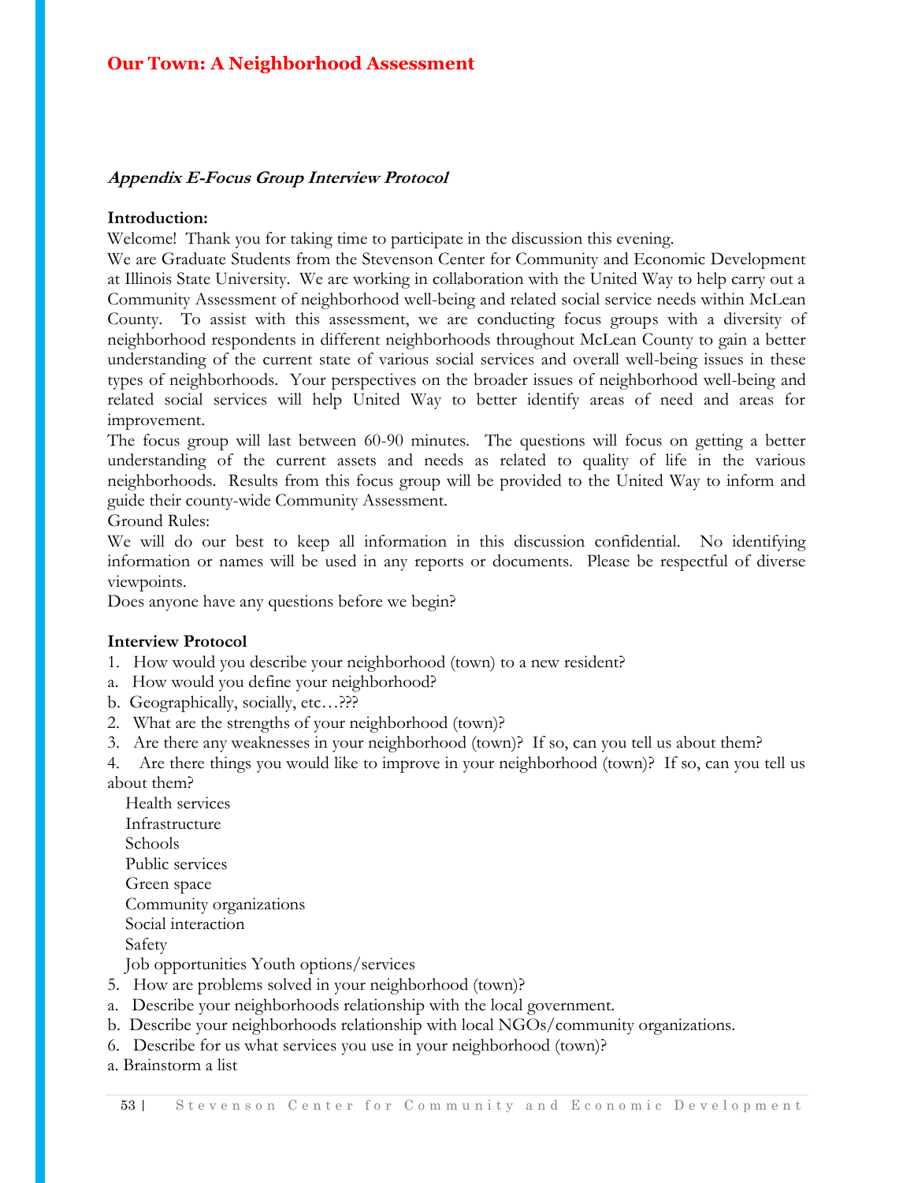## Appendix E-Focus Group Interview Protocol

**Introduction:**

Welcome! Thank you for taking time to participate in the discussion this evening.

We are Graduate Students from the Stevenson Center for Community and Economic Development at Illinois State University. We are working in collaboration with the United Way to help carry out a Community Assessment of neighborhood well-being and related social service needs within McLean County. To assist with this assessment, we are conducting focus groups with a diversity of neighborhood respondents in different neighborhoods throughout McLean County to gain a better understanding of the current state of various social services and overall well-being issues in these types of neighborhoods. Your perspectives on the broader issues of neighborhood well-being and related social services will help United Way to better identify areas of need and areas for improvement.

The focus group will last between 60-90 minutes. The questions will focus on getting a better understanding of the current assets and needs as related to quality of life in the various neighborhoods. Results from this focus group will be provided to the United Way to inform and guide their county-wide Community Assessment.

Ground Rules:

We will do our best to keep all information in this discussion confidential. No identifying information or names will be used in any reports or documents. Please be respectful of diverse viewpoints.

Does anyone have any questions before we begin?

**Interview Protocol**

1. How would you describe your neighborhood (town) to a new resident?
   a. How would you define your neighborhood?
   b. Geographically, socially, etc…???
2. What are the strengths of your neighborhood (town)?
3. Are there any weaknesses in your neighborhood (town)? If so, can you tell us about them?
4. Are there things you would like to improve in your neighborhood (town)? If so, can you tell us about them?
   - Health services
   - Infrastructure
   - Schools
   - Public services
   - Green space
   - Community organizations
   - Social interaction
   - Safety
   - Job opportunities Youth options/services
5. How are problems solved in your neighborhood (town)?
   a. Describe your neighborhoods relationship with the local government.
   b. Describe your neighborhoods relationship with local NGOs/community organizations.
6. Describe for us what services you use in your neighborhood (town)?
   a. Brainstorm a list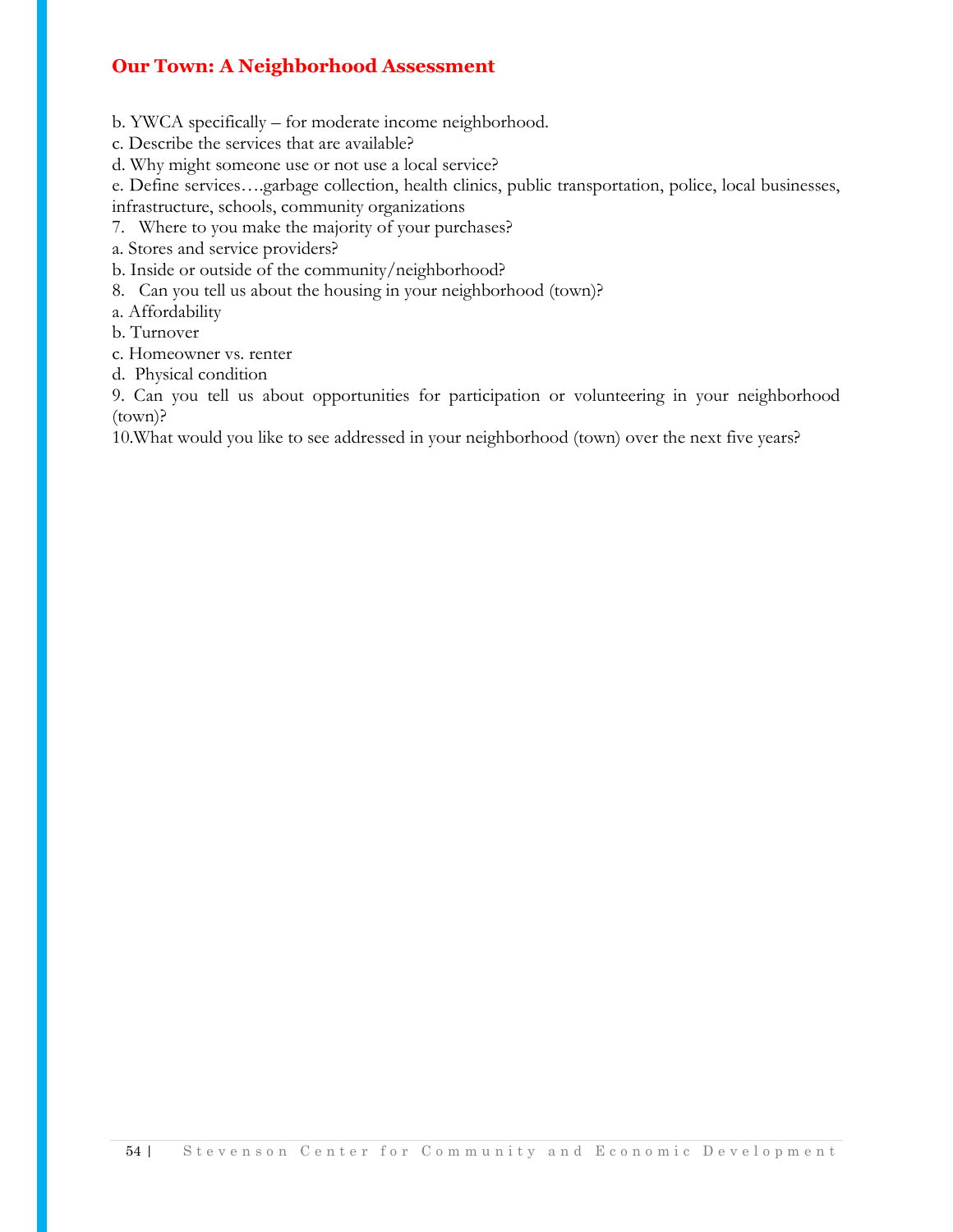b. YWCA specifically – for moderate income neighborhood.

c. Describe the services that are available?

d. Why might someone use or not use a local service?

e. Define services….garbage collection, health clinics, public transportation, police, local businesses, infrastructure, schools, community organizations

7. Where to you make the majority of your purchases?

a. Stores and service providers?

b. Inside or outside of the community/neighborhood?

8. Can you tell us about the housing in your neighborhood (town)?

a. Affordability

b. Turnover

c. Homeowner vs. renter

d. Physical condition

9. Can you tell us about opportunities for participation or volunteering in your neighborhood (town)?

10.What would you like to see addressed in your neighborhood (town) over the next five years?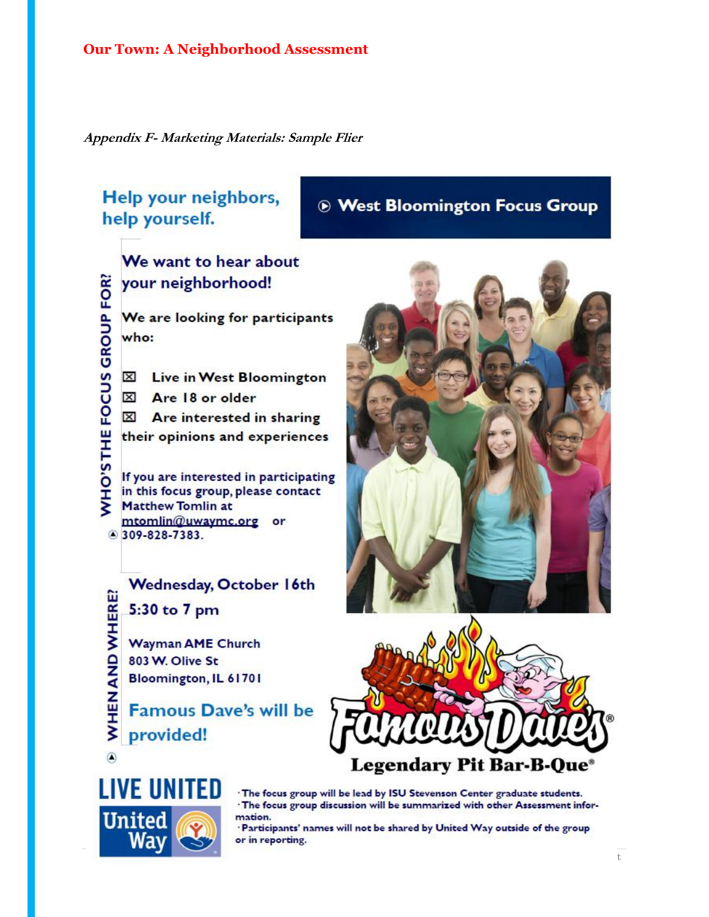**Appendix F- Marketing Materials: Sample Flier**

## Help your neighbors, help yourself.

## West Bloomington Focus Group

### WHO'S THE FOCUS GROUP FOR?

**We want to hear about your neighborhood!**

We are looking for participants who:

- ☒ Live in West Bloomington
- ☒ Are 18 or older
- ☒ Are interested in sharing their opinions and experiences

If you are interested in participating in this focus group, please contact Matthew Tomlin at mtomlin@uwaymc.org or 309-828-7383.

### WHEN AND WHERE?

**Wednesday, October 16th**

**5:30 to 7 pm**

Wayman AME Church
803 W. Olive St
Bloomington, IL 61701

**Famous Dave's will be provided!**

Famous Dave's Legendary Pit Bar-B-Que®

LIVE UNITED
United Way

- The focus group will be lead by ISU Stevenson Center graduate students.
- The focus group discussion will be summarized with other Assessment information.
- Participants' names will not be shared by United Way outside of the group or in reporting.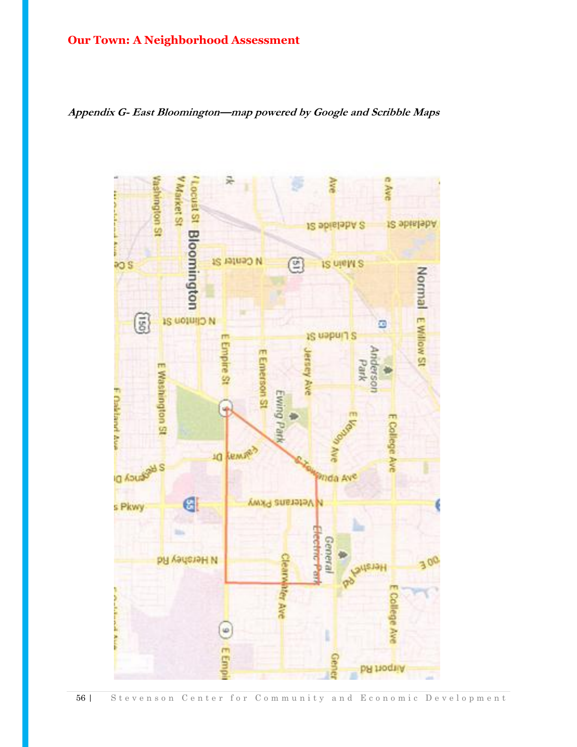***Appendix G- East Bloomington—map powered by Google and Scribble Maps***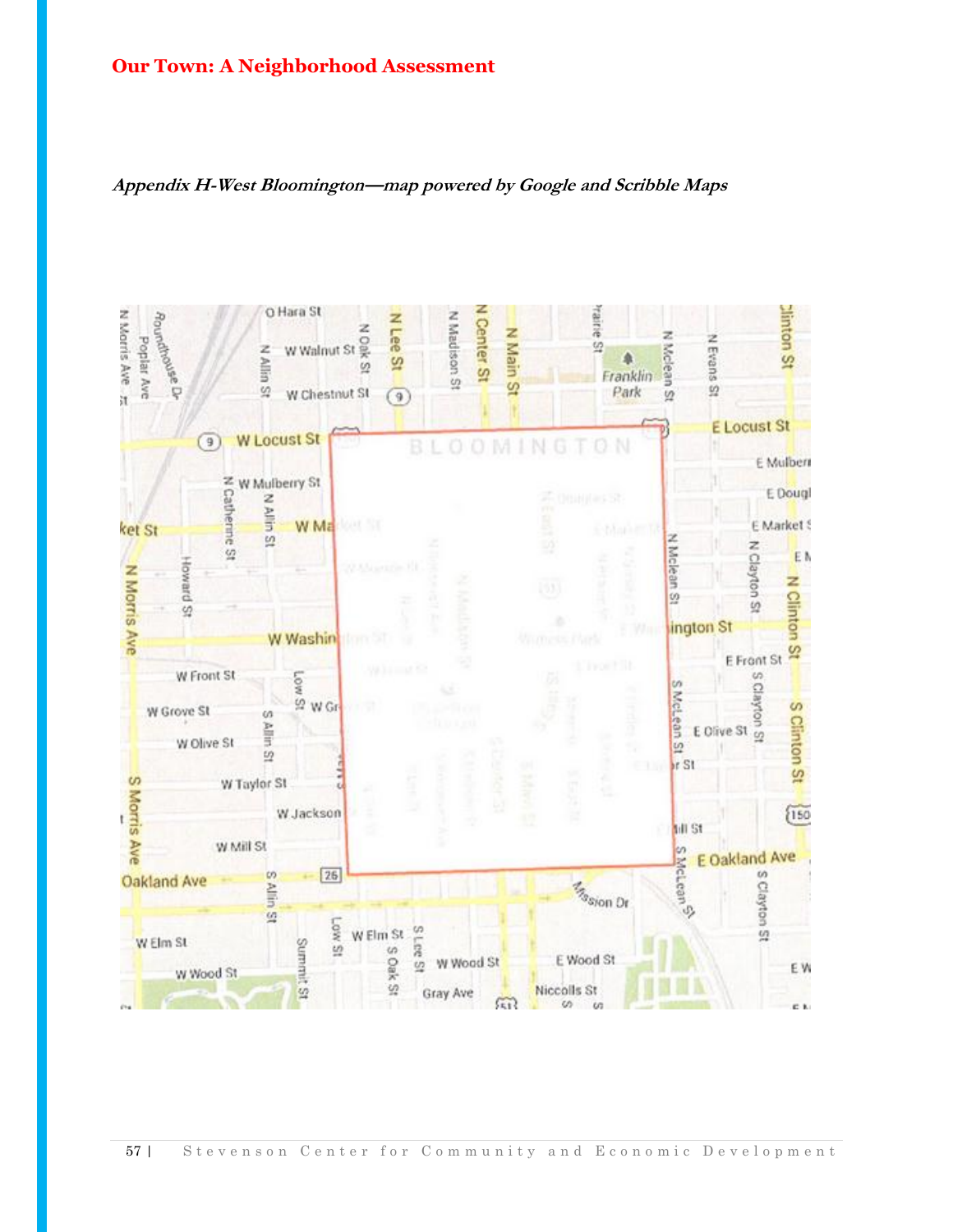**Our Town: A Neighborhood Assessment**

***Appendix H-West Bloomington—map powered by Google and Scribble Maps***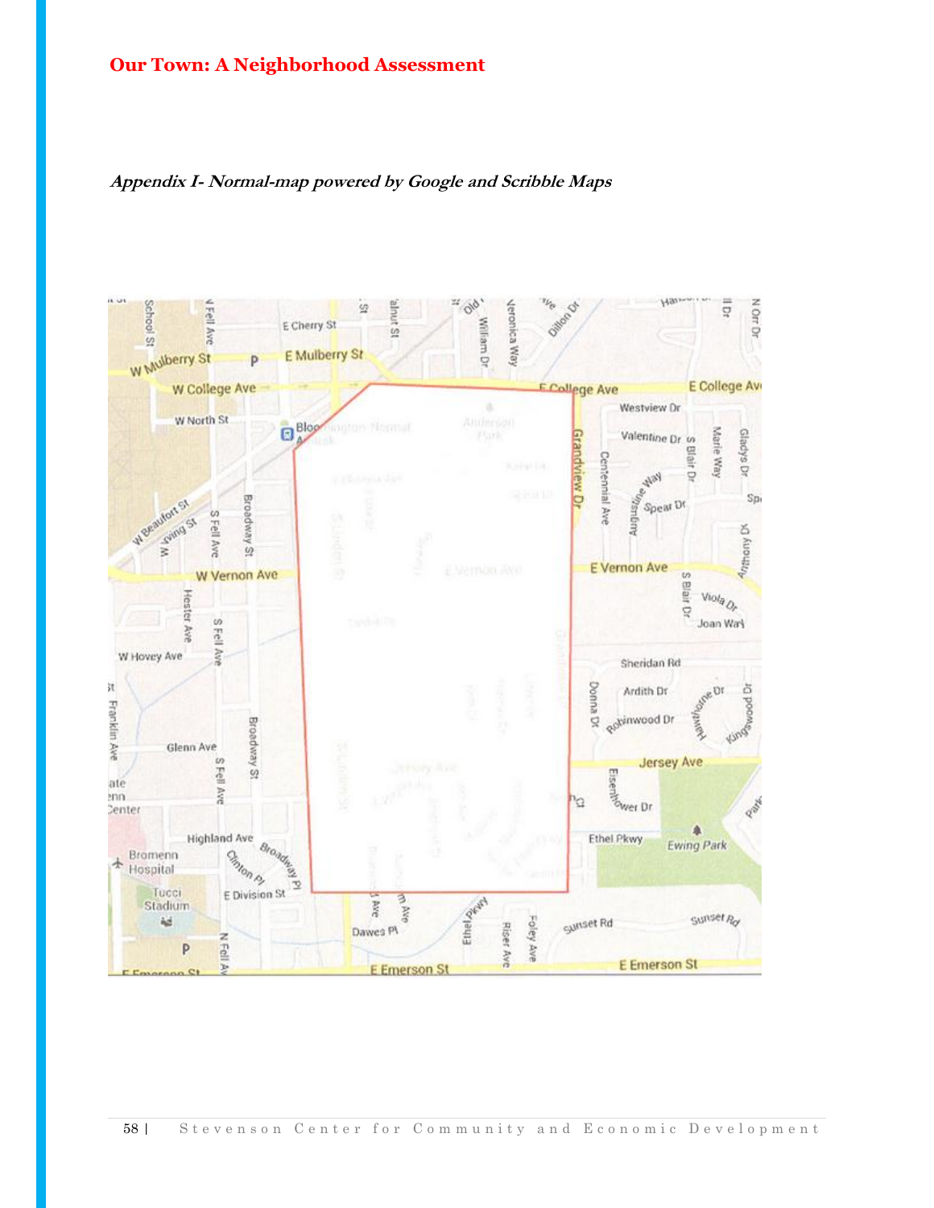*Appendix I- Normal-map powered by Google and Scribble Maps*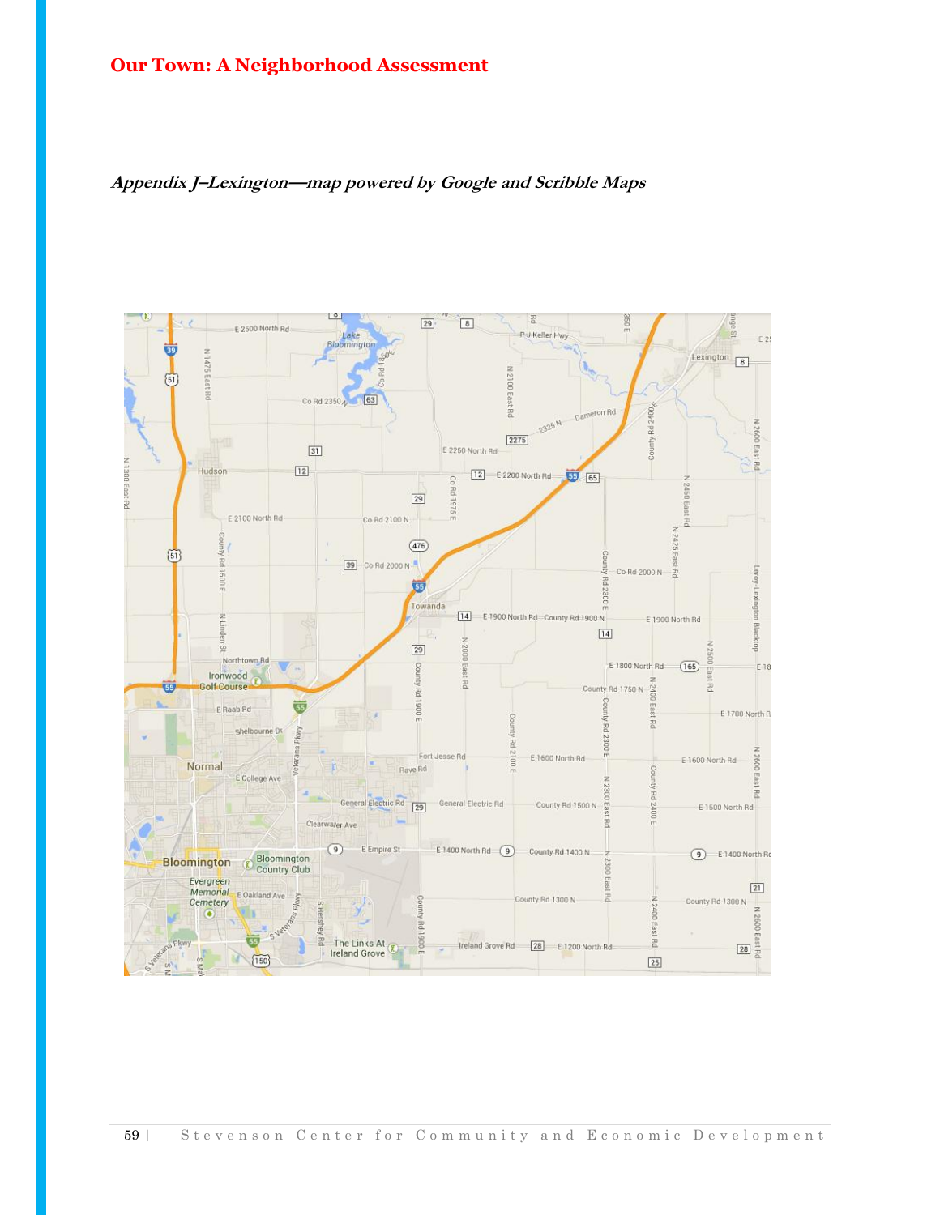# Our Town: A Neighborhood Assessment

***Appendix J–Lexington—map powered by Google and Scribble Maps***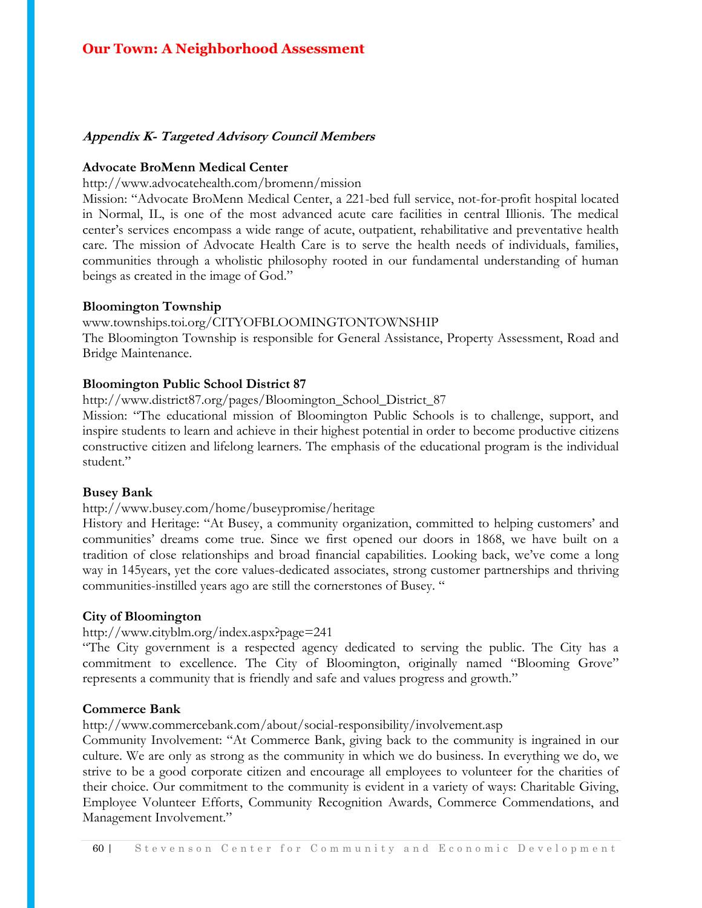### *Appendix K- Targeted Advisory Council Members*

**Advocate BroMenn Medical Center**

http://www.advocatehealth.com/bromenn/mission

Mission: "Advocate BroMenn Medical Center, a 221-bed full service, not-for-profit hospital located in Normal, IL, is one of the most advanced acute care facilities in central Illionis. The medical center's services encompass a wide range of acute, outpatient, rehabilitative and preventative health care. The mission of Advocate Health Care is to serve the health needs of individuals, families, communities through a wholistic philosophy rooted in our fundamental understanding of human beings as created in the image of God."

**Bloomington Township**

www.townships.toi.org/CITYOFBLOOMINGTONTOWNSHIP

The Bloomington Township is responsible for General Assistance, Property Assessment, Road and Bridge Maintenance.

**Bloomington Public School District 87**

http://www.district87.org/pages/Bloomington_School_District_87

Mission: "The educational mission of Bloomington Public Schools is to challenge, support, and inspire students to learn and achieve in their highest potential in order to become productive citizens constructive citizen and lifelong learners. The emphasis of the educational program is the individual student."

**Busey Bank**

http://www.busey.com/home/buseypromise/heritage

History and Heritage: "At Busey, a community organization, committed to helping customers' and communities' dreams come true. Since we first opened our doors in 1868, we have built on a tradition of close relationships and broad financial capabilities. Looking back, we've come a long way in 145years, yet the core values-dedicated associates, strong customer partnerships and thriving communities-instilled years ago are still the cornerstones of Busey. "

**City of Bloomington**

http://www.cityblm.org/index.aspx?page=241

"The City government is a respected agency dedicated to serving the public. The City has a commitment to excellence. The City of Bloomington, originally named "Blooming Grove" represents a community that is friendly and safe and values progress and growth."

**Commerce Bank**

http://www.commercebank.com/about/social-responsibility/involvement.asp

Community Involvement: "At Commerce Bank, giving back to the community is ingrained in our culture. We are only as strong as the community in which we do business. In everything we do, we strive to be a good corporate citizen and encourage all employees to volunteer for the charities of their choice. Our commitment to the community is evident in a variety of ways: Charitable Giving, Employee Volunteer Efforts, Community Recognition Awards, Commerce Commendations, and Management Involvement."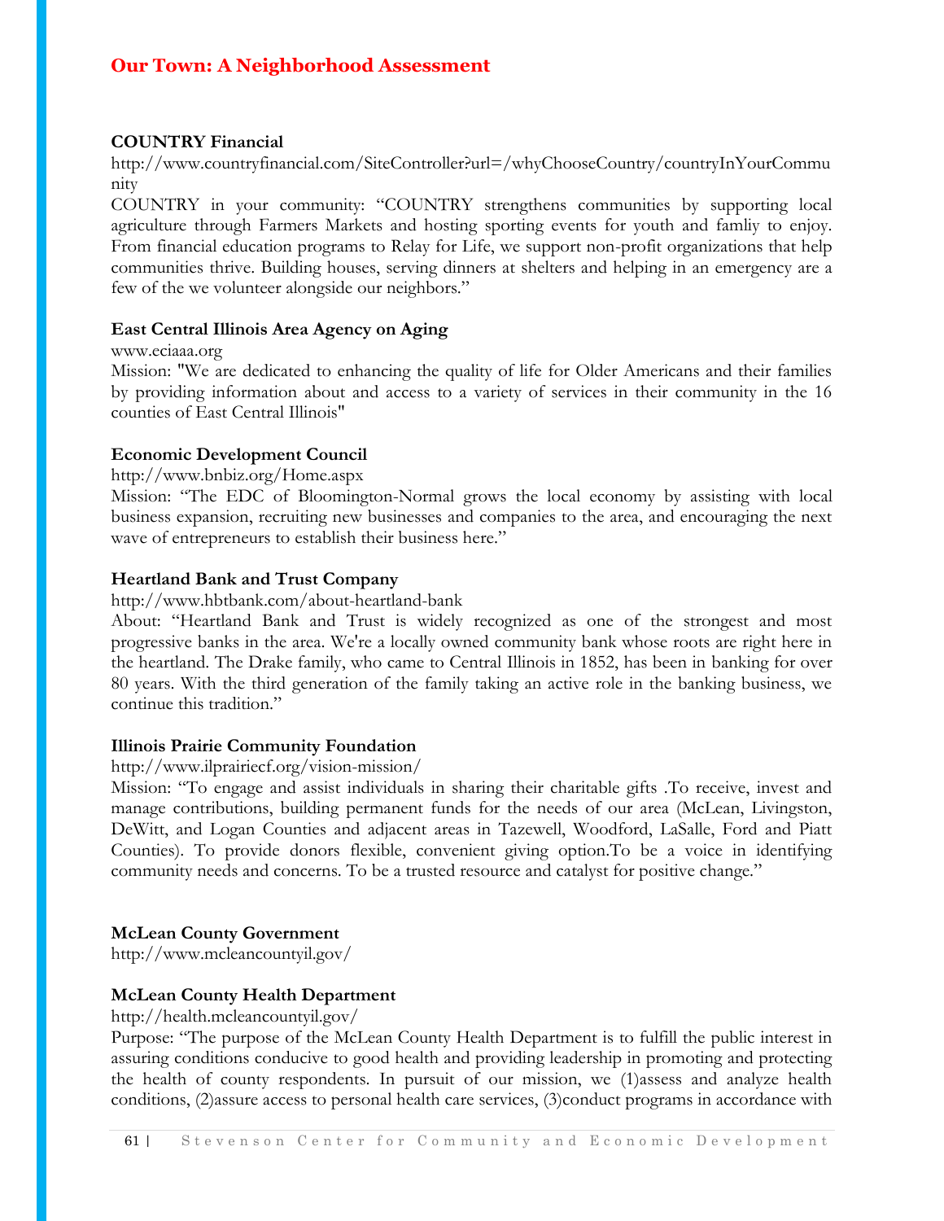**COUNTRY Financial**

http://www.countryfinancial.com/SiteController?url=/whyChooseCountry/countryInYourCommunity

COUNTRY in your community: "COUNTRY strengthens communities by supporting local agriculture through Farmers Markets and hosting sporting events for youth and famliy to enjoy. From financial education programs to Relay for Life, we support non-profit organizations that help communities thrive. Building houses, serving dinners at shelters and helping in an emergency are a few of the we volunteer alongside our neighbors."

**East Central Illinois Area Agency on Aging**

www.eciaaa.org

Mission: "We are dedicated to enhancing the quality of life for Older Americans and their families by providing information about and access to a variety of services in their community in the 16 counties of East Central Illinois"

**Economic Development Council**

http://www.bnbiz.org/Home.aspx

Mission: "The EDC of Bloomington-Normal grows the local economy by assisting with local business expansion, recruiting new businesses and companies to the area, and encouraging the next wave of entrepreneurs to establish their business here."

**Heartland Bank and Trust Company**

http://www.hbtbank.com/about-heartland-bank

About: "Heartland Bank and Trust is widely recognized as one of the strongest and most progressive banks in the area. We're a locally owned community bank whose roots are right here in the heartland. The Drake family, who came to Central Illinois in 1852, has been in banking for over 80 years. With the third generation of the family taking an active role in the banking business, we continue this tradition."

**Illinois Prairie Community Foundation**

http://www.ilprairiecf.org/vision-mission/

Mission: "To engage and assist individuals in sharing their charitable gifts .To receive, invest and manage contributions, building permanent funds for the needs of our area (McLean, Livingston, DeWitt, and Logan Counties and adjacent areas in Tazewell, Woodford, LaSalle, Ford and Piatt Counties). To provide donors flexible, convenient giving option.To be a voice in identifying community needs and concerns. To be a trusted resource and catalyst for positive change."

**McLean County Government**

http://www.mcleancountyil.gov/

**McLean County Health Department**

http://health.mcleancountyil.gov/

Purpose: "The purpose of the McLean County Health Department is to fulfill the public interest in assuring conditions conducive to good health and providing leadership in promoting and protecting the health of county respondents. In pursuit of our mission, we (1)assess and analyze health conditions, (2)assure access to personal health care services, (3)conduct programs in accordance with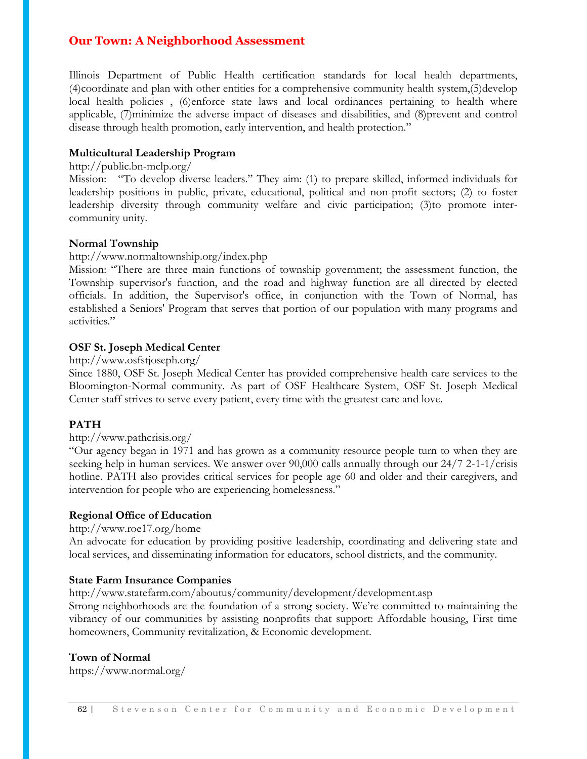Illinois Department of Public Health certification standards for local health departments, (4)coordinate and plan with other entities for a comprehensive community health system,(5)develop local health policies , (6)enforce state laws and local ordinances pertaining to health where applicable, (7)minimize the adverse impact of diseases and disabilities, and (8)prevent and control disease through health promotion, early intervention, and health protection."

**Multicultural Leadership Program**

http://public.bn-mclp.org/

Mission: "To develop diverse leaders." They aim: (1) to prepare skilled, informed individuals for leadership positions in public, private, educational, political and non-profit sectors; (2) to foster leadership diversity through community welfare and civic participation; (3)to promote inter-community unity.

**Normal Township**

http://www.normaltownship.org/index.php

Mission: "There are three main functions of township government; the assessment function, the Township supervisor's function, and the road and highway function are all directed by elected officials. In addition, the Supervisor's office, in conjunction with the Town of Normal, has established a Seniors' Program that serves that portion of our population with many programs and activities."

**OSF St. Joseph Medical Center**

http://www.osfstjoseph.org/

Since 1880, OSF St. Joseph Medical Center has provided comprehensive health care services to the Bloomington-Normal community. As part of OSF Healthcare System, OSF St. Joseph Medical Center staff strives to serve every patient, every time with the greatest care and love.

**PATH**

http://www.pathcrisis.org/

"Our agency began in 1971 and has grown as a community resource people turn to when they are seeking help in human services. We answer over 90,000 calls annually through our 24/7 2-1-1/crisis hotline. PATH also provides critical services for people age 60 and older and their caregivers, and intervention for people who are experiencing homelessness."

**Regional Office of Education**

http://www.roe17.org/home

An advocate for education by providing positive leadership, coordinating and delivering state and local services, and disseminating information for educators, school districts, and the community.

**State Farm Insurance Companies**

http://www.statefarm.com/aboutus/community/development/development.asp

Strong neighborhoods are the foundation of a strong society. We're committed to maintaining the vibrancy of our communities by assisting nonprofits that support: Affordable housing, First time homeowners, Community revitalization, & Economic development.

**Town of Normal**

https://www.normal.org/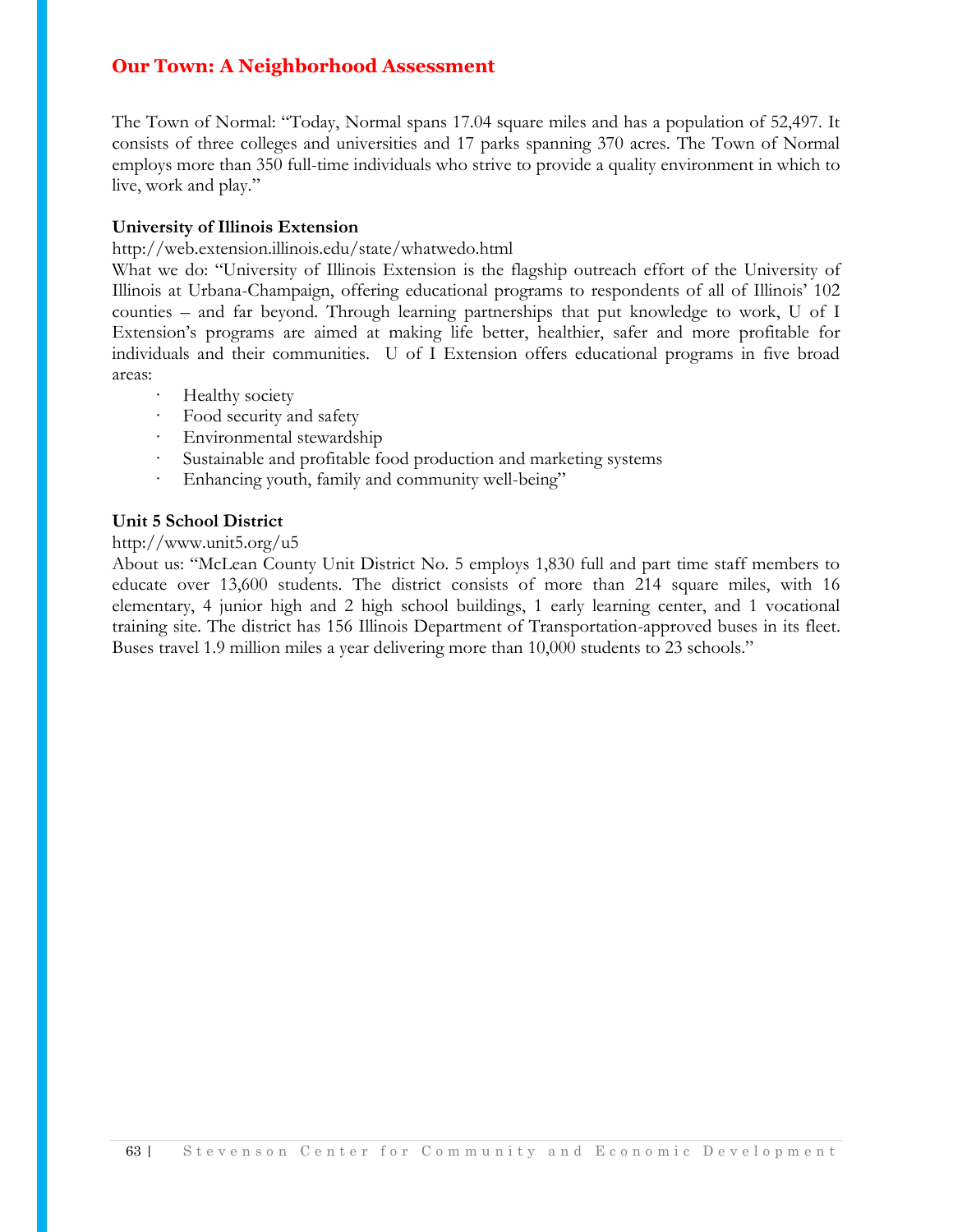## Our Town: A Neighborhood Assessment

The Town of Normal: "Today, Normal spans 17.04 square miles and has a population of 52,497. It consists of three colleges and universities and 17 parks spanning 370 acres. The Town of Normal employs more than 350 full-time individuals who strive to provide a quality environment in which to live, work and play."

**University of Illinois Extension**

http://web.extension.illinois.edu/state/whatwedo.html

What we do: "University of Illinois Extension is the flagship outreach effort of the University of Illinois at Urbana-Champaign, offering educational programs to respondents of all of Illinois' 102 counties – and far beyond. Through learning partnerships that put knowledge to work, U of I Extension's programs are aimed at making life better, healthier, safer and more profitable for individuals and their communities. U of I Extension offers educational programs in five broad areas:

- Healthy society
- Food security and safety
- Environmental stewardship
- Sustainable and profitable food production and marketing systems
- Enhancing youth, family and community well-being"

**Unit 5 School District**

http://www.unit5.org/u5

About us: "McLean County Unit District No. 5 employs 1,830 full and part time staff members to educate over 13,600 students. The district consists of more than 214 square miles, with 16 elementary, 4 junior high and 2 high school buildings, 1 early learning center, and 1 vocational training site. The district has 156 Illinois Department of Transportation-approved buses in its fleet. Buses travel 1.9 million miles a year delivering more than 10,000 students to 23 schools."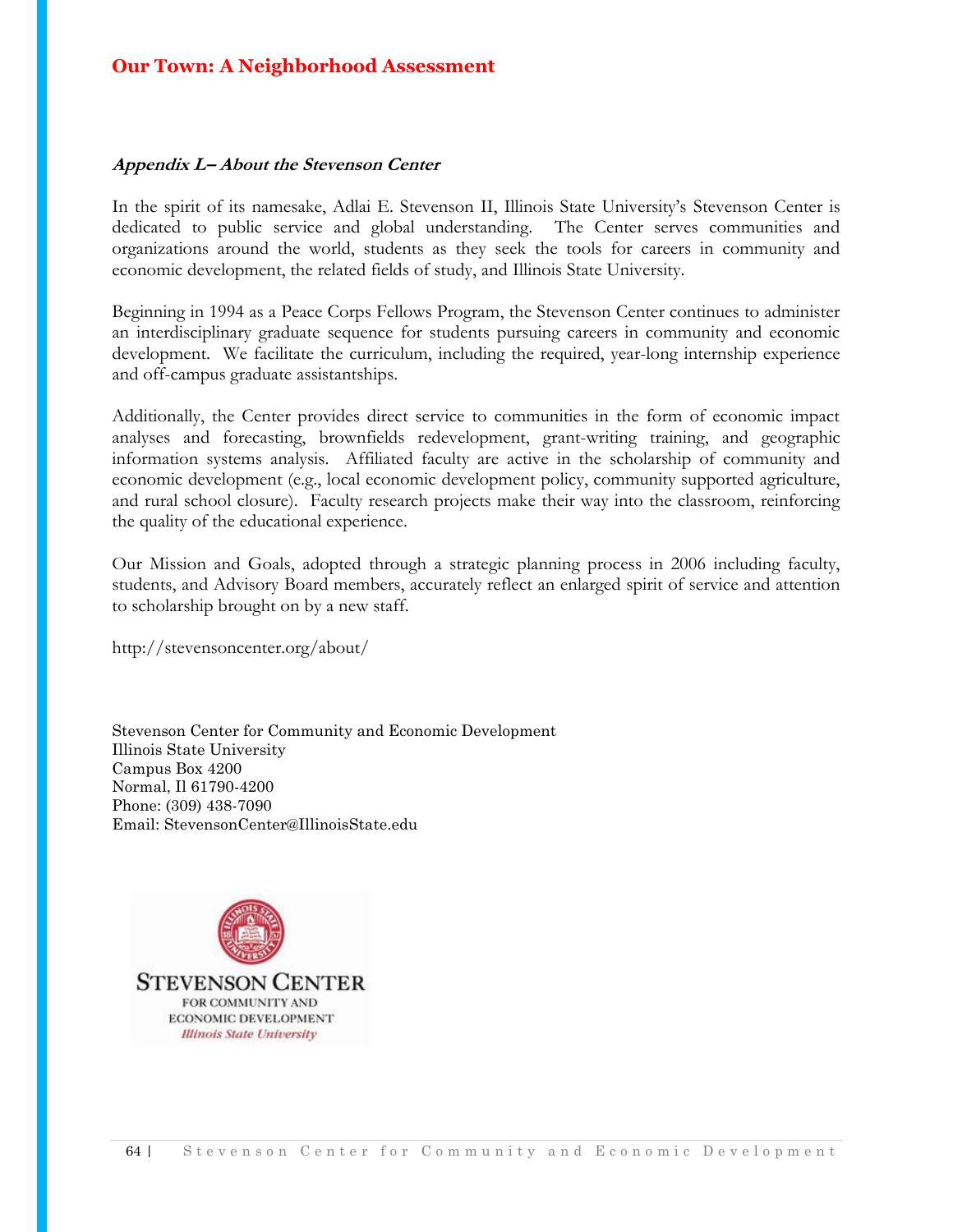### *Appendix L– About the Stevenson Center*

In the spirit of its namesake, Adlai E. Stevenson II, Illinois State University's Stevenson Center is dedicated to public service and global understanding. The Center serves communities and organizations around the world, students as they seek the tools for careers in community and economic development, the related fields of study, and Illinois State University.

Beginning in 1994 as a Peace Corps Fellows Program, the Stevenson Center continues to administer an interdisciplinary graduate sequence for students pursuing careers in community and economic development. We facilitate the curriculum, including the required, year-long internship experience and off-campus graduate assistantships.

Additionally, the Center provides direct service to communities in the form of economic impact analyses and forecasting, brownfields redevelopment, grant-writing training, and geographic information systems analysis. Affiliated faculty are active in the scholarship of community and economic development (e.g., local economic development policy, community supported agriculture, and rural school closure). Faculty research projects make their way into the classroom, reinforcing the quality of the educational experience.

Our Mission and Goals, adopted through a strategic planning process in 2006 including faculty, students, and Advisory Board members, accurately reflect an enlarged spirit of service and attention to scholarship brought on by a new staff.

http://stevensoncenter.org/about/

Stevenson Center for Community and Economic Development
Illinois State University
Campus Box 4200
Normal, Il 61790-4200
Phone: (309) 438-7090
Email: StevensonCenter@IllinoisState.edu

STEVENSON CENTER
FOR COMMUNITY AND
ECONOMIC DEVELOPMENT
*Illinois State University*